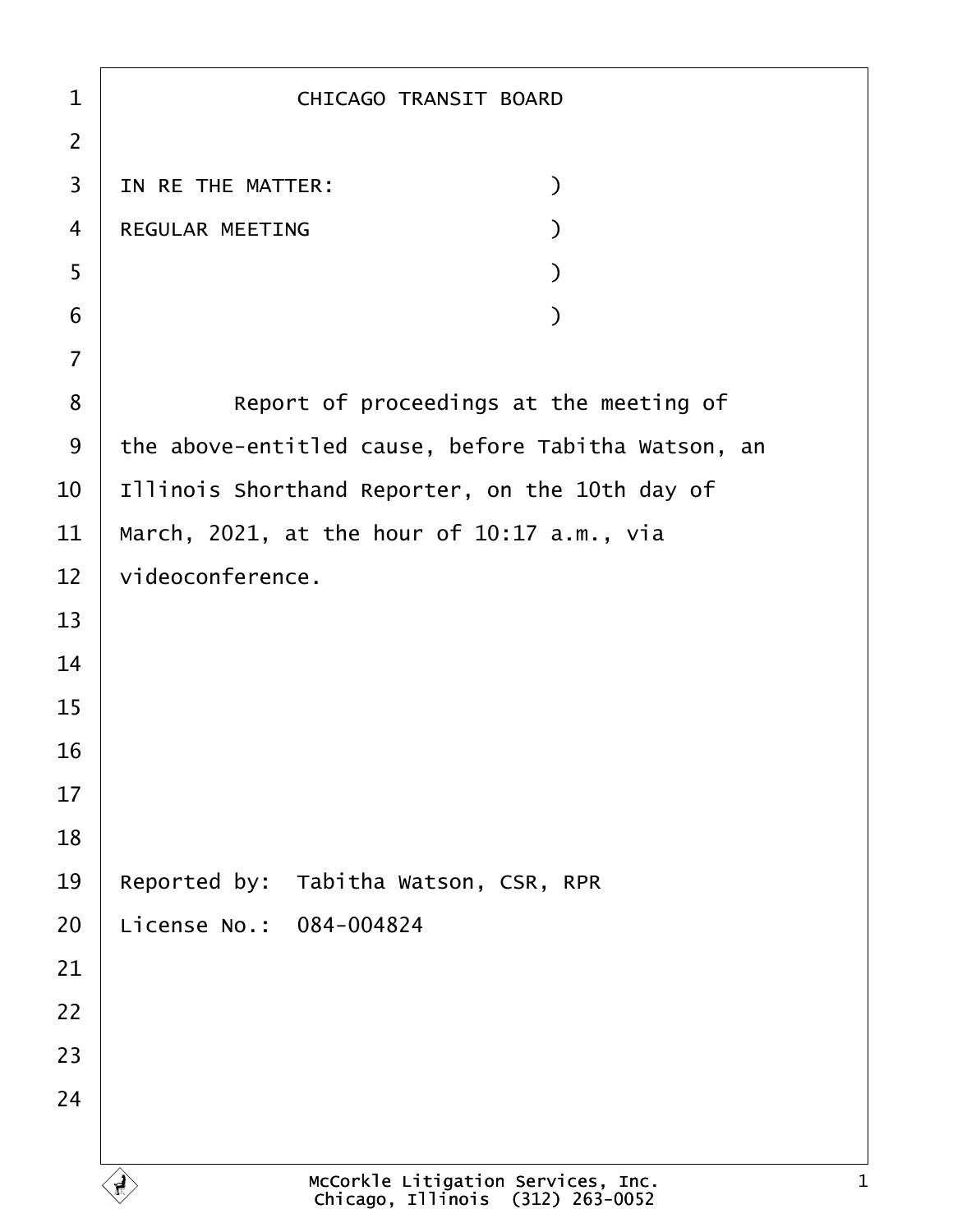CHICAGO TRANSIT BOARD

IN RE THE MATTER: )
REGULAR MEETING )
)
)

Report of proceedings at the meeting of the above-entitled cause, before Tabitha Watson, an Illinois Shorthand Reporter, on the 10th day of March, 2021, at the hour of 10:17 a.m., via videoconference.

Reported by: Tabitha Watson, CSR, RPR
License No.: 084-004824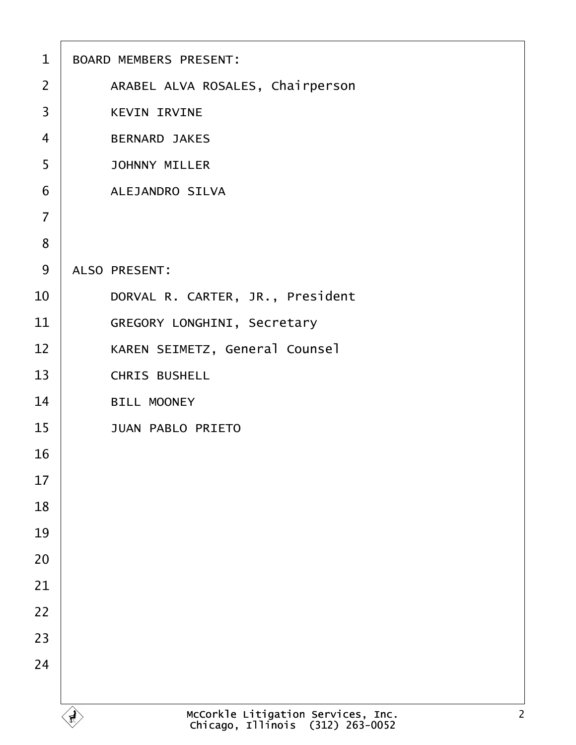BOARD MEMBERS PRESENT:

ARABEL ALVA ROSALES, Chairperson
KEVIN IRVINE
BERNARD JAKES
JOHNNY MILLER
ALEJANDRO SILVA

ALSO PRESENT:

DORVAL R. CARTER, JR., President
GREGORY LONGHINI, Secretary
KAREN SEIMETZ, General Counsel
CHRIS BUSHELL
BILL MOONEY
JUAN PABLO PRIETO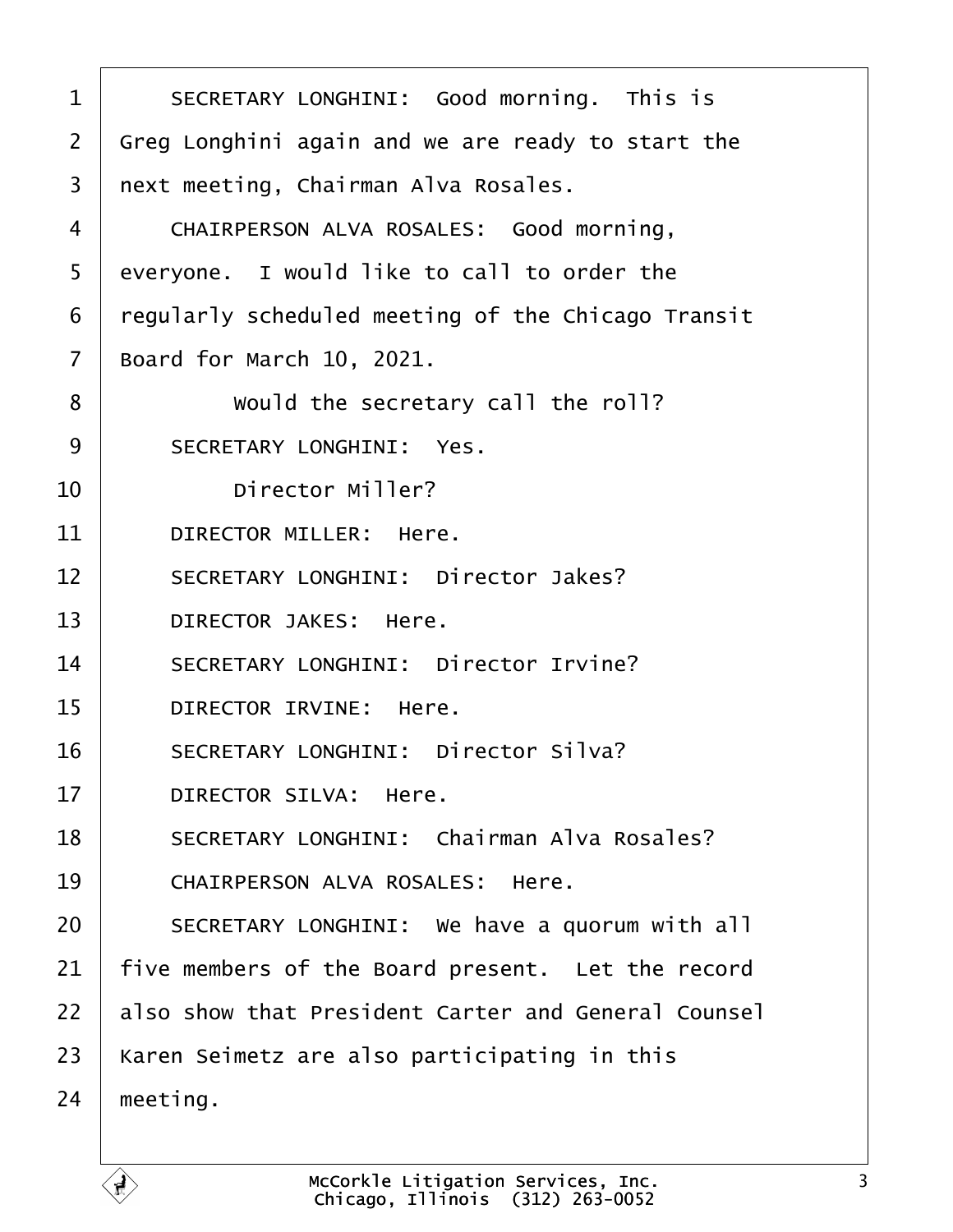SECRETARY LONGHINI: Good morning. This is Greg Longhini again and we are ready to start the next meeting, Chairman Alva Rosales.

CHAIRPERSON ALVA ROSALES: Good morning, everyone. I would like to call to order the regularly scheduled meeting of the Chicago Transit Board for March 10, 2021.

Would the secretary call the roll?

SECRETARY LONGHINI: Yes.

Director Miller?

DIRECTOR MILLER: Here.

SECRETARY LONGHINI: Director Jakes?

DIRECTOR JAKES: Here.

SECRETARY LONGHINI: Director Irvine?

DIRECTOR IRVINE: Here.

SECRETARY LONGHINI: Director Silva?

DIRECTOR SILVA: Here.

SECRETARY LONGHINI: Chairman Alva Rosales?

CHAIRPERSON ALVA ROSALES: Here.

SECRETARY LONGHINI: We have a quorum with all five members of the Board present. Let the record also show that President Carter and General Counsel Karen Seimetz are also participating in this meeting.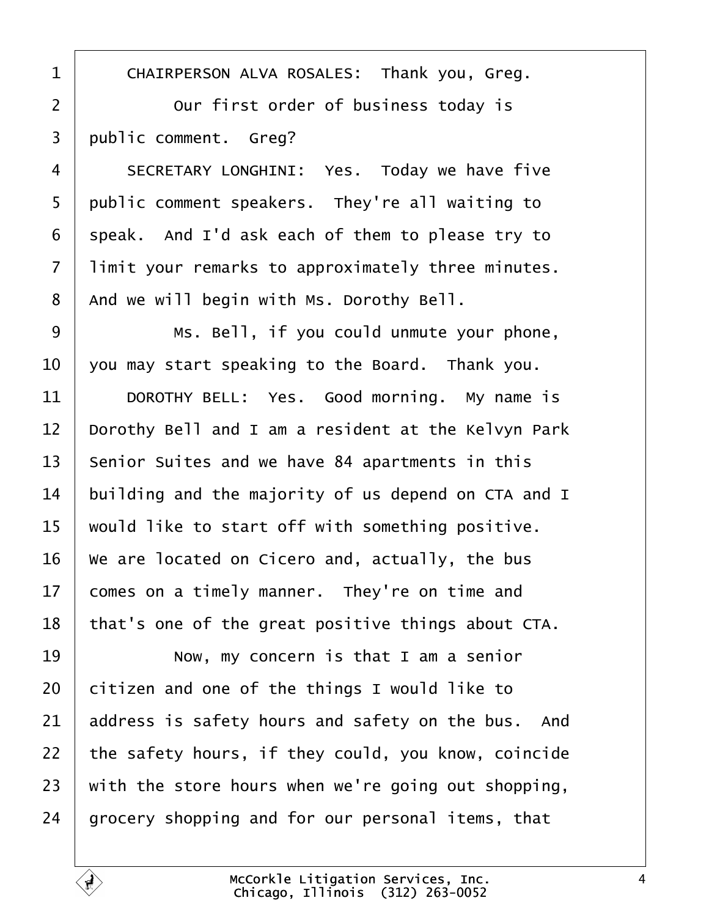CHAIRPERSON ALVA ROSALES: Thank you, Greg.

Our first order of business today is public comment. Greg?

SECRETARY LONGHINI: Yes. Today we have five public comment speakers. They're all waiting to speak. And I'd ask each of them to please try to limit your remarks to approximately three minutes. And we will begin with Ms. Dorothy Bell.

Ms. Bell, if you could unmute your phone, you may start speaking to the Board. Thank you.

DOROTHY BELL: Yes. Good morning. My name is Dorothy Bell and I am a resident at the Kelvyn Park Senior Suites and we have 84 apartments in this building and the majority of us depend on CTA and I would like to start off with something positive. We are located on Cicero and, actually, the bus comes on a timely manner. They're on time and that's one of the great positive things about CTA.

Now, my concern is that I am a senior citizen and one of the things I would like to address is safety hours and safety on the bus. And the safety hours, if they could, you know, coincide with the store hours when we're going out shopping, grocery shopping and for our personal items, that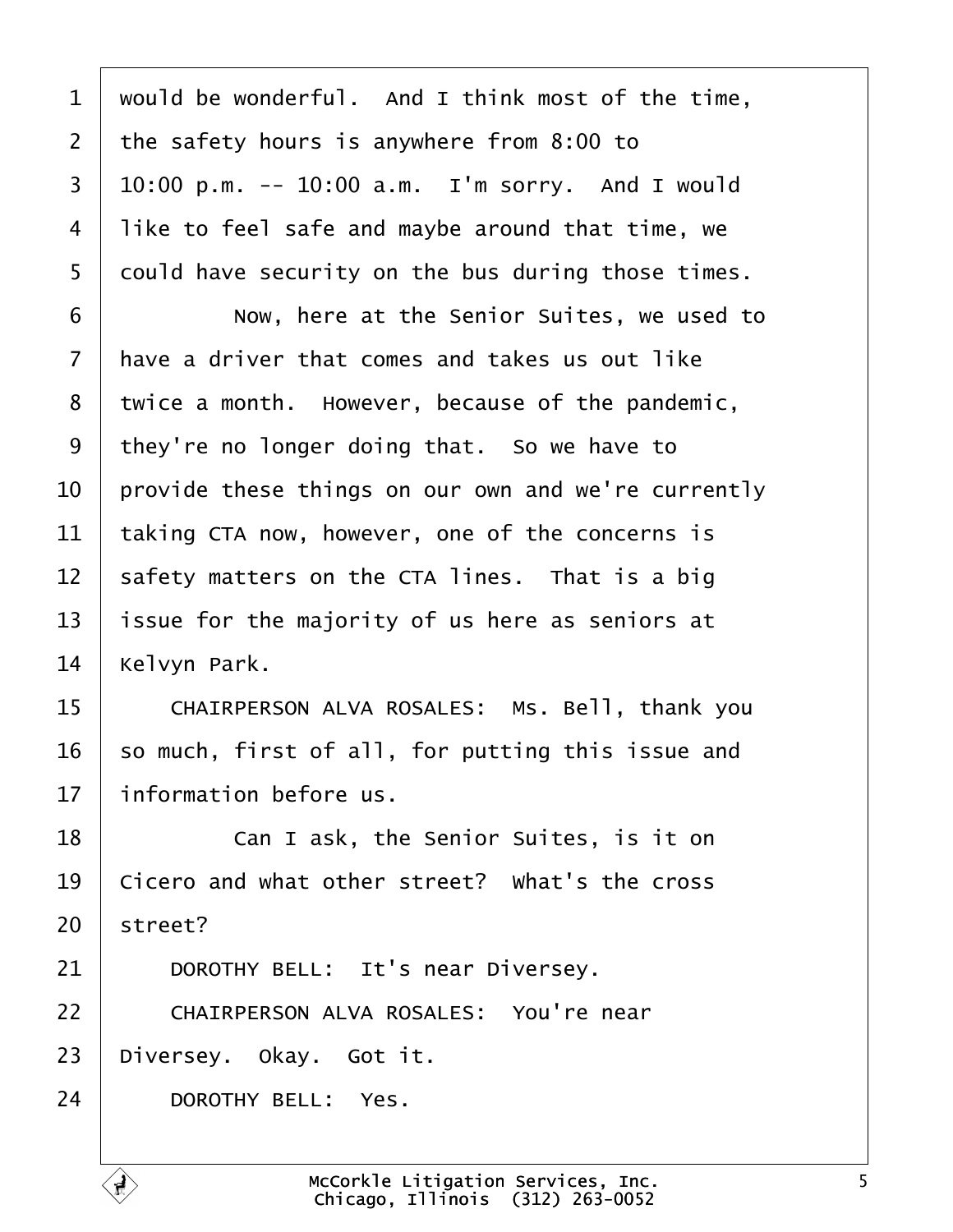would be wonderful. And I think most of the time, the safety hours is anywhere from 8:00 to 10:00 p.m. -- 10:00 a.m. I'm sorry. And I would like to feel safe and maybe around that time, we could have security on the bus during those times.

Now, here at the Senior Suites, we used to have a driver that comes and takes us out like twice a month. However, because of the pandemic, they're no longer doing that. So we have to provide these things on our own and we're currently taking CTA now, however, one of the concerns is safety matters on the CTA lines. That is a big issue for the majority of us here as seniors at Kelvyn Park.

CHAIRPERSON ALVA ROSALES: Ms. Bell, thank you so much, first of all, for putting this issue and information before us.

Can I ask, the Senior Suites, is it on Cicero and what other street? What's the cross street?

DOROTHY BELL: It's near Diversey.

CHAIRPERSON ALVA ROSALES: You're near Diversey. Okay. Got it.

DOROTHY BELL: Yes.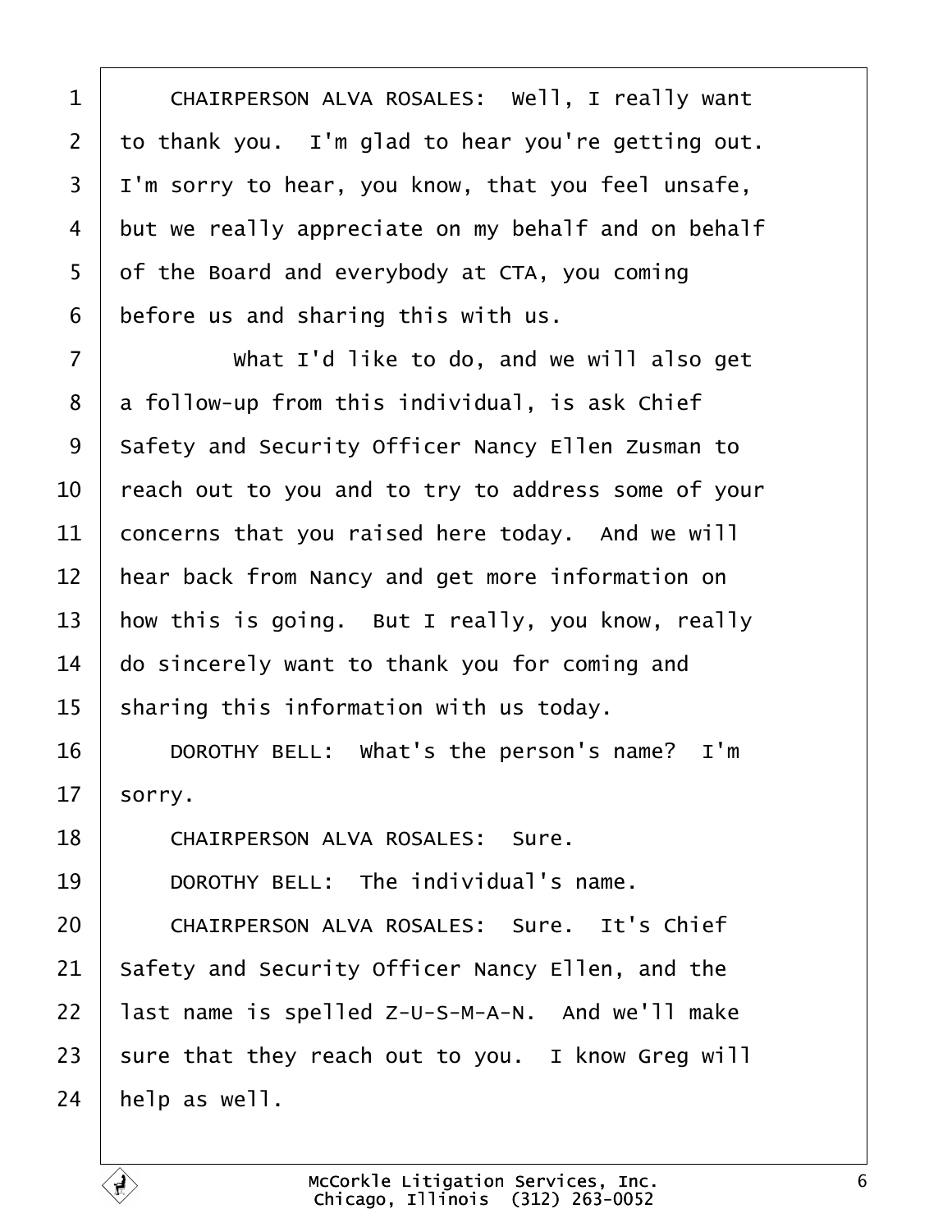CHAIRPERSON ALVA ROSALES: Well, I really want to thank you. I'm glad to hear you're getting out. I'm sorry to hear, you know, that you feel unsafe, but we really appreciate on my behalf and on behalf of the Board and everybody at CTA, you coming before us and sharing this with us.

What I'd like to do, and we will also get a follow-up from this individual, is ask Chief Safety and Security Officer Nancy Ellen Zusman to reach out to you and to try to address some of your concerns that you raised here today. And we will hear back from Nancy and get more information on how this is going. But I really, you know, really do sincerely want to thank you for coming and sharing this information with us today.

DOROTHY BELL: What's the person's name? I'm sorry.

CHAIRPERSON ALVA ROSALES: Sure.

DOROTHY BELL: The individual's name.

CHAIRPERSON ALVA ROSALES: Sure. It's Chief Safety and Security Officer Nancy Ellen, and the last name is spelled Z-U-S-M-A-N. And we'll make sure that they reach out to you. I know Greg will help as well.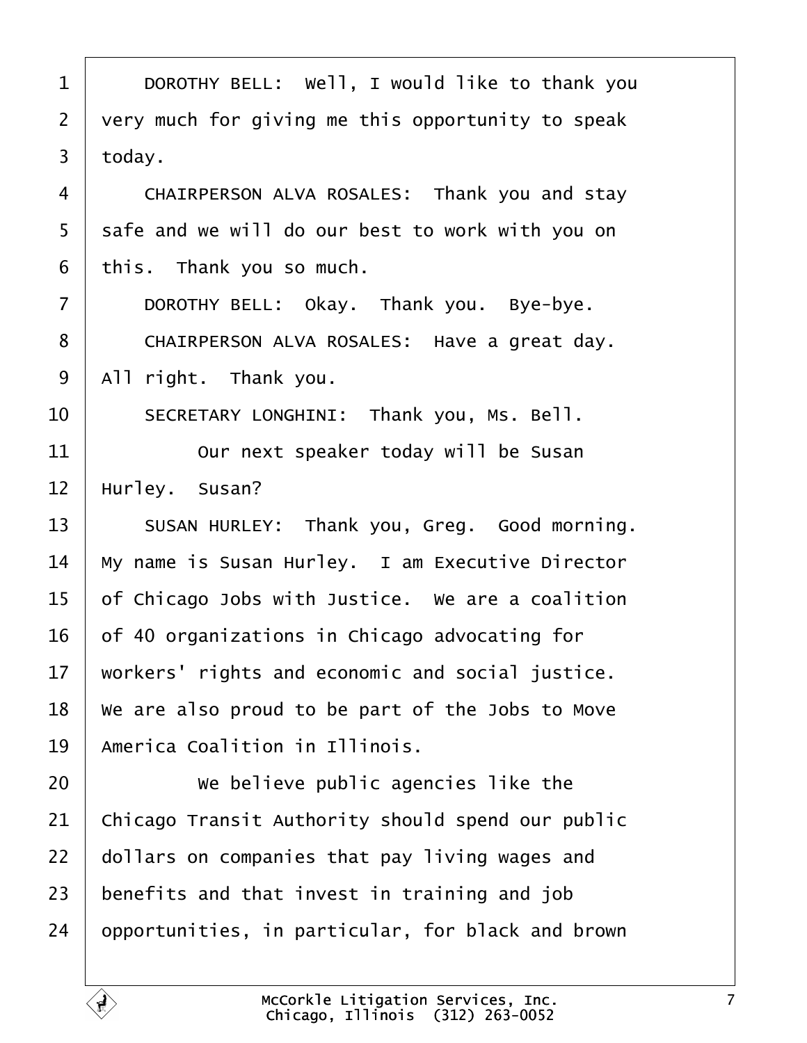DOROTHY BELL: Well, I would like to thank you very much for giving me this opportunity to speak today.

CHAIRPERSON ALVA ROSALES: Thank you and stay safe and we will do our best to work with you on this. Thank you so much.

DOROTHY BELL: Okay. Thank you. Bye-bye.

CHAIRPERSON ALVA ROSALES: Have a great day. All right. Thank you.

SECRETARY LONGHINI: Thank you, Ms. Bell.

Our next speaker today will be Susan Hurley. Susan?

SUSAN HURLEY: Thank you, Greg. Good morning. My name is Susan Hurley. I am Executive Director of Chicago Jobs with Justice. We are a coalition of 40 organizations in Chicago advocating for workers' rights and economic and social justice. We are also proud to be part of the Jobs to Move America Coalition in Illinois.

We believe public agencies like the Chicago Transit Authority should spend our public dollars on companies that pay living wages and benefits and that invest in training and job opportunities, in particular, for black and brown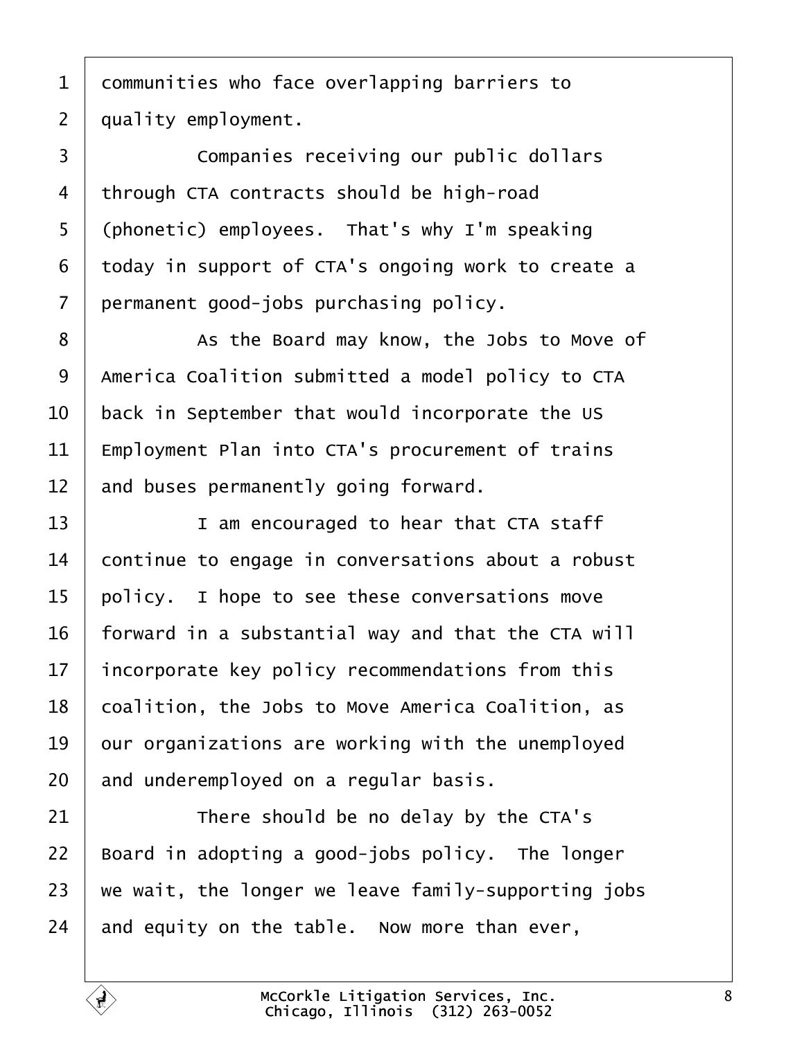communities who face overlapping barriers to quality employment.

Companies receiving our public dollars through CTA contracts should be high-road (phonetic) employees. That's why I'm speaking today in support of CTA's ongoing work to create a permanent good-jobs purchasing policy.

As the Board may know, the Jobs to Move of America Coalition submitted a model policy to CTA back in September that would incorporate the US Employment Plan into CTA's procurement of trains and buses permanently going forward.

I am encouraged to hear that CTA staff continue to engage in conversations about a robust policy. I hope to see these conversations move forward in a substantial way and that the CTA will incorporate key policy recommendations from this coalition, the Jobs to Move America Coalition, as our organizations are working with the unemployed and underemployed on a regular basis.

There should be no delay by the CTA's Board in adopting a good-jobs policy. The longer we wait, the longer we leave family-supporting jobs and equity on the table. Now more than ever,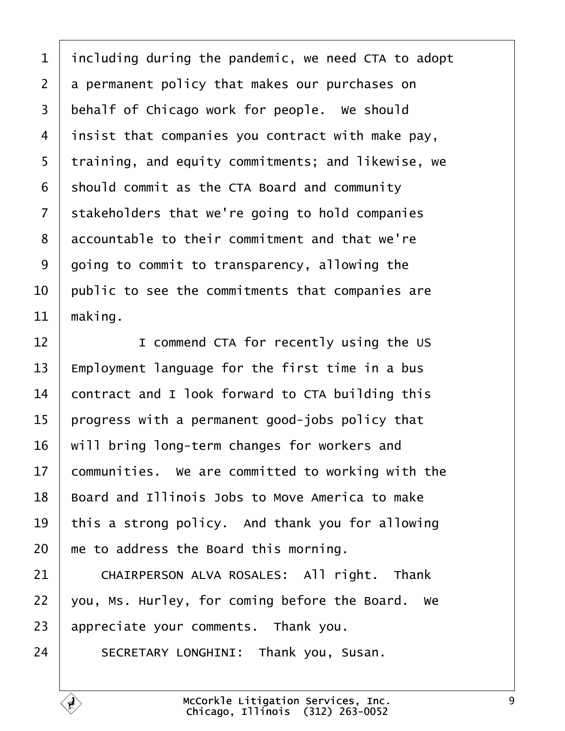including during the pandemic, we need CTA to adopt a permanent policy that makes our purchases on behalf of Chicago work for people. We should insist that companies you contract with make pay, training, and equity commitments; and likewise, we should commit as the CTA Board and community stakeholders that we're going to hold companies accountable to their commitment and that we're going to commit to transparency, allowing the public to see the commitments that companies are making.

I commend CTA for recently using the US Employment language for the first time in a bus contract and I look forward to CTA building this progress with a permanent good-jobs policy that will bring long-term changes for workers and communities. We are committed to working with the Board and Illinois Jobs to Move America to make this a strong policy. And thank you for allowing me to address the Board this morning.

CHAIRPERSON ALVA ROSALES: All right. Thank you, Ms. Hurley, for coming before the Board. We appreciate your comments. Thank you.

SECRETARY LONGHINI: Thank you, Susan.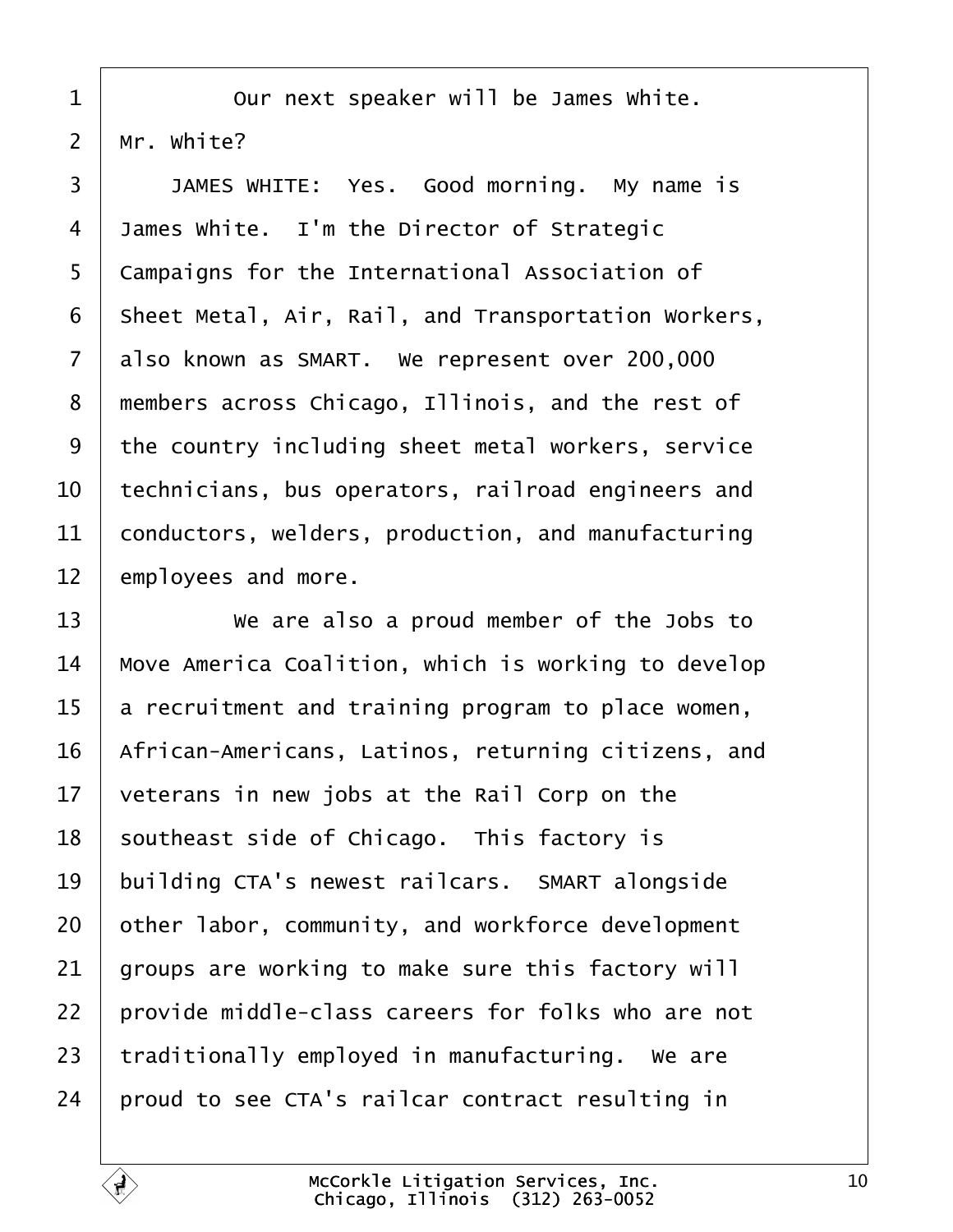Our next speaker will be James White. Mr. White?

JAMES WHITE: Yes. Good morning. My name is James White. I'm the Director of Strategic Campaigns for the International Association of Sheet Metal, Air, Rail, and Transportation Workers, also known as SMART. We represent over 200,000 members across Chicago, Illinois, and the rest of the country including sheet metal workers, service technicians, bus operators, railroad engineers and conductors, welders, production, and manufacturing employees and more.

We are also a proud member of the Jobs to Move America Coalition, which is working to develop a recruitment and training program to place women, African-Americans, Latinos, returning citizens, and veterans in new jobs at the Rail Corp on the southeast side of Chicago. This factory is building CTA's newest railcars. SMART alongside other labor, community, and workforce development groups are working to make sure this factory will provide middle-class careers for folks who are not traditionally employed in manufacturing. We are proud to see CTA's railcar contract resulting in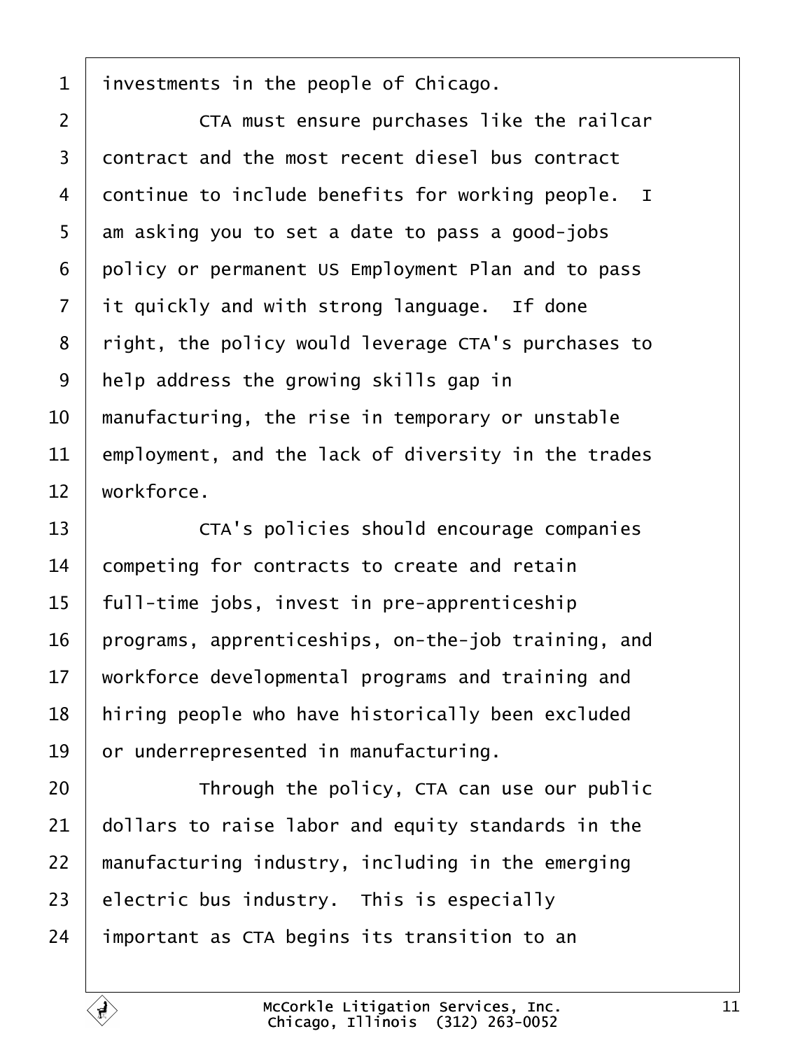investments in the people of Chicago.

CTA must ensure purchases like the railcar contract and the most recent diesel bus contract continue to include benefits for working people. I am asking you to set a date to pass a good-jobs policy or permanent US Employment Plan and to pass it quickly and with strong language. If done right, the policy would leverage CTA's purchases to help address the growing skills gap in manufacturing, the rise in temporary or unstable employment, and the lack of diversity in the trades workforce.

CTA's policies should encourage companies competing for contracts to create and retain full-time jobs, invest in pre-apprenticeship programs, apprenticeships, on-the-job training, and workforce developmental programs and training and hiring people who have historically been excluded or underrepresented in manufacturing.

Through the policy, CTA can use our public dollars to raise labor and equity standards in the manufacturing industry, including in the emerging electric bus industry. This is especially important as CTA begins its transition to an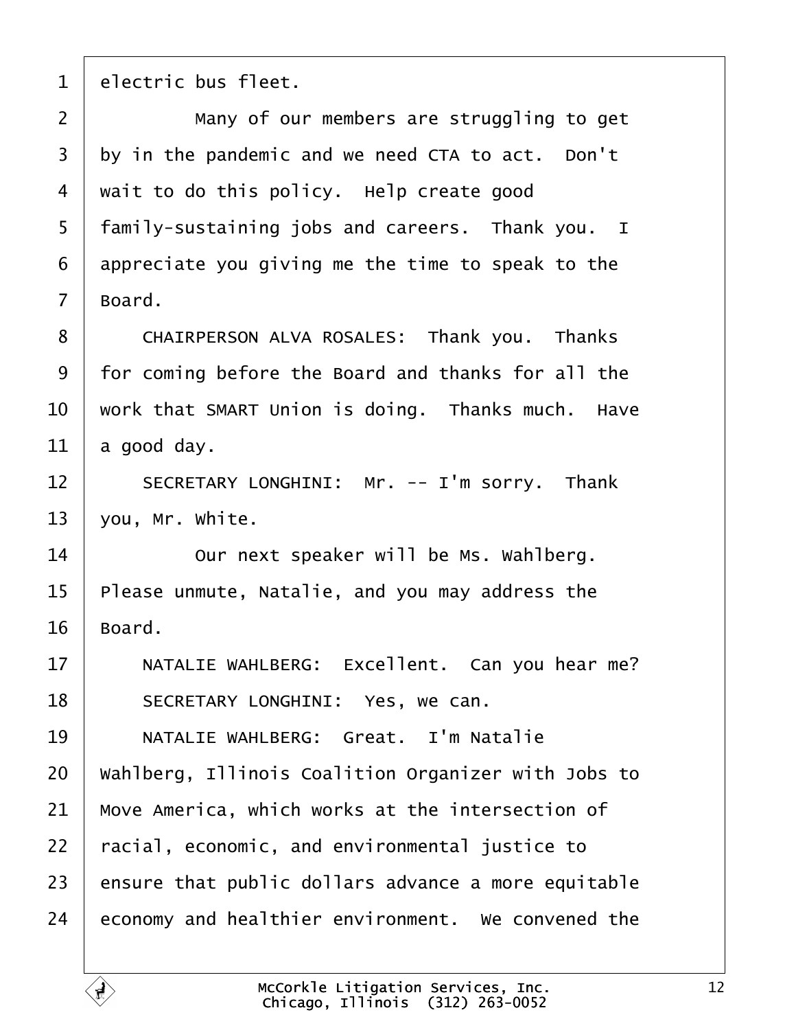electric bus fleet.

Many of our members are struggling to get by in the pandemic and we need CTA to act. Don't wait to do this policy. Help create good family-sustaining jobs and careers. Thank you. I appreciate you giving me the time to speak to the Board.

CHAIRPERSON ALVA ROSALES: Thank you. Thanks for coming before the Board and thanks for all the work that SMART Union is doing. Thanks much. Have a good day.

SECRETARY LONGHINI: Mr. -- I'm sorry. Thank you, Mr. White.

Our next speaker will be Ms. Wahlberg. Please unmute, Natalie, and you may address the Board.

NATALIE WAHLBERG: Excellent. Can you hear me?

SECRETARY LONGHINI: Yes, we can.

NATALIE WAHLBERG: Great. I'm Natalie Wahlberg, Illinois Coalition Organizer with Jobs to Move America, which works at the intersection of racial, economic, and environmental justice to ensure that public dollars advance a more equitable economy and healthier environment. We convened the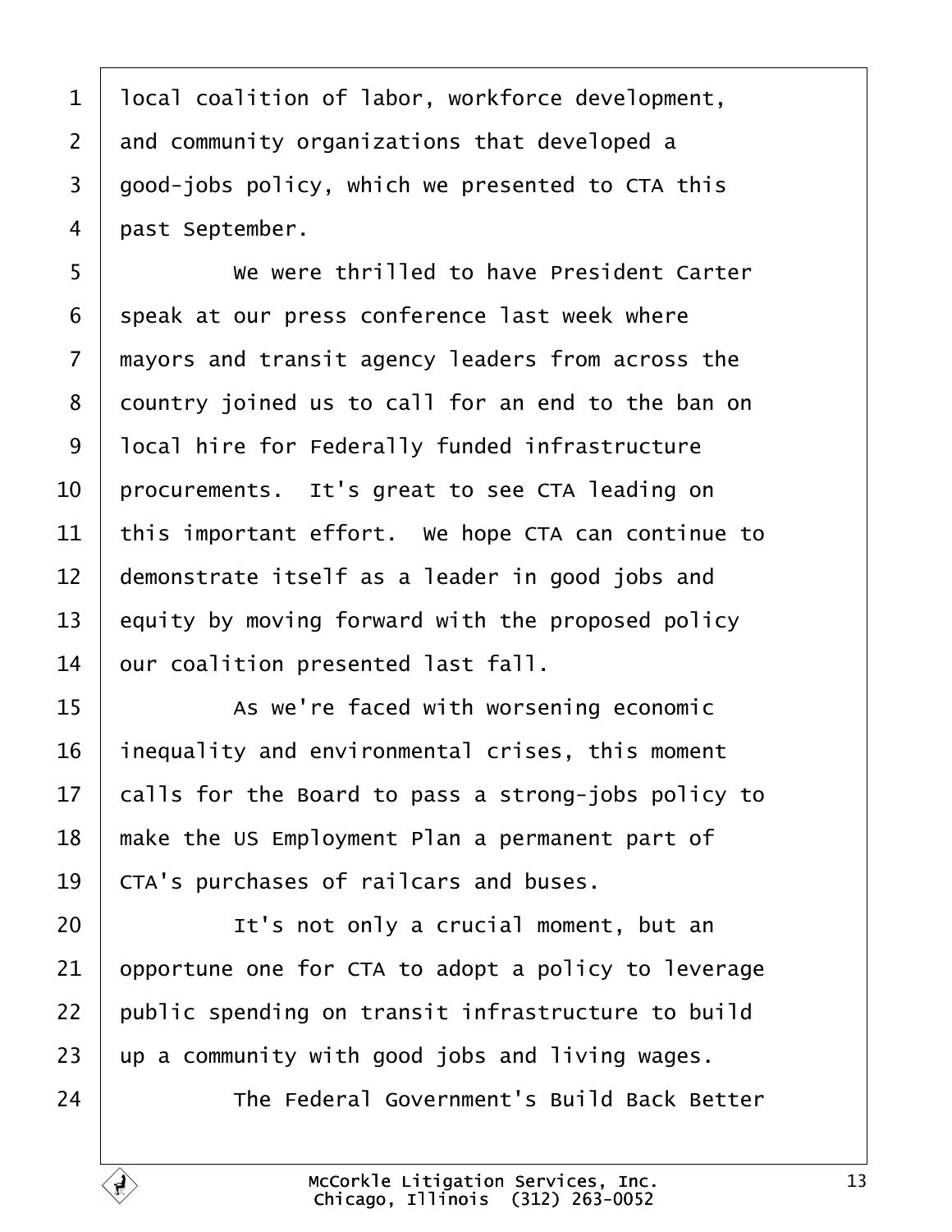local coalition of labor, workforce development, and community organizations that developed a good-jobs policy, which we presented to CTA this past September.

We were thrilled to have President Carter speak at our press conference last week where mayors and transit agency leaders from across the country joined us to call for an end to the ban on local hire for Federally funded infrastructure procurements. It's great to see CTA leading on this important effort. We hope CTA can continue to demonstrate itself as a leader in good jobs and equity by moving forward with the proposed policy our coalition presented last fall.

As we're faced with worsening economic inequality and environmental crises, this moment calls for the Board to pass a strong-jobs policy to make the US Employment Plan a permanent part of CTA's purchases of railcars and buses.

It's not only a crucial moment, but an opportune one for CTA to adopt a policy to leverage public spending on transit infrastructure to build up a community with good jobs and living wages.

The Federal Government's Build Back Better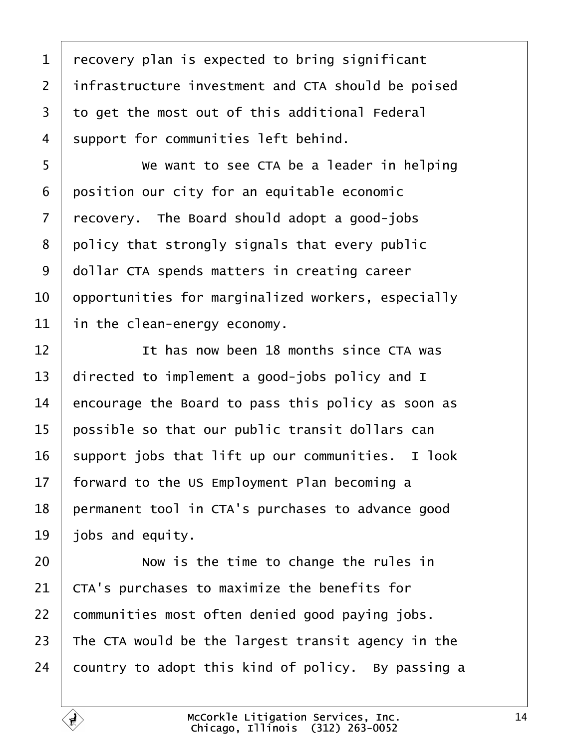recovery plan is expected to bring significant infrastructure investment and CTA should be poised to get the most out of this additional Federal support for communities left behind.

We want to see CTA be a leader in helping position our city for an equitable economic recovery. The Board should adopt a good-jobs policy that strongly signals that every public dollar CTA spends matters in creating career opportunities for marginalized workers, especially in the clean-energy economy.

It has now been 18 months since CTA was directed to implement a good-jobs policy and I encourage the Board to pass this policy as soon as possible so that our public transit dollars can support jobs that lift up our communities. I look forward to the US Employment Plan becoming a permanent tool in CTA's purchases to advance good jobs and equity.

Now is the time to change the rules in CTA's purchases to maximize the benefits for communities most often denied good paying jobs. The CTA would be the largest transit agency in the country to adopt this kind of policy. By passing a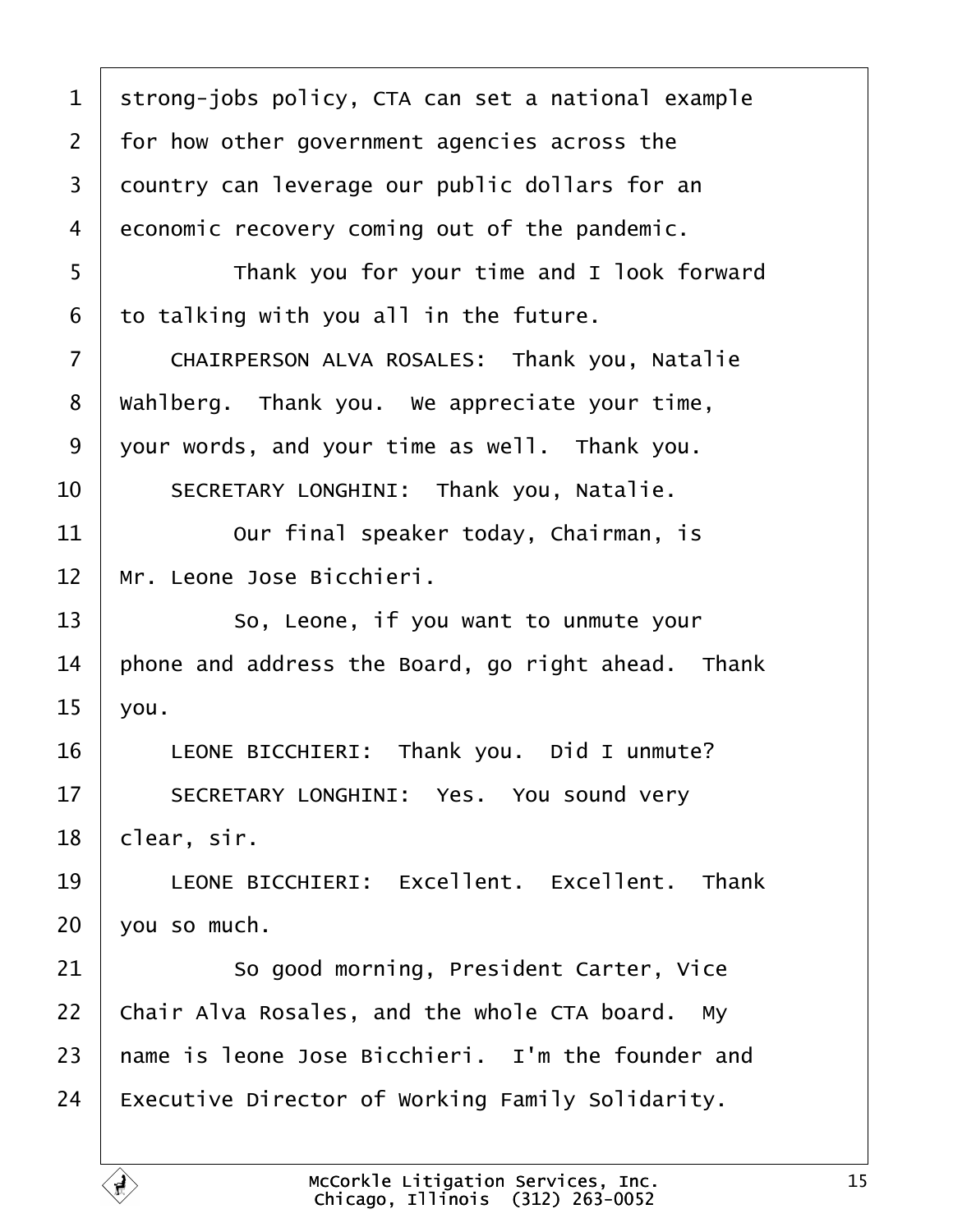1 strong-jobs policy, CTA can set a national example
2 for how other government agencies across the
3 country can leverage our public dollars for an
4 economic recovery coming out of the pandemic.
5 Thank you for your time and I look forward
6 to talking with you all in the future.
7 CHAIRPERSON ALVA ROSALES: Thank you, Natalie
8 Wahlberg. Thank you. We appreciate your time,
9 your words, and your time as well. Thank you.
10 SECRETARY LONGHINI: Thank you, Natalie.
11 Our final speaker today, Chairman, is
12 Mr. Leone Jose Bicchieri.
13 So, Leone, if you want to unmute your
14 phone and address the Board, go right ahead. Thank
15 you.
16 LEONE BICCHIERI: Thank you. Did I unmute?
17 SECRETARY LONGHINI: Yes. You sound very
18 clear, sir.
19 LEONE BICCHIERI: Excellent. Excellent. Thank
20 you so much.
21 So good morning, President Carter, Vice
22 Chair Alva Rosales, and the whole CTA board. My
23 name is leone Jose Bicchieri. I'm the founder and
24 Executive Director of Working Family Solidarity.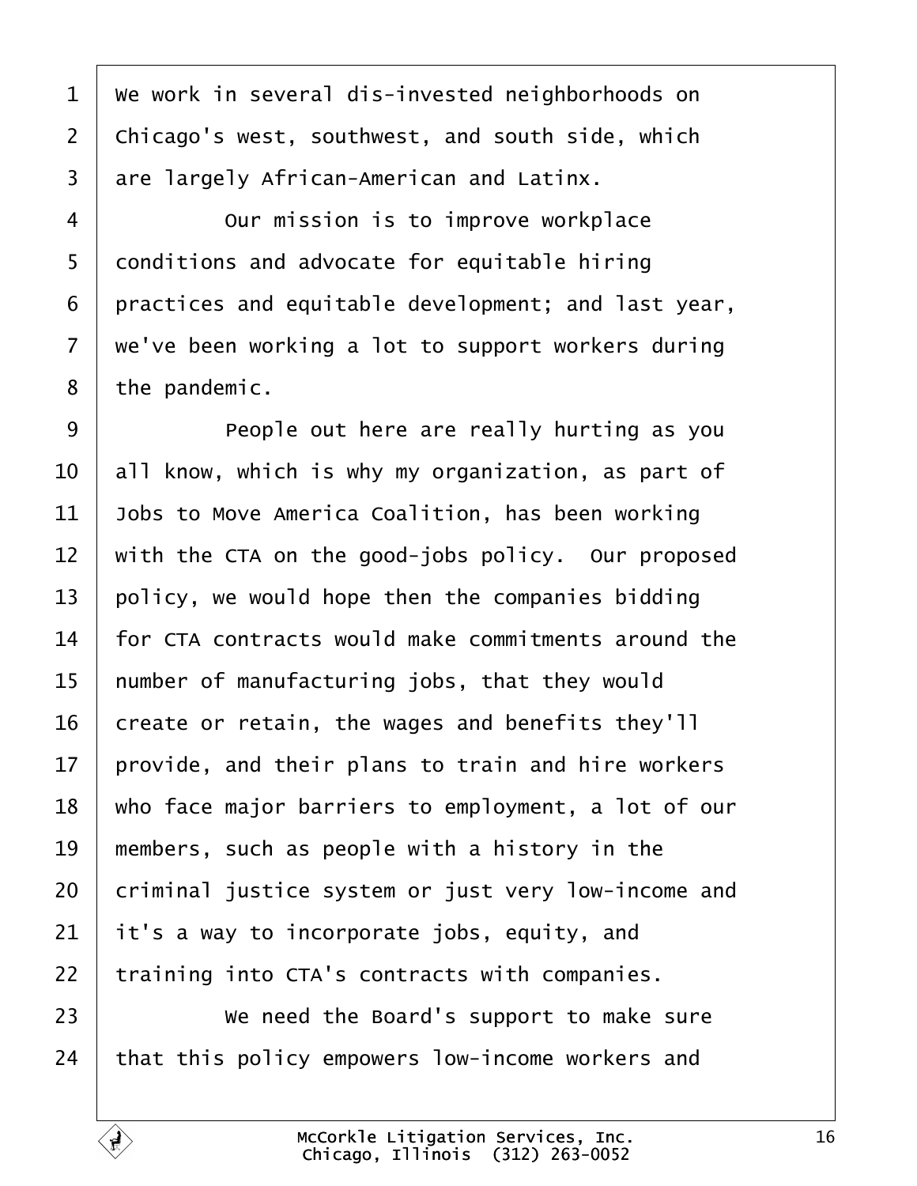We work in several dis-invested neighborhoods on Chicago's west, southwest, and south side, which are largely African-American and Latinx.

Our mission is to improve workplace conditions and advocate for equitable hiring practices and equitable development; and last year, we've been working a lot to support workers during the pandemic.

People out here are really hurting as you all know, which is why my organization, as part of Jobs to Move America Coalition, has been working with the CTA on the good-jobs policy. Our proposed policy, we would hope then the companies bidding for CTA contracts would make commitments around the number of manufacturing jobs, that they would create or retain, the wages and benefits they'll provide, and their plans to train and hire workers who face major barriers to employment, a lot of our members, such as people with a history in the criminal justice system or just very low-income and it's a way to incorporate jobs, equity, and training into CTA's contracts with companies.

We need the Board's support to make sure that this policy empowers low-income workers and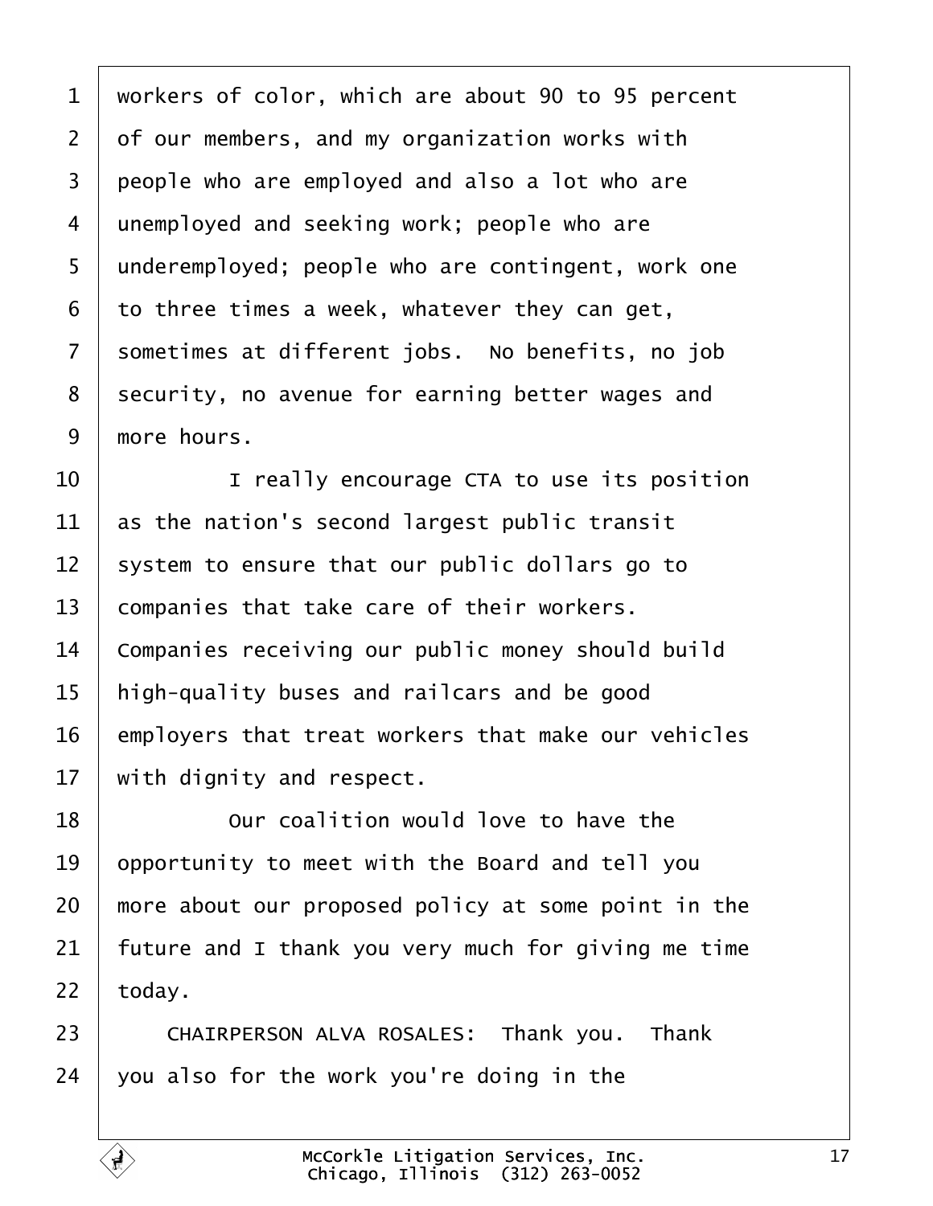workers of color, which are about 90 to 95 percent of our members, and my organization works with people who are employed and also a lot who are unemployed and seeking work; people who are underemployed; people who are contingent, work one to three times a week, whatever they can get, sometimes at different jobs. No benefits, no job security, no avenue for earning better wages and more hours.

I really encourage CTA to use its position as the nation's second largest public transit system to ensure that our public dollars go to companies that take care of their workers. Companies receiving our public money should build high-quality buses and railcars and be good employers that treat workers that make our vehicles with dignity and respect.

Our coalition would love to have the opportunity to meet with the Board and tell you more about our proposed policy at some point in the future and I thank you very much for giving me time today.

CHAIRPERSON ALVA ROSALES: Thank you. Thank you also for the work you're doing in the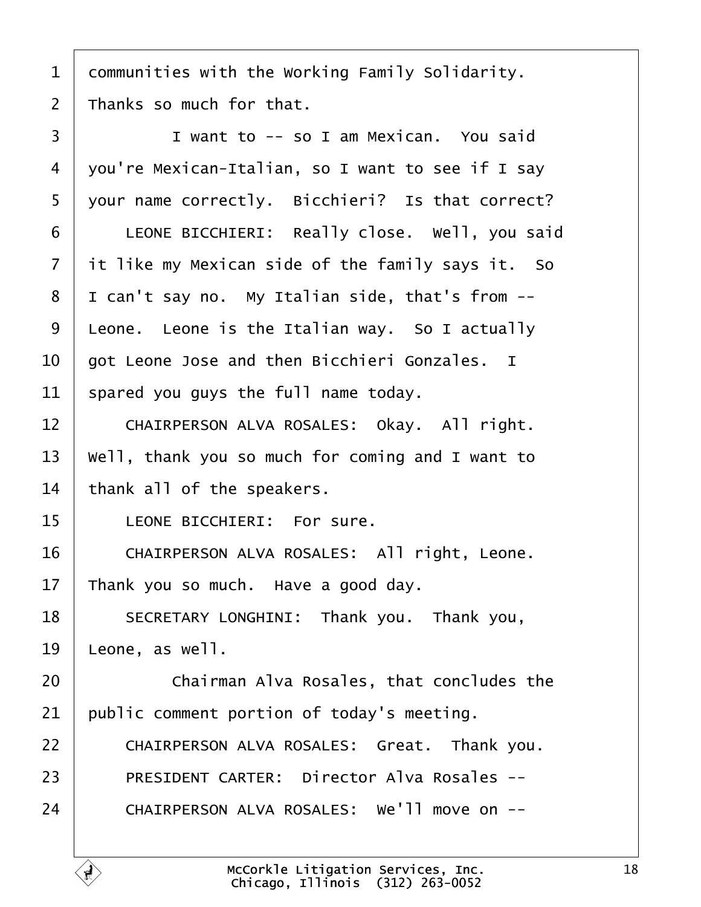communities with the Working Family Solidarity. Thanks so much for that.

I want to -- so I am Mexican. You said you're Mexican-Italian, so I want to see if I say your name correctly. Bicchieri? Is that correct?

LEONE BICCHIERI: Really close. Well, you said it like my Mexican side of the family says it. So I can't say no. My Italian side, that's from -- Leone. Leone is the Italian way. So I actually got Leone Jose and then Bicchieri Gonzales. I spared you guys the full name today.

CHAIRPERSON ALVA ROSALES: Okay. All right. Well, thank you so much for coming and I want to thank all of the speakers.

LEONE BICCHIERI: For sure.

CHAIRPERSON ALVA ROSALES: All right, Leone. Thank you so much. Have a good day.

SECRETARY LONGHINI: Thank you. Thank you, Leone, as well.

Chairman Alva Rosales, that concludes the public comment portion of today's meeting.

CHAIRPERSON ALVA ROSALES: Great. Thank you.

PRESIDENT CARTER: Director Alva Rosales --

CHAIRPERSON ALVA ROSALES: We'll move on --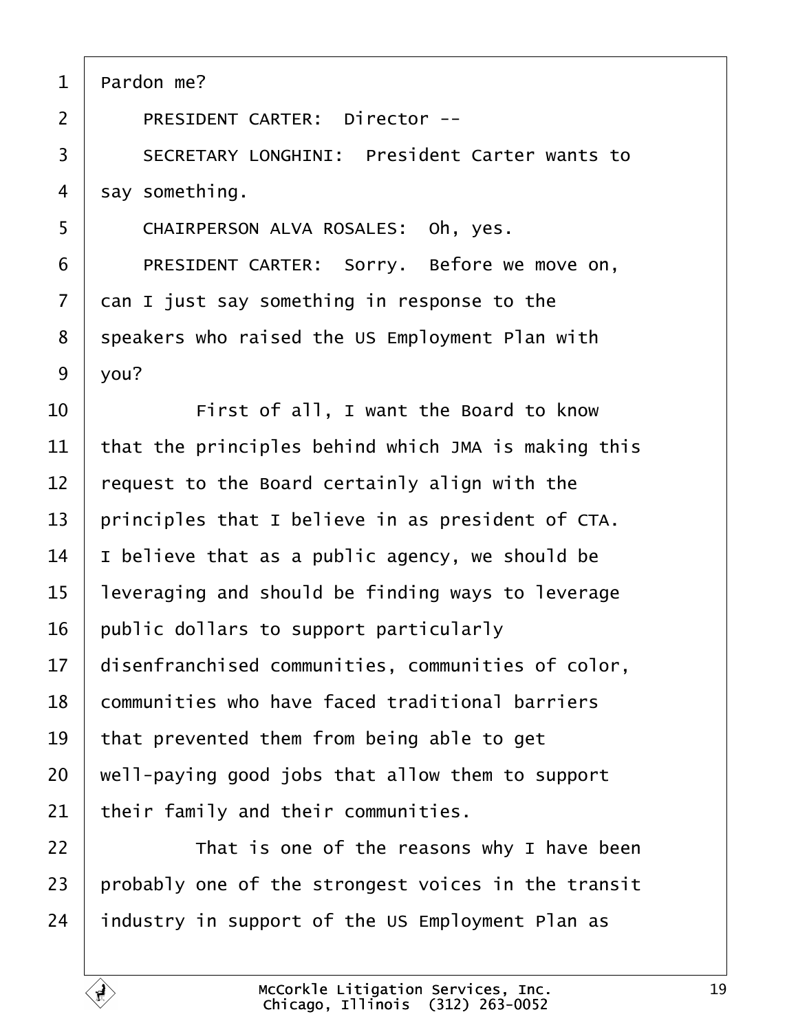1 Pardon me?

2 PRESIDENT CARTER: Director --

3 SECRETARY LONGHINI: President Carter wants to

4 say something.

5 CHAIRPERSON ALVA ROSALES: Oh, yes.

6 PRESIDENT CARTER: Sorry. Before we move on,

7 can I just say something in response to the

8 speakers who raised the US Employment Plan with

9 you?

10 First of all, I want the Board to know

11 that the principles behind which JMA is making this

12 request to the Board certainly align with the

13 principles that I believe in as president of CTA.

14 I believe that as a public agency, we should be

15 leveraging and should be finding ways to leverage

16 public dollars to support particularly

17 disenfranchised communities, communities of color,

18 communities who have faced traditional barriers

19 that prevented them from being able to get

20 well-paying good jobs that allow them to support

21 their family and their communities.

22 That is one of the reasons why I have been

23 probably one of the strongest voices in the transit

24 industry in support of the US Employment Plan as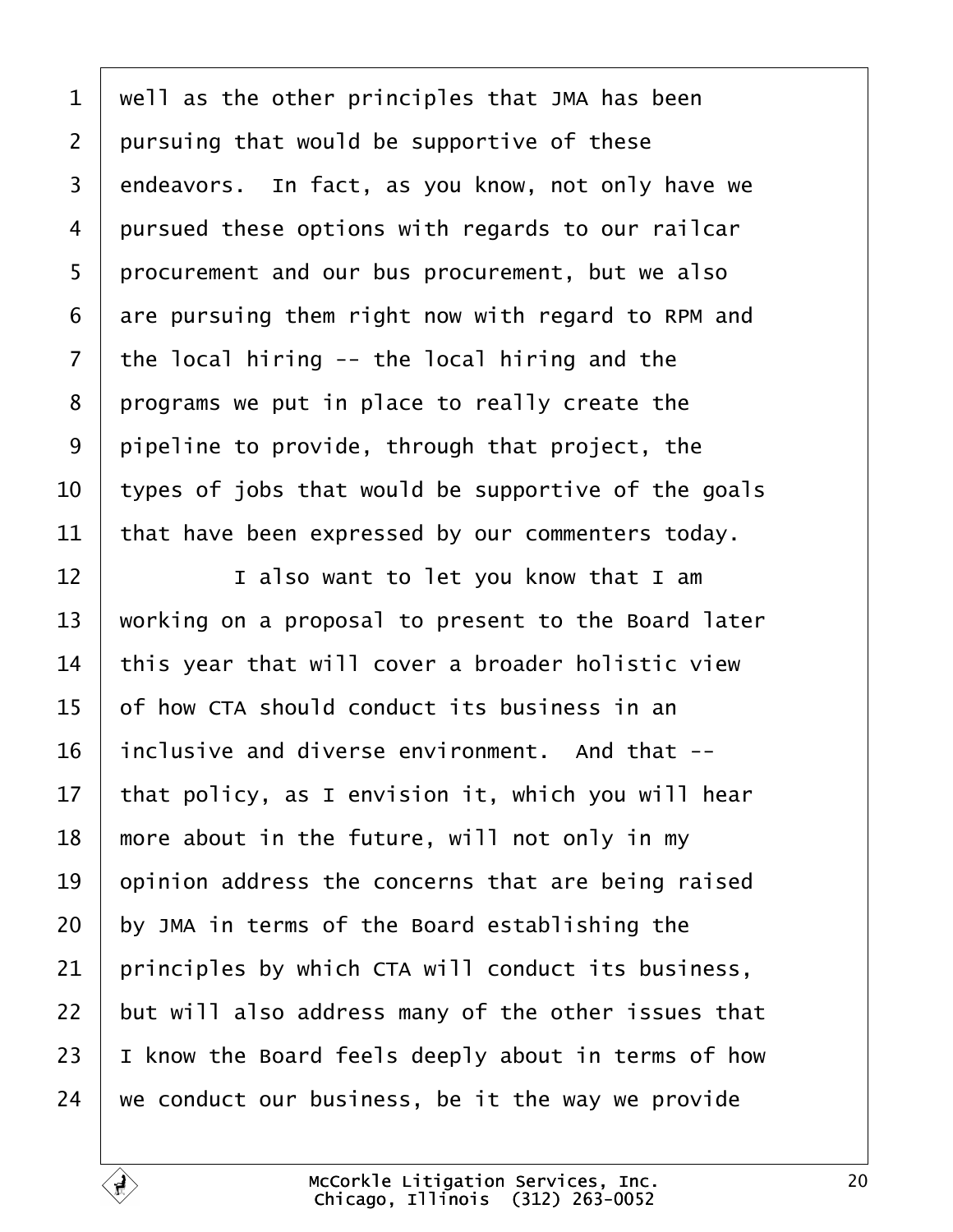well as the other principles that JMA has been pursuing that would be supportive of these endeavors. In fact, as you know, not only have we pursued these options with regards to our railcar procurement and our bus procurement, but we also are pursuing them right now with regard to RPM and the local hiring -- the local hiring and the programs we put in place to really create the pipeline to provide, through that project, the types of jobs that would be supportive of the goals that have been expressed by our commenters today.

I also want to let you know that I am working on a proposal to present to the Board later this year that will cover a broader holistic view of how CTA should conduct its business in an inclusive and diverse environment. And that -- that policy, as I envision it, which you will hear more about in the future, will not only in my opinion address the concerns that are being raised by JMA in terms of the Board establishing the principles by which CTA will conduct its business, but will also address many of the other issues that I know the Board feels deeply about in terms of how we conduct our business, be it the way we provide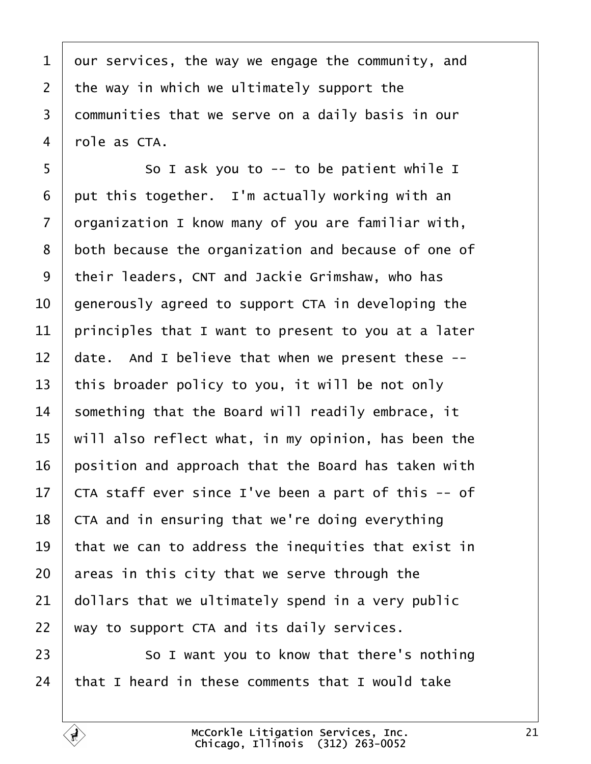our services, the way we engage the community, and the way in which we ultimately support the communities that we serve on a daily basis in our role as CTA.

So I ask you to -- to be patient while I put this together. I'm actually working with an organization I know many of you are familiar with, both because the organization and because of one of their leaders, CNT and Jackie Grimshaw, who has generously agreed to support CTA in developing the principles that I want to present to you at a later date. And I believe that when we present these -- this broader policy to you, it will be not only something that the Board will readily embrace, it will also reflect what, in my opinion, has been the position and approach that the Board has taken with CTA staff ever since I've been a part of this -- of CTA and in ensuring that we're doing everything that we can to address the inequities that exist in areas in this city that we serve through the dollars that we ultimately spend in a very public way to support CTA and its daily services.

So I want you to know that there's nothing that I heard in these comments that I would take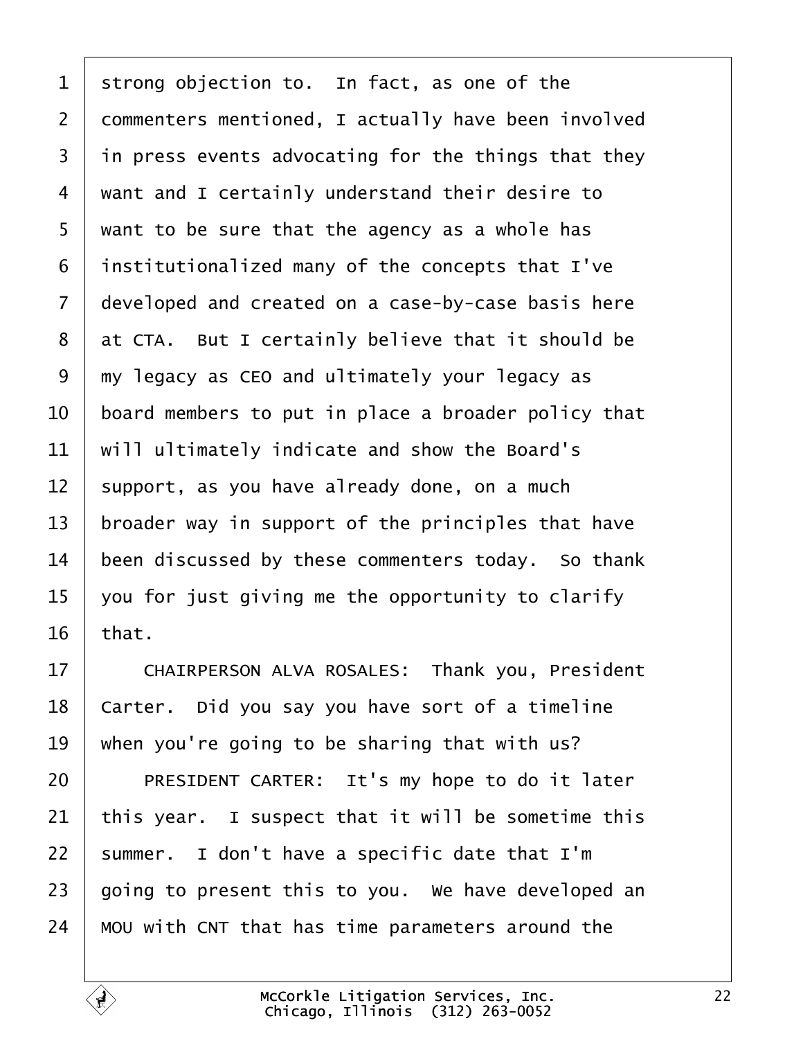strong objection to. In fact, as one of the commenters mentioned, I actually have been involved in press events advocating for the things that they want and I certainly understand their desire to want to be sure that the agency as a whole has institutionalized many of the concepts that I've developed and created on a case-by-case basis here at CTA. But I certainly believe that it should be my legacy as CEO and ultimately your legacy as board members to put in place a broader policy that will ultimately indicate and show the Board's support, as you have already done, on a much broader way in support of the principles that have been discussed by these commenters today. So thank you for just giving me the opportunity to clarify that.

CHAIRPERSON ALVA ROSALES: Thank you, President Carter. Did you say you have sort of a timeline when you're going to be sharing that with us?

PRESIDENT CARTER: It's my hope to do it later this year. I suspect that it will be sometime this summer. I don't have a specific date that I'm going to present this to you. We have developed an MOU with CNT that has time parameters around the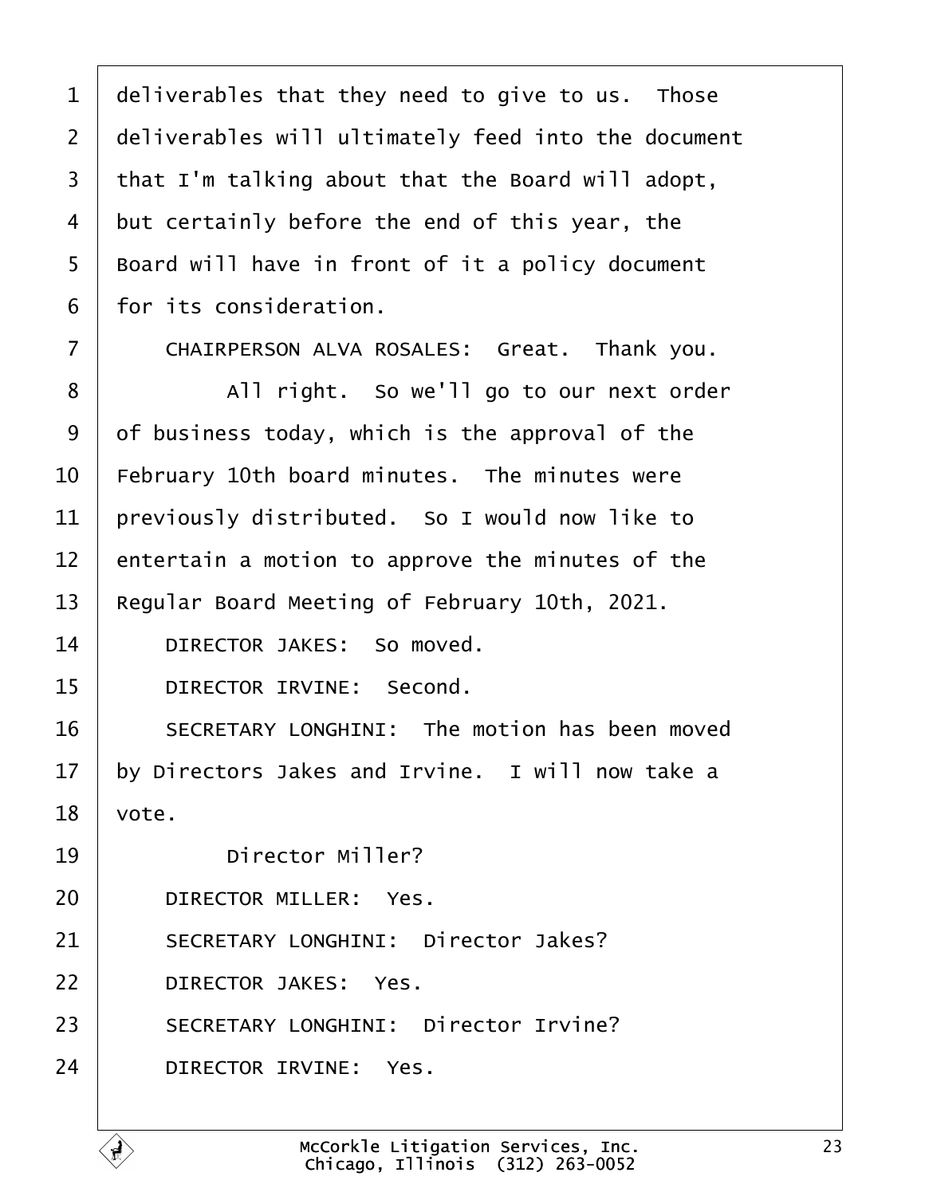1 deliverables that they need to give to us. Those
2 deliverables will ultimately feed into the document
3 that I'm talking about that the Board will adopt,
4 but certainly before the end of this year, the
5 Board will have in front of it a policy document
6 for its consideration.
7 CHAIRPERSON ALVA ROSALES: Great. Thank you.
8 All right. So we'll go to our next order
9 of business today, which is the approval of the
10 February 10th board minutes. The minutes were
11 previously distributed. So I would now like to
12 entertain a motion to approve the minutes of the
13 Regular Board Meeting of February 10th, 2021.
14 DIRECTOR JAKES: So moved.
15 DIRECTOR IRVINE: Second.
16 SECRETARY LONGHINI: The motion has been moved
17 by Directors Jakes and Irvine. I will now take a
18 vote.
19 Director Miller?
20 DIRECTOR MILLER: Yes.
21 SECRETARY LONGHINI: Director Jakes?
22 DIRECTOR JAKES: Yes.
23 SECRETARY LONGHINI: Director Irvine?
24 DIRECTOR IRVINE: Yes.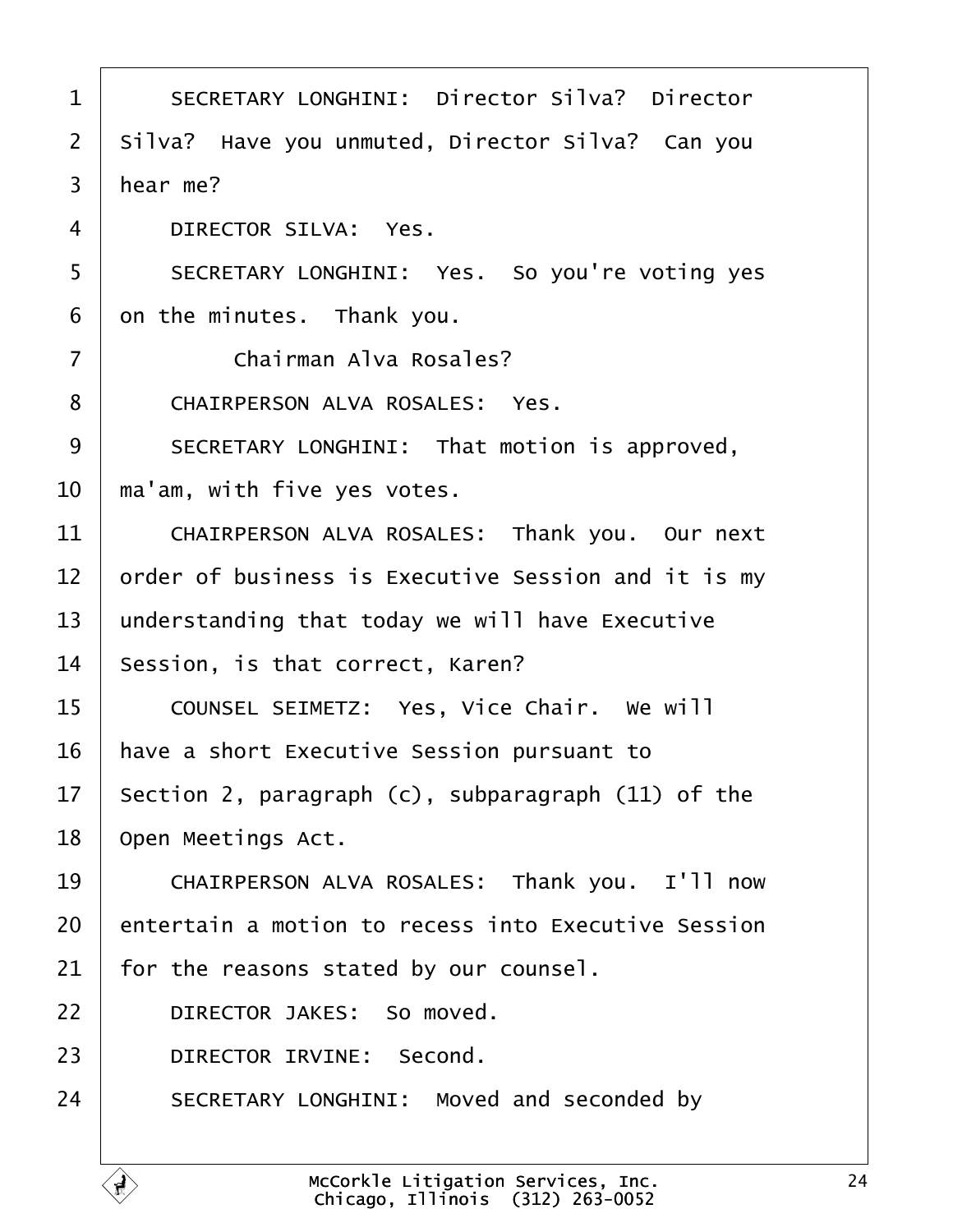1 SECRETARY LONGHINI: Director Silva? Director
2 Silva? Have you unmuted, Director Silva? Can you
3 hear me?
4 DIRECTOR SILVA: Yes.
5 SECRETARY LONGHINI: Yes. So you're voting yes
6 on the minutes. Thank you.
7 Chairman Alva Rosales?
8 CHAIRPERSON ALVA ROSALES: Yes.
9 SECRETARY LONGHINI: That motion is approved,
10 ma'am, with five yes votes.
11 CHAIRPERSON ALVA ROSALES: Thank you. Our next
12 order of business is Executive Session and it is my
13 understanding that today we will have Executive
14 Session, is that correct, Karen?
15 COUNSEL SEIMETZ: Yes, Vice Chair. We will
16 have a short Executive Session pursuant to
17 Section 2, paragraph (c), subparagraph (11) of the
18 Open Meetings Act.
19 CHAIRPERSON ALVA ROSALES: Thank you. I'll now
20 entertain a motion to recess into Executive Session
21 for the reasons stated by our counsel.
22 DIRECTOR JAKES: So moved.
23 DIRECTOR IRVINE: Second.
24 SECRETARY LONGHINI: Moved and seconded by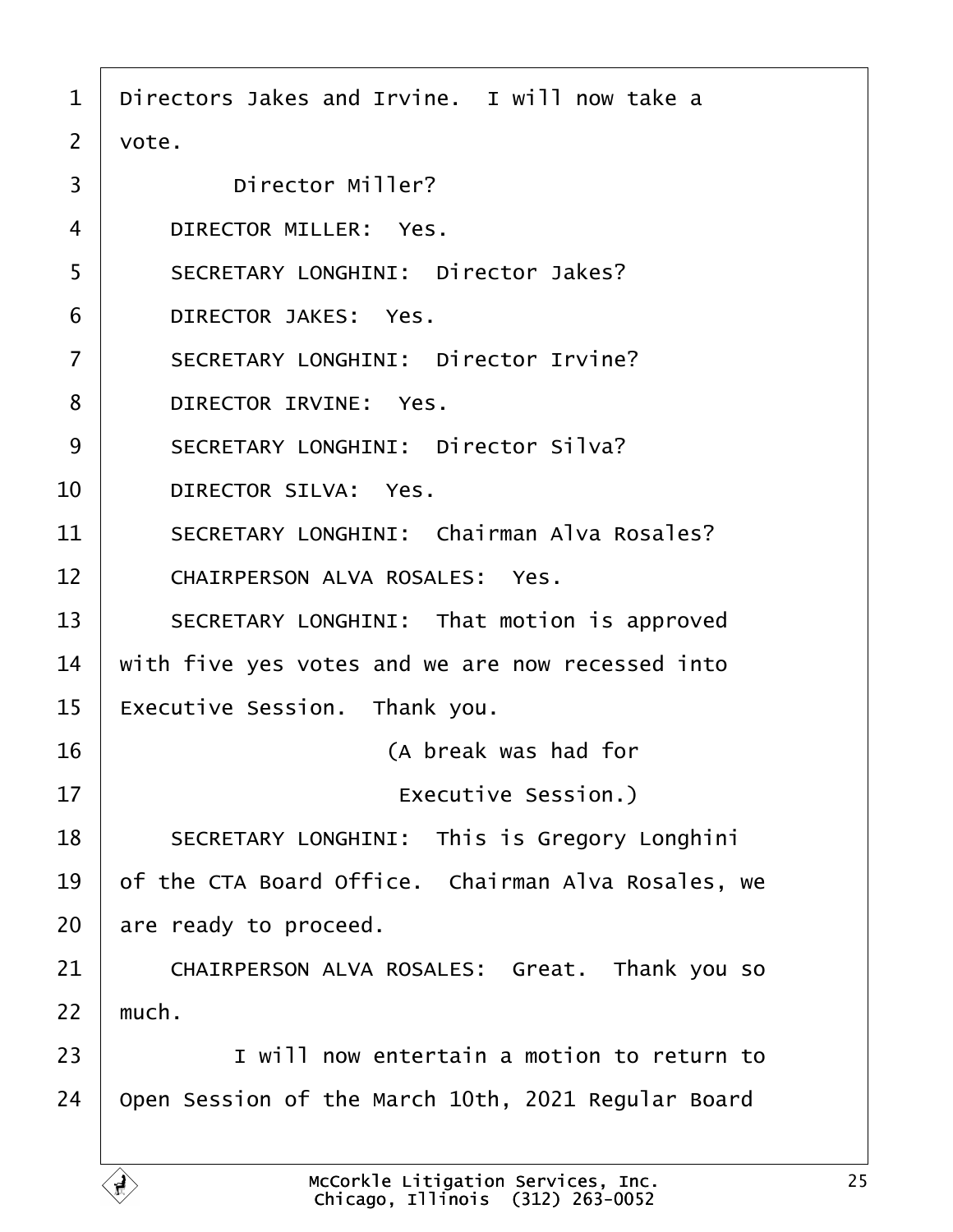Directors Jakes and Irvine. I will now take a vote.

Director Miller?

DIRECTOR MILLER: Yes.

SECRETARY LONGHINI: Director Jakes?

DIRECTOR JAKES: Yes.

SECRETARY LONGHINI: Director Irvine?

DIRECTOR IRVINE: Yes.

SECRETARY LONGHINI: Director Silva?

DIRECTOR SILVA: Yes.

SECRETARY LONGHINI: Chairman Alva Rosales?

CHAIRPERSON ALVA ROSALES: Yes.

SECRETARY LONGHINI: That motion is approved with five yes votes and we are now recessed into Executive Session. Thank you.

(A break was had for Executive Session.)

SECRETARY LONGHINI: This is Gregory Longhini of the CTA Board Office. Chairman Alva Rosales, we are ready to proceed.

CHAIRPERSON ALVA ROSALES: Great. Thank you so much.

I will now entertain a motion to return to Open Session of the March 10th, 2021 Regular Board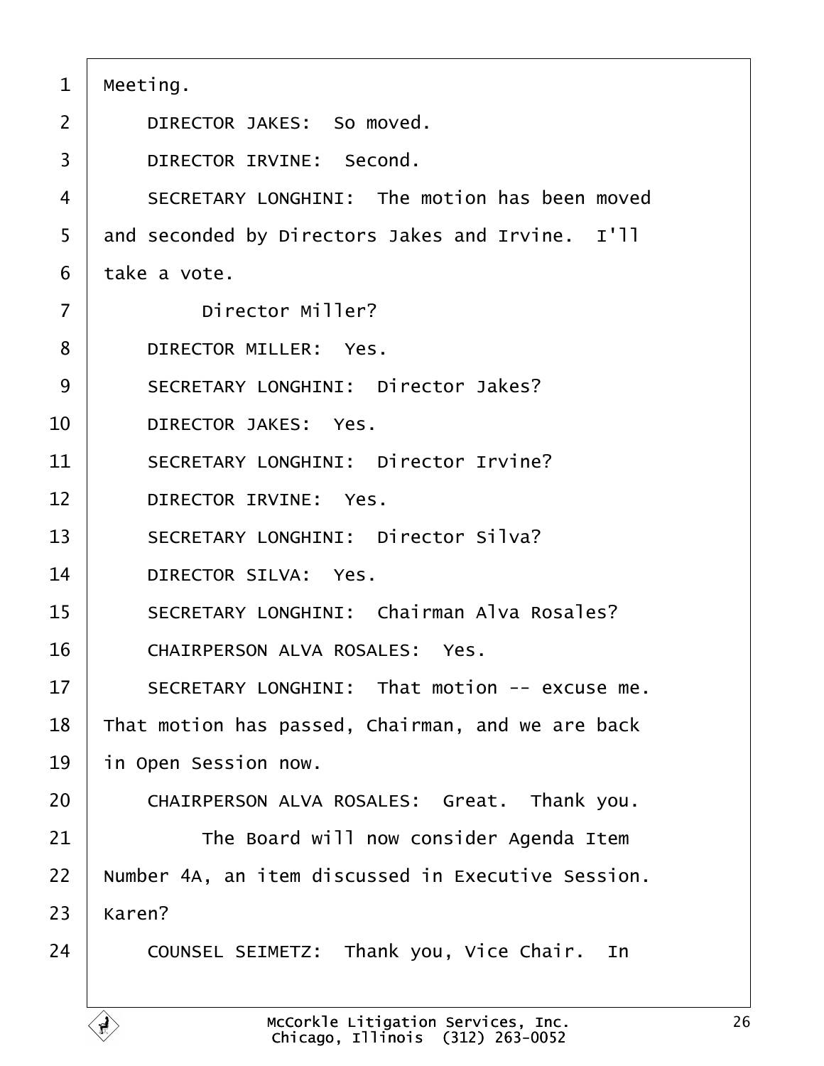1 Meeting.

2 DIRECTOR JAKES: So moved.

3 DIRECTOR IRVINE: Second.

4 SECRETARY LONGHINI: The motion has been moved

5 and seconded by Directors Jakes and Irvine. I'll

6 take a vote.

7 Director Miller?

8 DIRECTOR MILLER: Yes.

9 SECRETARY LONGHINI: Director Jakes?

10 DIRECTOR JAKES: Yes.

11 SECRETARY LONGHINI: Director Irvine?

12 DIRECTOR IRVINE: Yes.

13 SECRETARY LONGHINI: Director Silva?

14 DIRECTOR SILVA: Yes.

15 SECRETARY LONGHINI: Chairman Alva Rosales?

16 CHAIRPERSON ALVA ROSALES: Yes.

17 SECRETARY LONGHINI: That motion -- excuse me.

18 That motion has passed, Chairman, and we are back

19 in Open Session now.

20 CHAIRPERSON ALVA ROSALES: Great. Thank you.

21 The Board will now consider Agenda Item

22 Number 4A, an item discussed in Executive Session.

23 Karen?

24 COUNSEL SEIMETZ: Thank you, Vice Chair. In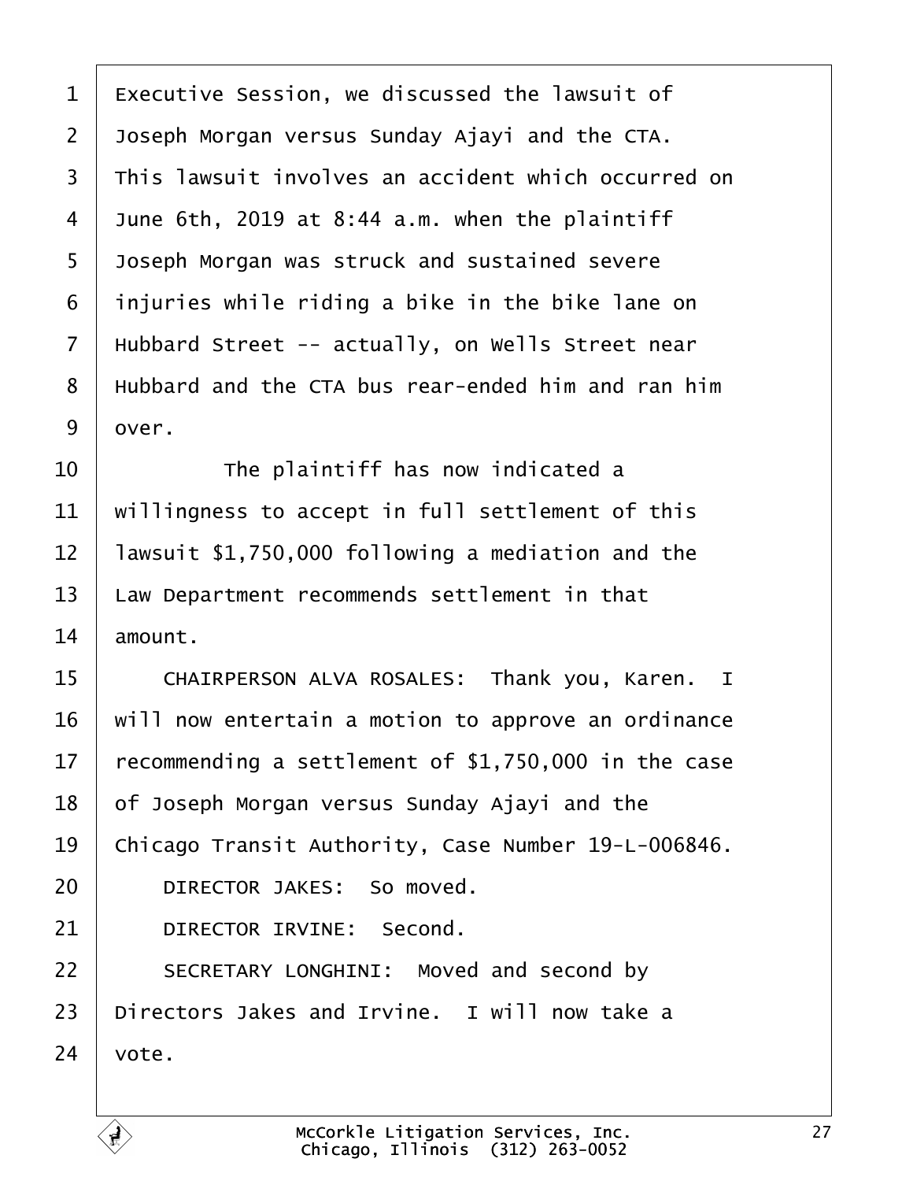Executive Session, we discussed the lawsuit of Joseph Morgan versus Sunday Ajayi and the CTA. This lawsuit involves an accident which occurred on June 6th, 2019 at 8:44 a.m. when the plaintiff Joseph Morgan was struck and sustained severe injuries while riding a bike in the bike lane on Hubbard Street -- actually, on Wells Street near Hubbard and the CTA bus rear-ended him and ran him over.

The plaintiff has now indicated a willingness to accept in full settlement of this lawsuit $1,750,000 following a mediation and the Law Department recommends settlement in that amount.

CHAIRPERSON ALVA ROSALES: Thank you, Karen. I will now entertain a motion to approve an ordinance recommending a settlement of $1,750,000 in the case of Joseph Morgan versus Sunday Ajayi and the Chicago Transit Authority, Case Number 19-L-006846.

DIRECTOR JAKES: So moved.

DIRECTOR IRVINE: Second.

SECRETARY LONGHINI: Moved and second by Directors Jakes and Irvine. I will now take a vote.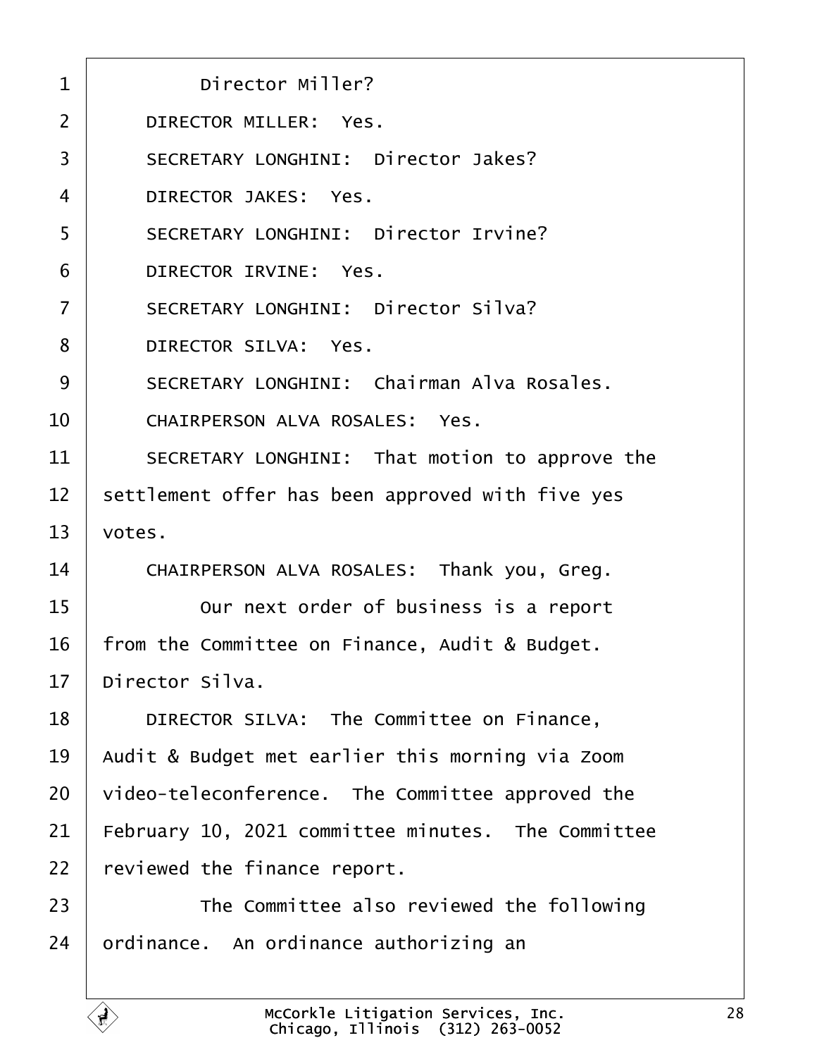Director Miller?

DIRECTOR MILLER: Yes.

SECRETARY LONGHINI: Director Jakes?

DIRECTOR JAKES: Yes.

SECRETARY LONGHINI: Director Irvine?

DIRECTOR IRVINE: Yes.

SECRETARY LONGHINI: Director Silva?

DIRECTOR SILVA: Yes.

SECRETARY LONGHINI: Chairman Alva Rosales.

CHAIRPERSON ALVA ROSALES: Yes.

SECRETARY LONGHINI: That motion to approve the settlement offer has been approved with five yes votes.

CHAIRPERSON ALVA ROSALES: Thank you, Greg.

Our next order of business is a report from the Committee on Finance, Audit & Budget. Director Silva.

DIRECTOR SILVA: The Committee on Finance, Audit & Budget met earlier this morning via Zoom video-teleconference. The Committee approved the February 10, 2021 committee minutes. The Committee reviewed the finance report.

The Committee also reviewed the following ordinance. An ordinance authorizing an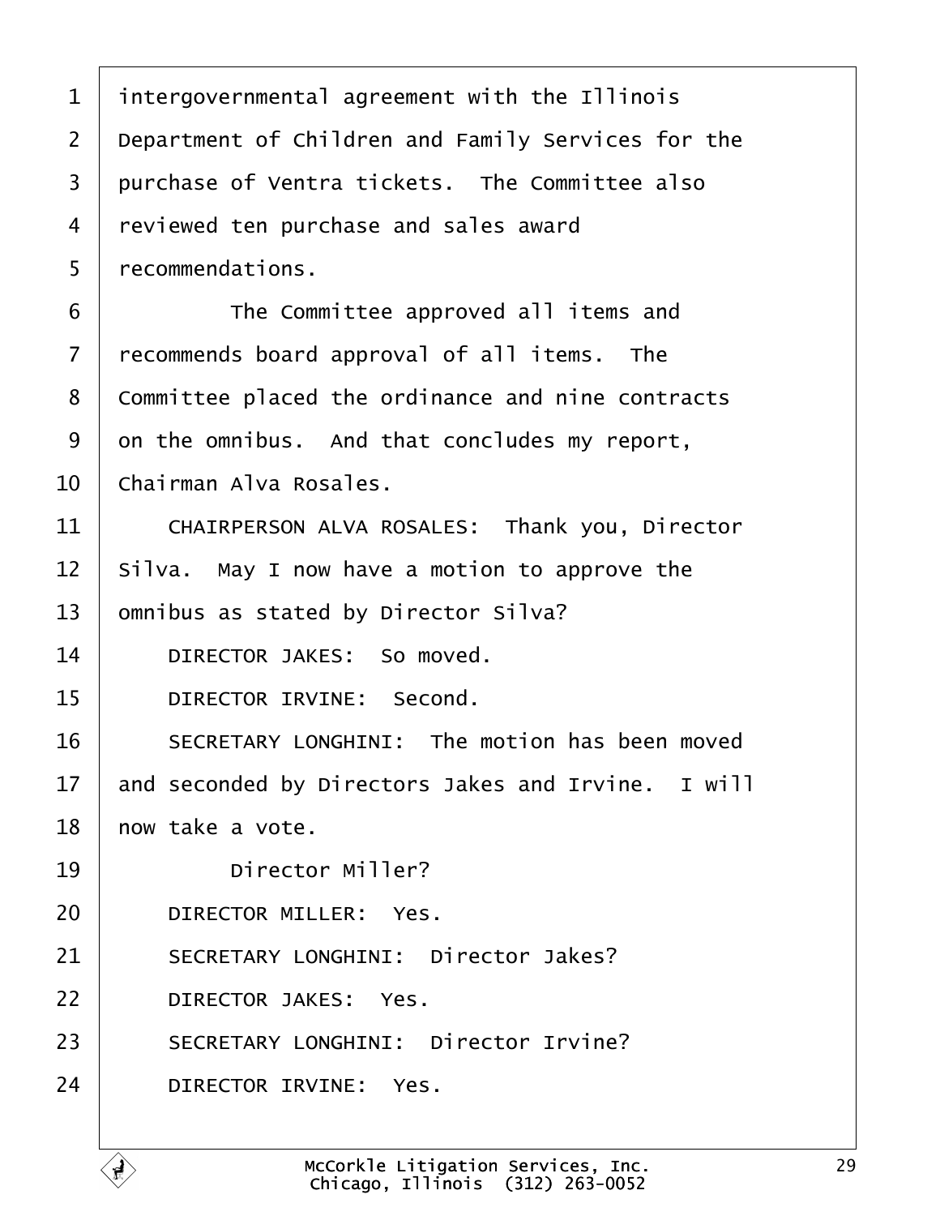intergovernmental agreement with the Illinois Department of Children and Family Services for the purchase of Ventra tickets. The Committee also reviewed ten purchase and sales award recommendations.

The Committee approved all items and recommends board approval of all items. The Committee placed the ordinance and nine contracts on the omnibus. And that concludes my report, Chairman Alva Rosales.

CHAIRPERSON ALVA ROSALES: Thank you, Director Silva. May I now have a motion to approve the omnibus as stated by Director Silva?

DIRECTOR JAKES: So moved.

DIRECTOR IRVINE: Second.

SECRETARY LONGHINI: The motion has been moved and seconded by Directors Jakes and Irvine. I will now take a vote.

Director Miller?

DIRECTOR MILLER: Yes.

SECRETARY LONGHINI: Director Jakes?

DIRECTOR JAKES: Yes.

SECRETARY LONGHINI: Director Irvine?

DIRECTOR IRVINE: Yes.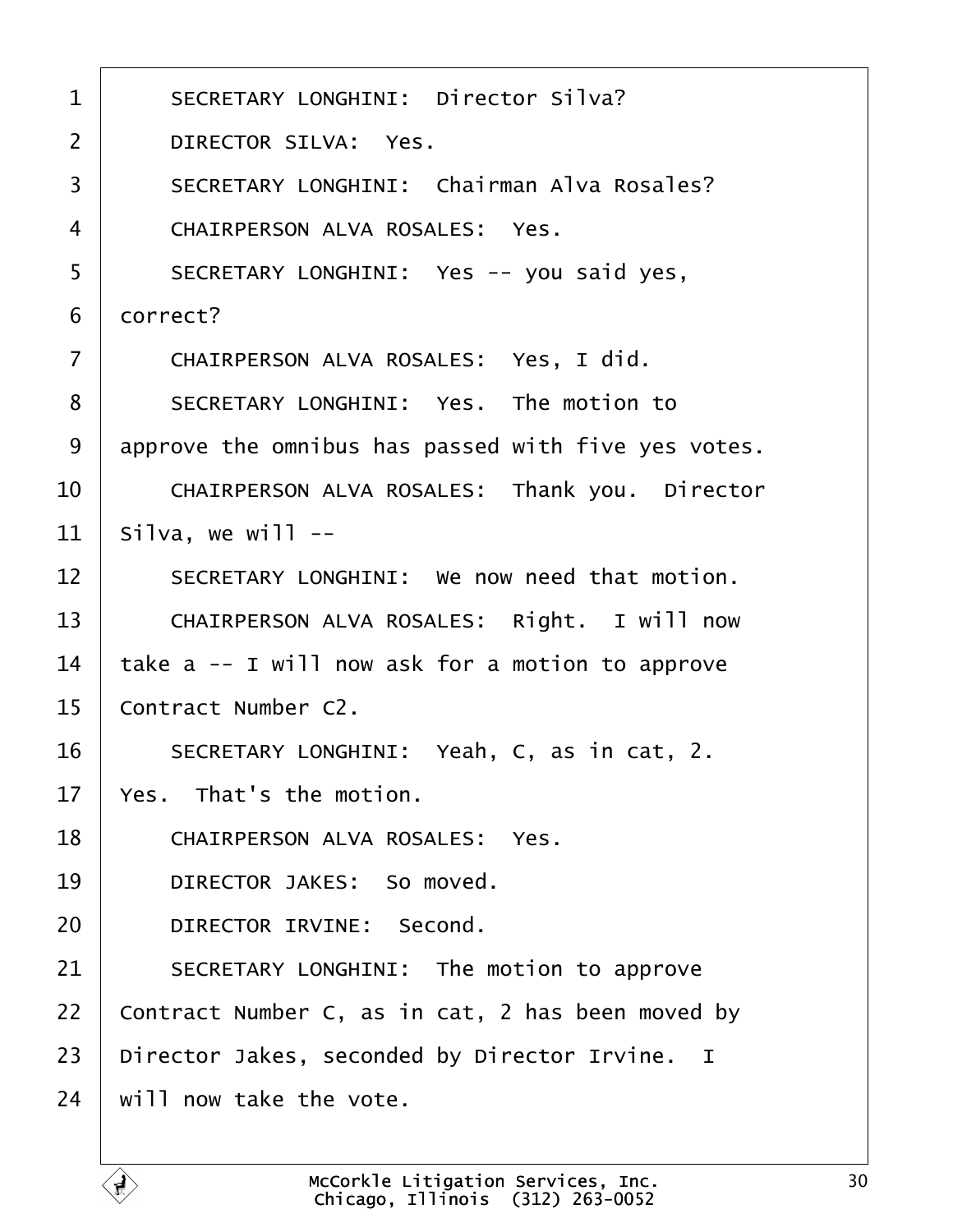1 SECRETARY LONGHINI: Director Silva?

2 DIRECTOR SILVA: Yes.

3 SECRETARY LONGHINI: Chairman Alva Rosales?

4 CHAIRPERSON ALVA ROSALES: Yes.

5 SECRETARY LONGHINI: Yes -- you said yes,

6 correct?

7 CHAIRPERSON ALVA ROSALES: Yes, I did.

8 SECRETARY LONGHINI: Yes. The motion to

9 approve the omnibus has passed with five yes votes.

10 CHAIRPERSON ALVA ROSALES: Thank you. Director

11 Silva, we will --

12 SECRETARY LONGHINI: We now need that motion.

13 CHAIRPERSON ALVA ROSALES: Right. I will now

14 take a -- I will now ask for a motion to approve

15 Contract Number C2.

16 SECRETARY LONGHINI: Yeah, C, as in cat, 2.

17 Yes. That's the motion.

18 CHAIRPERSON ALVA ROSALES: Yes.

19 DIRECTOR JAKES: So moved.

20 DIRECTOR IRVINE: Second.

21 SECRETARY LONGHINI: The motion to approve

22 Contract Number C, as in cat, 2 has been moved by

23 Director Jakes, seconded by Director Irvine. I

24 will now take the vote.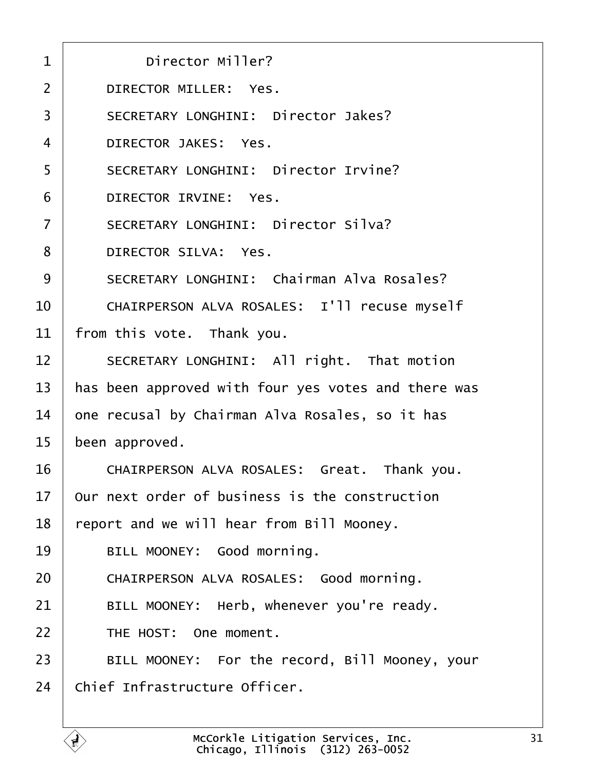Director Miller?

DIRECTOR MILLER: Yes.

SECRETARY LONGHINI: Director Jakes?

DIRECTOR JAKES: Yes.

SECRETARY LONGHINI: Director Irvine?

DIRECTOR IRVINE: Yes.

SECRETARY LONGHINI: Director Silva?

DIRECTOR SILVA: Yes.

SECRETARY LONGHINI: Chairman Alva Rosales?

CHAIRPERSON ALVA ROSALES: I'll recuse myself from this vote. Thank you.

SECRETARY LONGHINI: All right. That motion has been approved with four yes votes and there was one recusal by Chairman Alva Rosales, so it has been approved.

CHAIRPERSON ALVA ROSALES: Great. Thank you. Our next order of business is the construction report and we will hear from Bill Mooney.

BILL MOONEY: Good morning.

CHAIRPERSON ALVA ROSALES: Good morning.

BILL MOONEY: Herb, whenever you're ready.

THE HOST: One moment.

BILL MOONEY: For the record, Bill Mooney, your Chief Infrastructure Officer.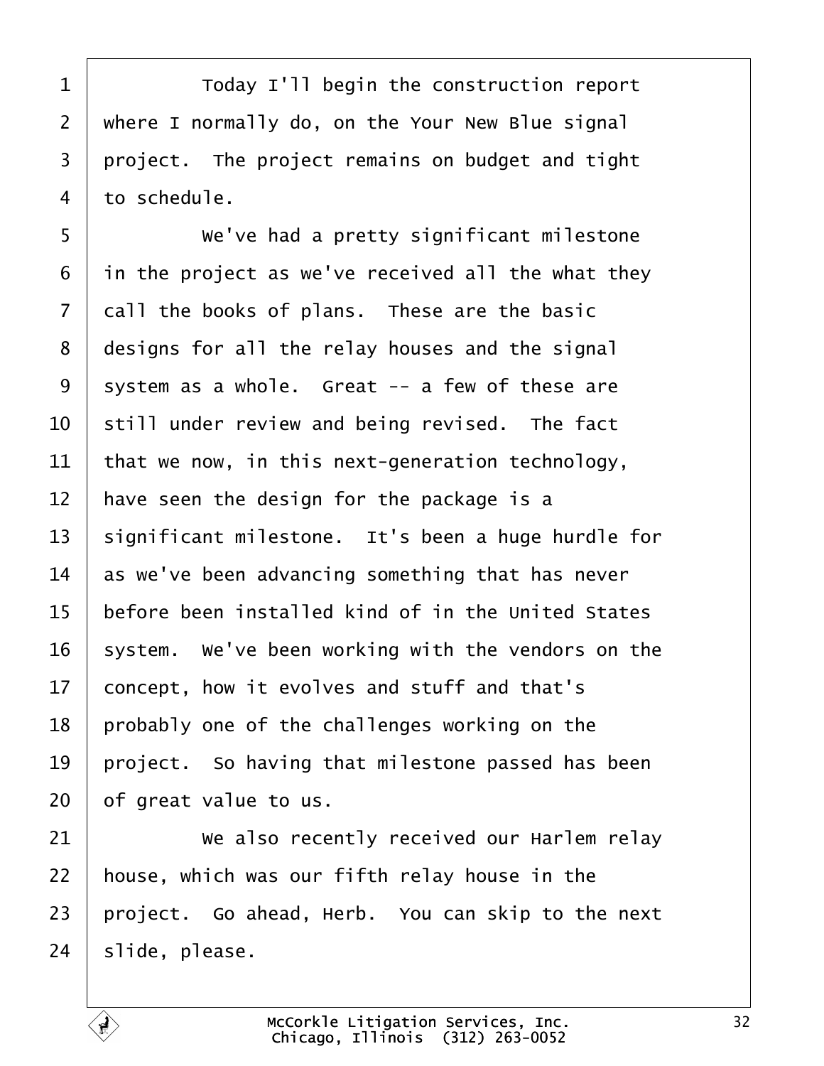Today I'll begin the construction report where I normally do, on the Your New Blue signal project. The project remains on budget and tight to schedule.

We've had a pretty significant milestone in the project as we've received all the what they call the books of plans. These are the basic designs for all the relay houses and the signal system as a whole. Great -- a few of these are still under review and being revised. The fact that we now, in this next-generation technology, have seen the design for the package is a significant milestone. It's been a huge hurdle for as we've been advancing something that has never before been installed kind of in the United States system. We've been working with the vendors on the concept, how it evolves and stuff and that's probably one of the challenges working on the project. So having that milestone passed has been of great value to us.

We also recently received our Harlem relay house, which was our fifth relay house in the project. Go ahead, Herb. You can skip to the next slide, please.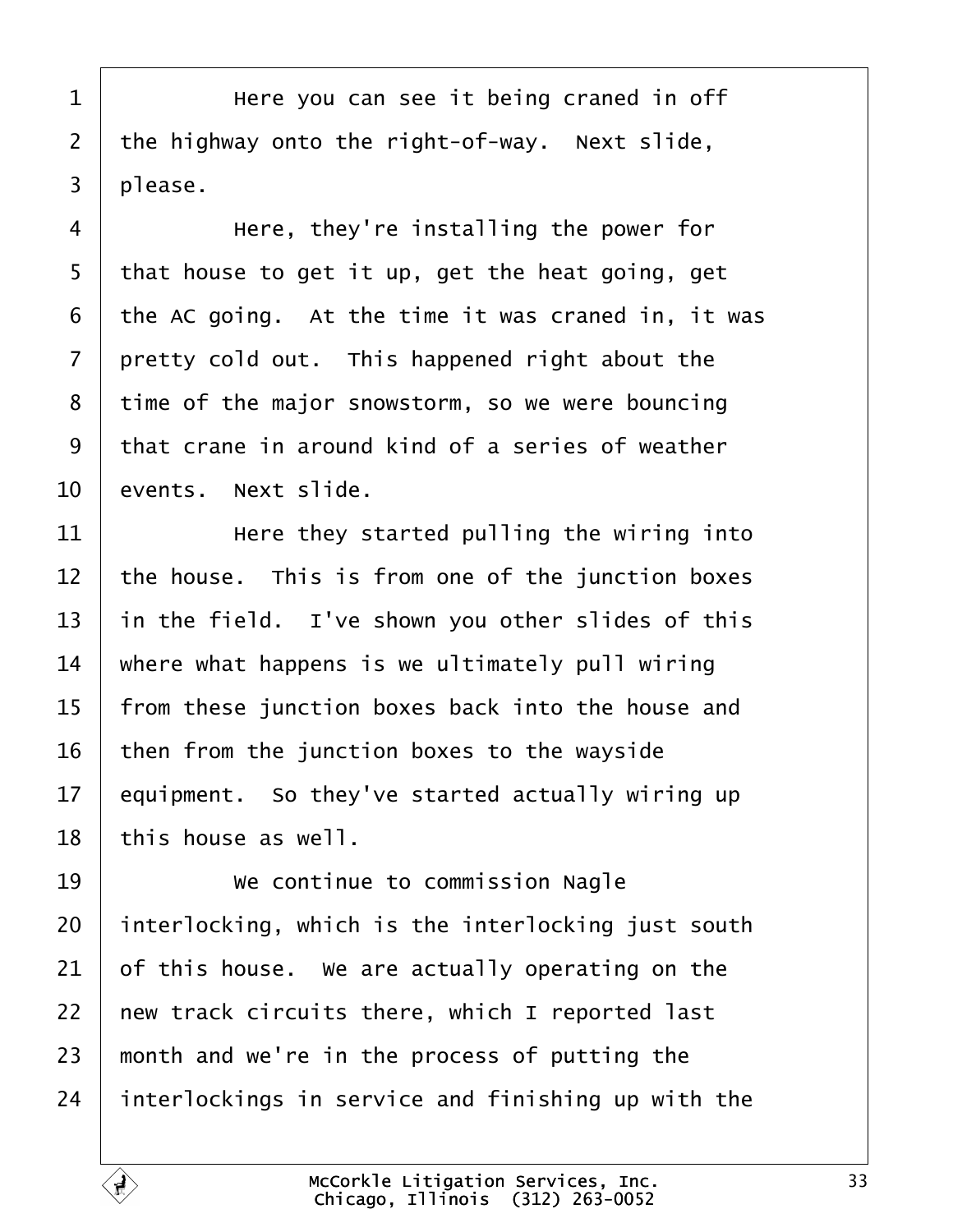1 Here you can see it being craned in off
2 the highway onto the right-of-way. Next slide,
3 please.
4 Here, they're installing the power for
5 that house to get it up, get the heat going, get
6 the AC going. At the time it was craned in, it was
7 pretty cold out. This happened right about the
8 time of the major snowstorm, so we were bouncing
9 that crane in around kind of a series of weather
10 events. Next slide.
11 Here they started pulling the wiring into
12 the house. This is from one of the junction boxes
13 in the field. I've shown you other slides of this
14 where what happens is we ultimately pull wiring
15 from these junction boxes back into the house and
16 then from the junction boxes to the wayside
17 equipment. So they've started actually wiring up
18 this house as well.
19 We continue to commission Nagle
20 interlocking, which is the interlocking just south
21 of this house. We are actually operating on the
22 new track circuits there, which I reported last
23 month and we're in the process of putting the
24 interlockings in service and finishing up with the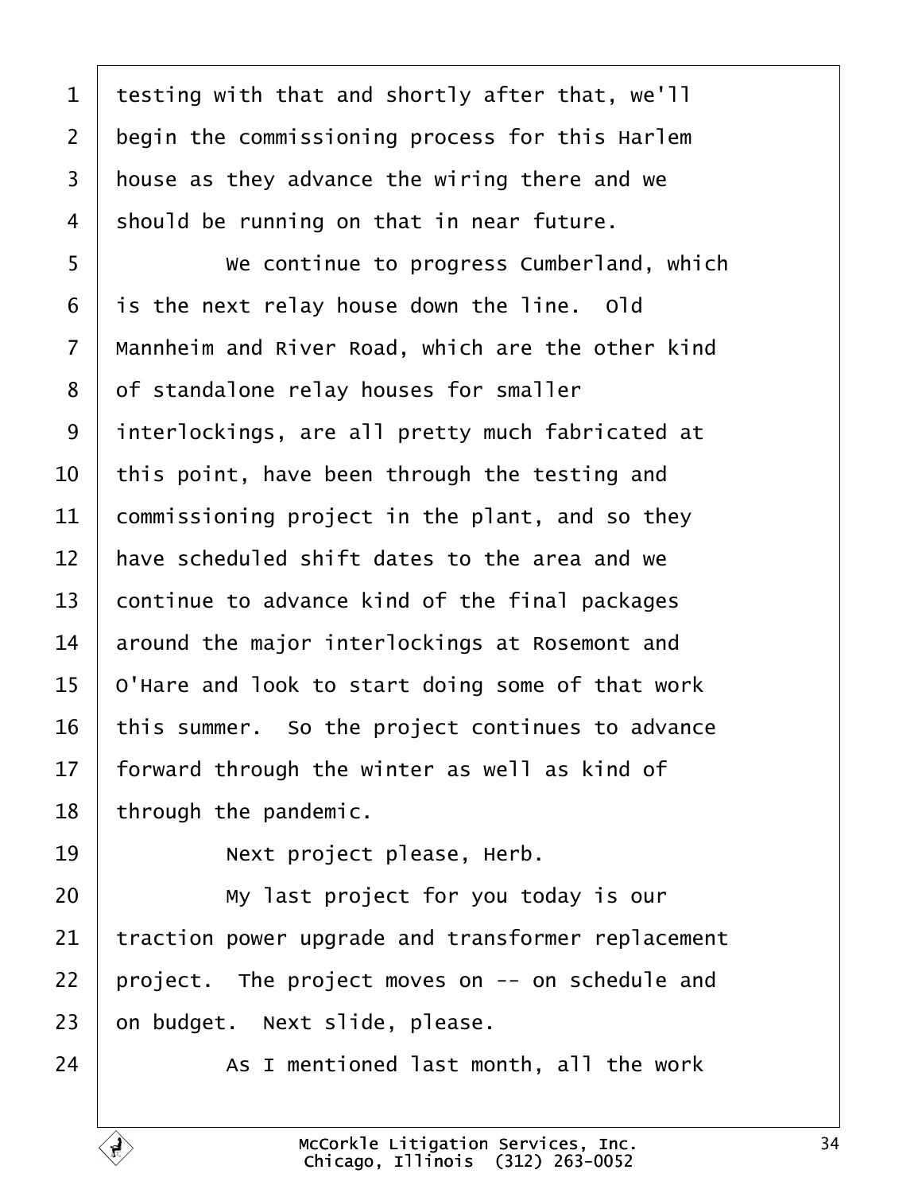testing with that and shortly after that, we'll begin the commissioning process for this Harlem house as they advance the wiring there and we should be running on that in near future.

We continue to progress Cumberland, which is the next relay house down the line. Old Mannheim and River Road, which are the other kind of standalone relay houses for smaller interlockings, are all pretty much fabricated at this point, have been through the testing and commissioning project in the plant, and so they have scheduled shift dates to the area and we continue to advance kind of the final packages around the major interlockings at Rosemont and O'Hare and look to start doing some of that work this summer. So the project continues to advance forward through the winter as well as kind of through the pandemic.

Next project please, Herb.

My last project for you today is our traction power upgrade and transformer replacement project. The project moves on -- on schedule and on budget. Next slide, please.

As I mentioned last month, all the work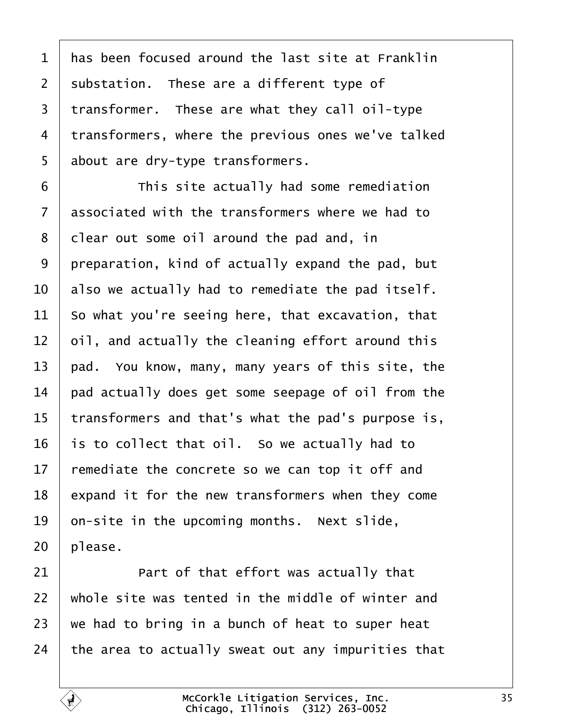1 has been focused around the last site at Franklin
2 substation. These are a different type of
3 transformer. These are what they call oil-type
4 transformers, where the previous ones we've talked
5 about are dry-type transformers.
6 This site actually had some remediation
7 associated with the transformers where we had to
8 clear out some oil around the pad and, in
9 preparation, kind of actually expand the pad, but
10 also we actually had to remediate the pad itself.
11 So what you're seeing here, that excavation, that
12 oil, and actually the cleaning effort around this
13 pad. You know, many, many years of this site, the
14 pad actually does get some seepage of oil from the
15 transformers and that's what the pad's purpose is,
16 is to collect that oil. So we actually had to
17 remediate the concrete so we can top it off and
18 expand it for the new transformers when they come
19 on-site in the upcoming months. Next slide,
20 please.
21 Part of that effort was actually that
22 whole site was tented in the middle of winter and
23 we had to bring in a bunch of heat to super heat
24 the area to actually sweat out any impurities that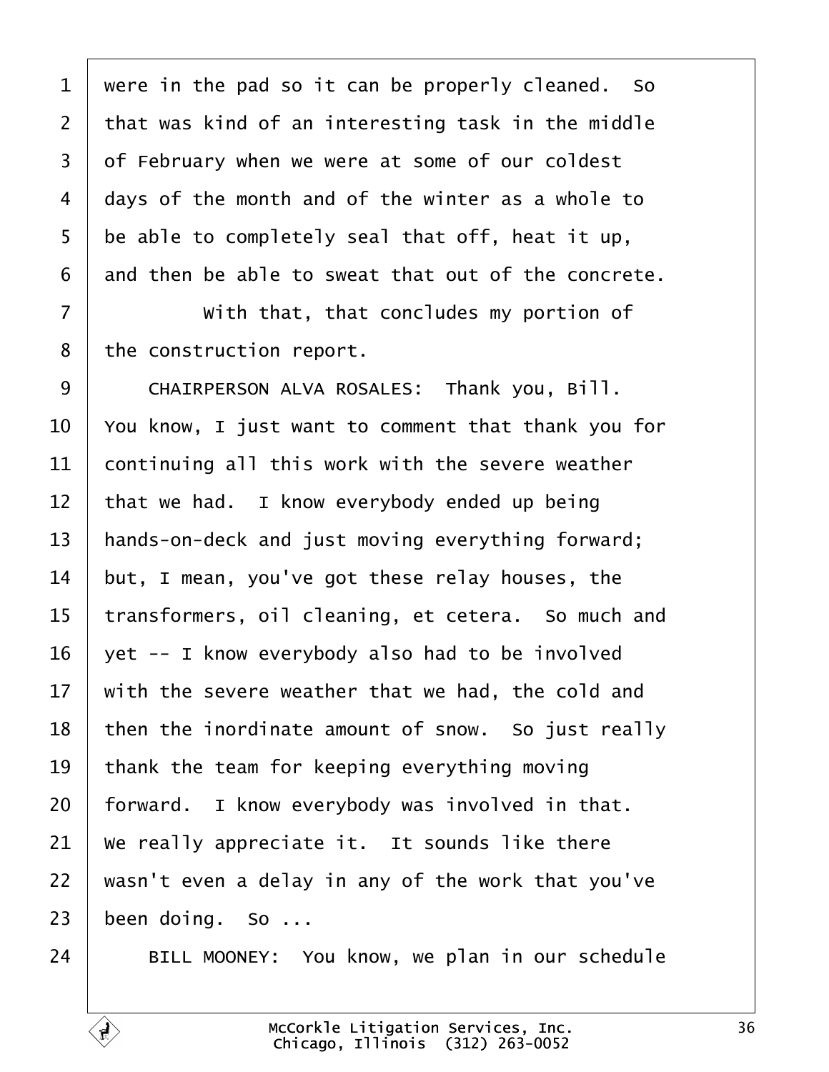were in the pad so it can be properly cleaned. So that was kind of an interesting task in the middle of February when we were at some of our coldest days of the month and of the winter as a whole to be able to completely seal that off, heat it up, and then be able to sweat that out of the concrete.

With that, that concludes my portion of the construction report.

CHAIRPERSON ALVA ROSALES: Thank you, Bill. You know, I just want to comment that thank you for continuing all this work with the severe weather that we had. I know everybody ended up being hands-on-deck and just moving everything forward; but, I mean, you've got these relay houses, the transformers, oil cleaning, et cetera. So much and yet -- I know everybody also had to be involved with the severe weather that we had, the cold and then the inordinate amount of snow. So just really thank the team for keeping everything moving forward. I know everybody was involved in that. We really appreciate it. It sounds like there wasn't even a delay in any of the work that you've been doing. So ...

BILL MOONEY: You know, we plan in our schedule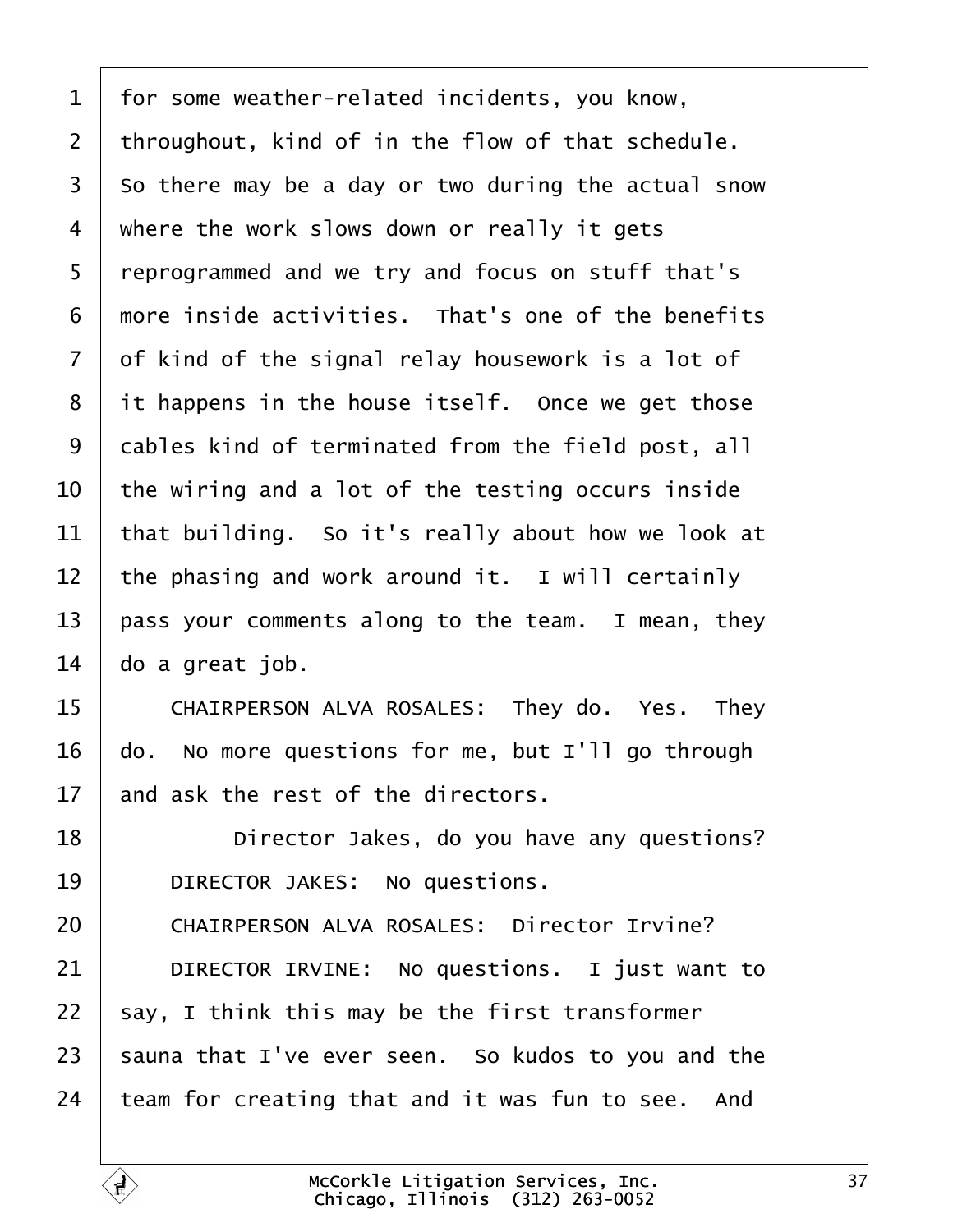1 for some weather-related incidents, you know,
2 throughout, kind of in the flow of that schedule.
3 So there may be a day or two during the actual snow
4 where the work slows down or really it gets
5 reprogrammed and we try and focus on stuff that's
6 more inside activities. That's one of the benefits
7 of kind of the signal relay housework is a lot of
8 it happens in the house itself. Once we get those
9 cables kind of terminated from the field post, all
10 the wiring and a lot of the testing occurs inside
11 that building. So it's really about how we look at
12 the phasing and work around it. I will certainly
13 pass your comments along to the team. I mean, they
14 do a great job.
15 CHAIRPERSON ALVA ROSALES: They do. Yes. They
16 do. No more questions for me, but I'll go through
17 and ask the rest of the directors.
18 Director Jakes, do you have any questions?
19 DIRECTOR JAKES: No questions.
20 CHAIRPERSON ALVA ROSALES: Director Irvine?
21 DIRECTOR IRVINE: No questions. I just want to
22 say, I think this may be the first transformer
23 sauna that I've ever seen. So kudos to you and the
24 team for creating that and it was fun to see. And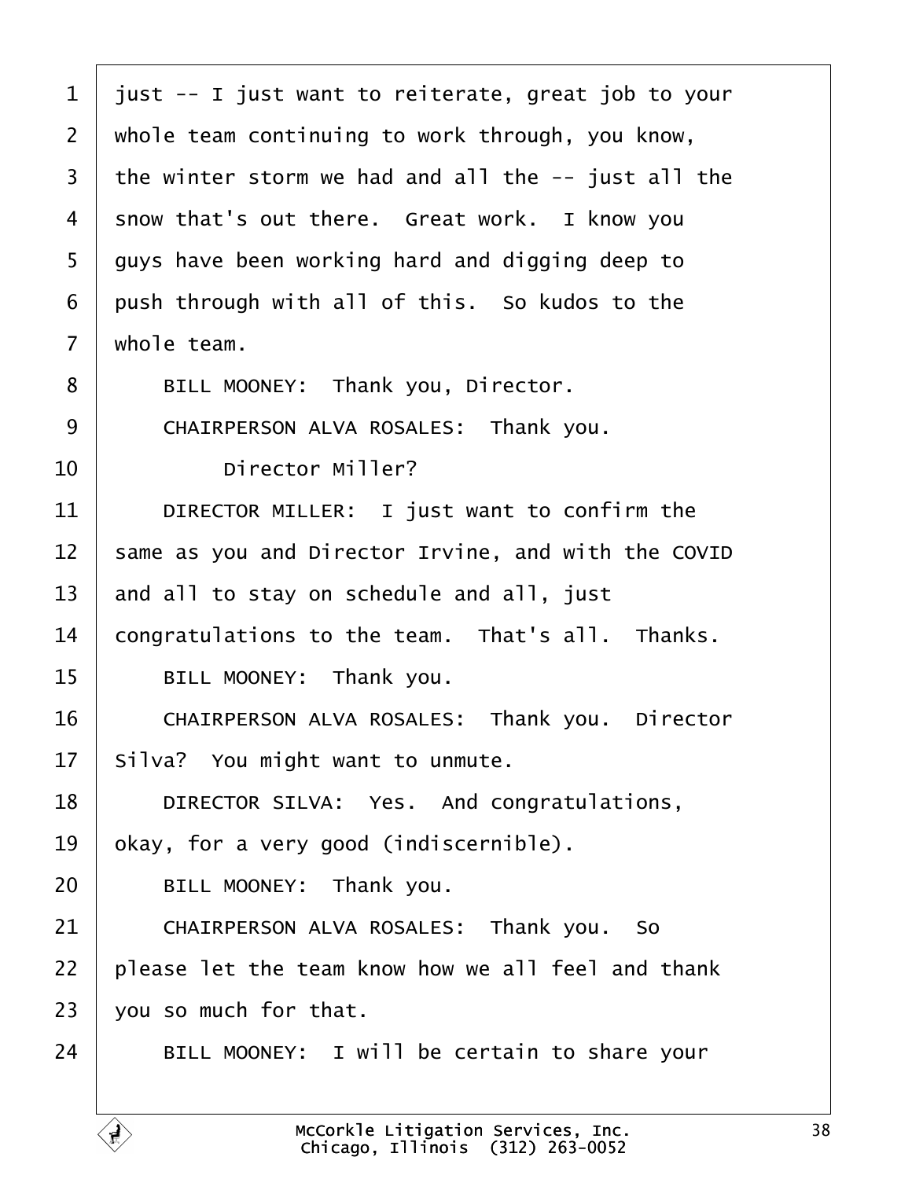1 just -- I just want to reiterate, great job to your
2 whole team continuing to work through, you know,
3 the winter storm we had and all the -- just all the
4 snow that's out there. Great work. I know you
5 guys have been working hard and digging deep to
6 push through with all of this. So kudos to the
7 whole team.
8 BILL MOONEY: Thank you, Director.
9 CHAIRPERSON ALVA ROSALES: Thank you.
10 Director Miller?
11 DIRECTOR MILLER: I just want to confirm the
12 same as you and Director Irvine, and with the COVID
13 and all to stay on schedule and all, just
14 congratulations to the team. That's all. Thanks.
15 BILL MOONEY: Thank you.
16 CHAIRPERSON ALVA ROSALES: Thank you. Director
17 Silva? You might want to unmute.
18 DIRECTOR SILVA: Yes. And congratulations,
19 okay, for a very good (indiscernible).
20 BILL MOONEY: Thank you.
21 CHAIRPERSON ALVA ROSALES: Thank you. So
22 please let the team know how we all feel and thank
23 you so much for that.
24 BILL MOONEY: I will be certain to share your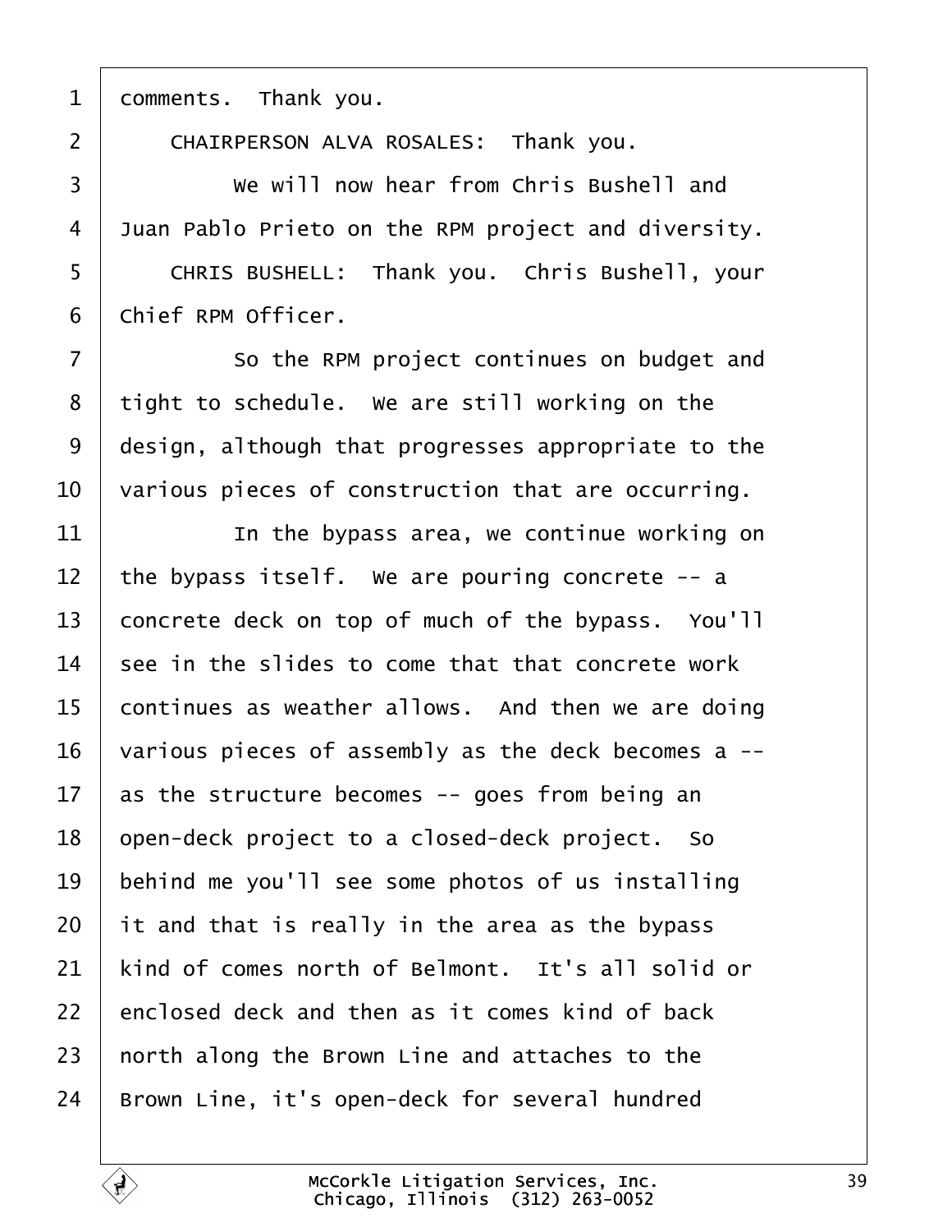comments. Thank you.

CHAIRPERSON ALVA ROSALES: Thank you.

We will now hear from Chris Bushell and Juan Pablo Prieto on the RPM project and diversity.

CHRIS BUSHELL: Thank you. Chris Bushell, your Chief RPM Officer.

So the RPM project continues on budget and tight to schedule. We are still working on the design, although that progresses appropriate to the various pieces of construction that are occurring.

In the bypass area, we continue working on the bypass itself. We are pouring concrete -- a concrete deck on top of much of the bypass. You'll see in the slides to come that that concrete work continues as weather allows. And then we are doing various pieces of assembly as the deck becomes a -- as the structure becomes -- goes from being an open-deck project to a closed-deck project. So behind me you'll see some photos of us installing it and that is really in the area as the bypass kind of comes north of Belmont. It's all solid or enclosed deck and then as it comes kind of back north along the Brown Line and attaches to the Brown Line, it's open-deck for several hundred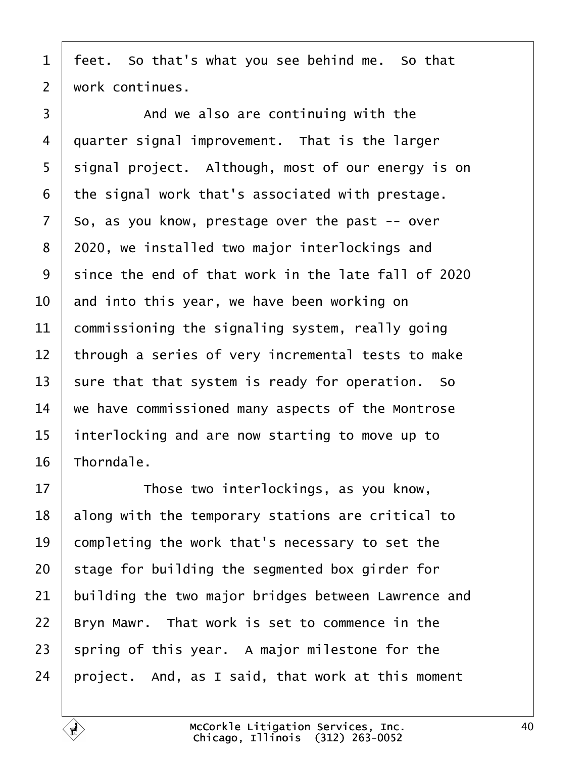1 feet. So that's what you see behind me. So that
2 work continues.
3 And we also are continuing with the
4 quarter signal improvement. That is the larger
5 signal project. Although, most of our energy is on
6 the signal work that's associated with prestage.
7 So, as you know, prestage over the past -- over
8 2020, we installed two major interlockings and
9 since the end of that work in the late fall of 2020
10 and into this year, we have been working on
11 commissioning the signaling system, really going
12 through a series of very incremental tests to make
13 sure that that system is ready for operation. So
14 we have commissioned many aspects of the Montrose
15 interlocking and are now starting to move up to
16 Thorndale.
17 Those two interlockings, as you know,
18 along with the temporary stations are critical to
19 completing the work that's necessary to set the
20 stage for building the segmented box girder for
21 building the two major bridges between Lawrence and
22 Bryn Mawr. That work is set to commence in the
23 spring of this year. A major milestone for the
24 project. And, as I said, that work at this moment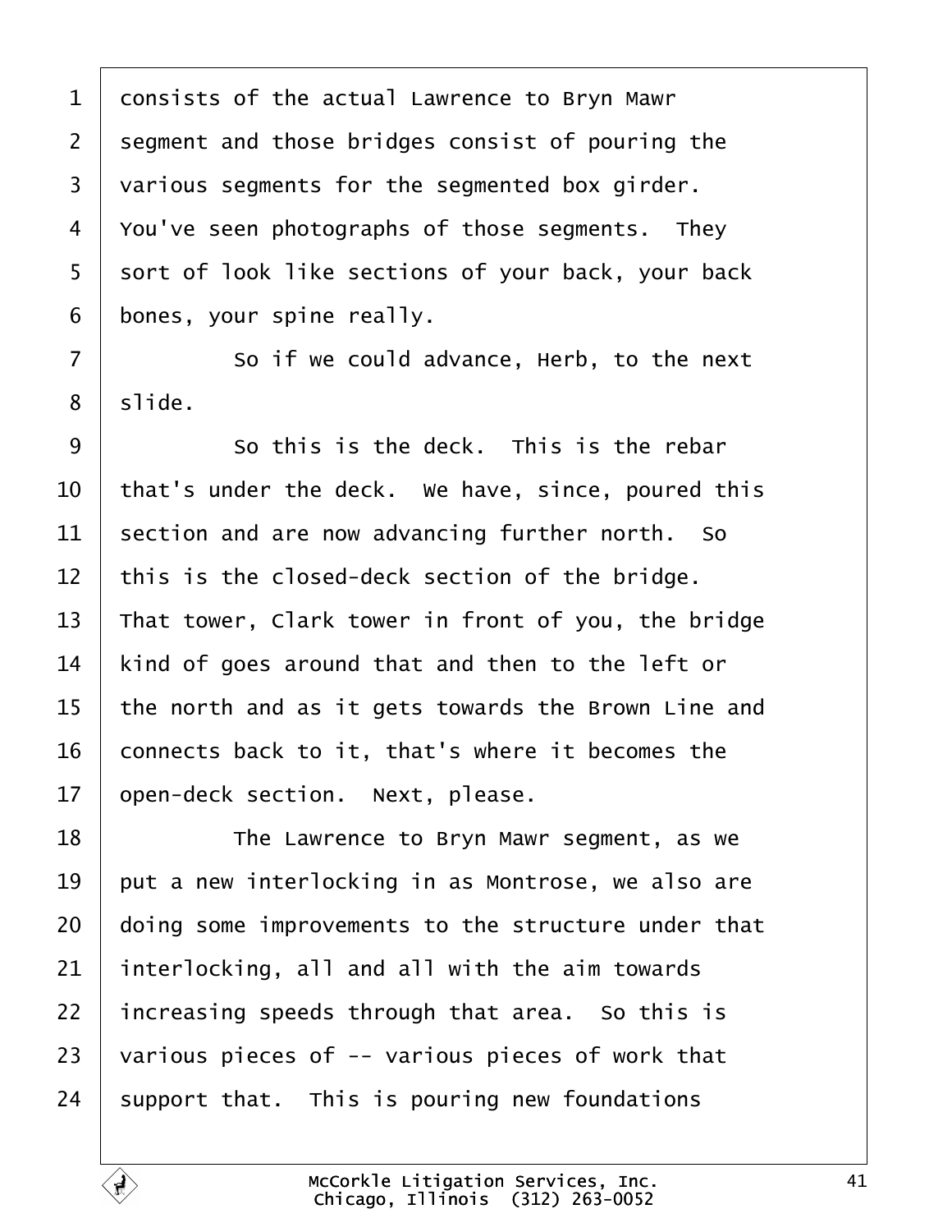consists of the actual Lawrence to Bryn Mawr segment and those bridges consist of pouring the various segments for the segmented box girder. You've seen photographs of those segments. They sort of look like sections of your back, your back bones, your spine really.

So if we could advance, Herb, to the next slide.

So this is the deck. This is the rebar that's under the deck. We have, since, poured this section and are now advancing further north. So this is the closed-deck section of the bridge. That tower, Clark tower in front of you, the bridge kind of goes around that and then to the left or the north and as it gets towards the Brown Line and connects back to it, that's where it becomes the open-deck section. Next, please.

The Lawrence to Bryn Mawr segment, as we put a new interlocking in as Montrose, we also are doing some improvements to the structure under that interlocking, all and all with the aim towards increasing speeds through that area. So this is various pieces of -- various pieces of work that support that. This is pouring new foundations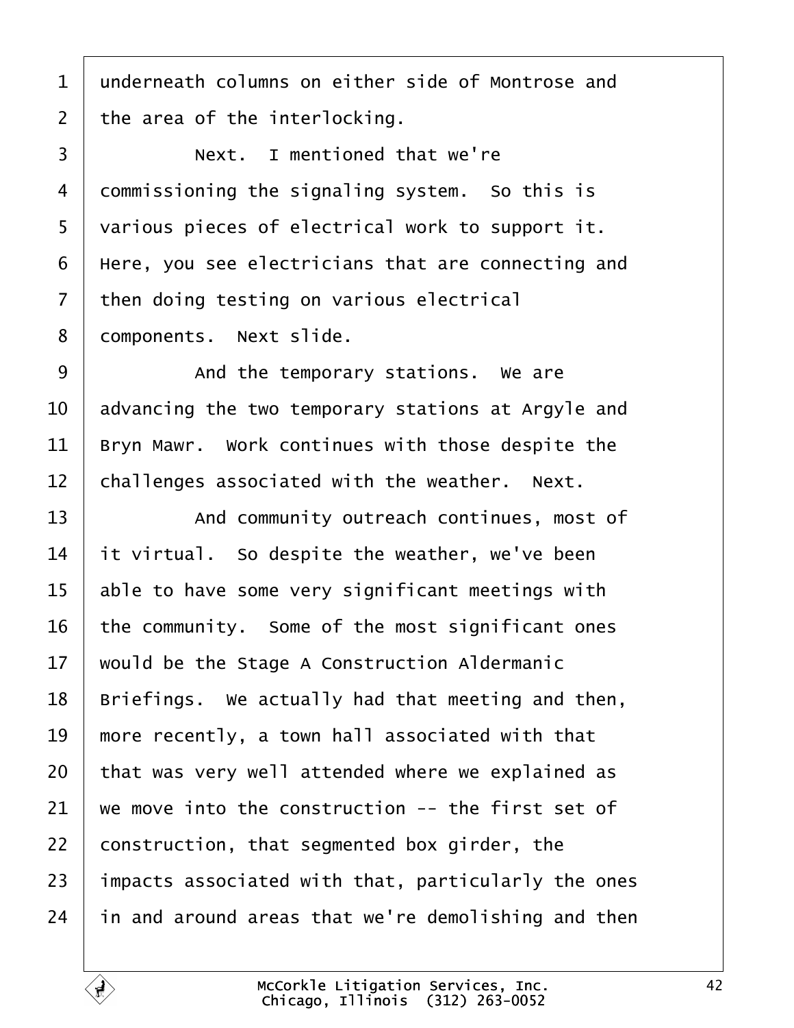underneath columns on either side of Montrose and the area of the interlocking.

Next. I mentioned that we're commissioning the signaling system. So this is various pieces of electrical work to support it. Here, you see electricians that are connecting and then doing testing on various electrical components. Next slide.

And the temporary stations. We are advancing the two temporary stations at Argyle and Bryn Mawr. Work continues with those despite the challenges associated with the weather. Next.

And community outreach continues, most of it virtual. So despite the weather, we've been able to have some very significant meetings with the community. Some of the most significant ones would be the Stage A Construction Aldermanic Briefings. We actually had that meeting and then, more recently, a town hall associated with that that was very well attended where we explained as we move into the construction -- the first set of construction, that segmented box girder, the impacts associated with that, particularly the ones in and around areas that we're demolishing and then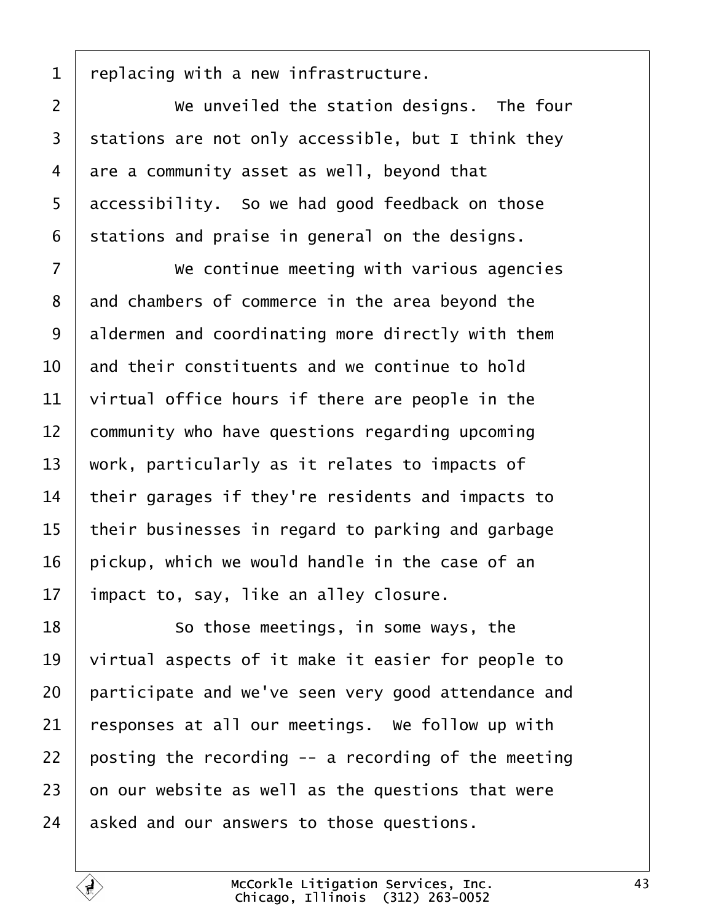replacing with a new infrastructure.

We unveiled the station designs. The four stations are not only accessible, but I think they are a community asset as well, beyond that accessibility. So we had good feedback on those stations and praise in general on the designs.

We continue meeting with various agencies and chambers of commerce in the area beyond the aldermen and coordinating more directly with them and their constituents and we continue to hold virtual office hours if there are people in the community who have questions regarding upcoming work, particularly as it relates to impacts of their garages if they're residents and impacts to their businesses in regard to parking and garbage pickup, which we would handle in the case of an impact to, say, like an alley closure.

So those meetings, in some ways, the virtual aspects of it make it easier for people to participate and we've seen very good attendance and responses at all our meetings. We follow up with posting the recording -- a recording of the meeting on our website as well as the questions that were asked and our answers to those questions.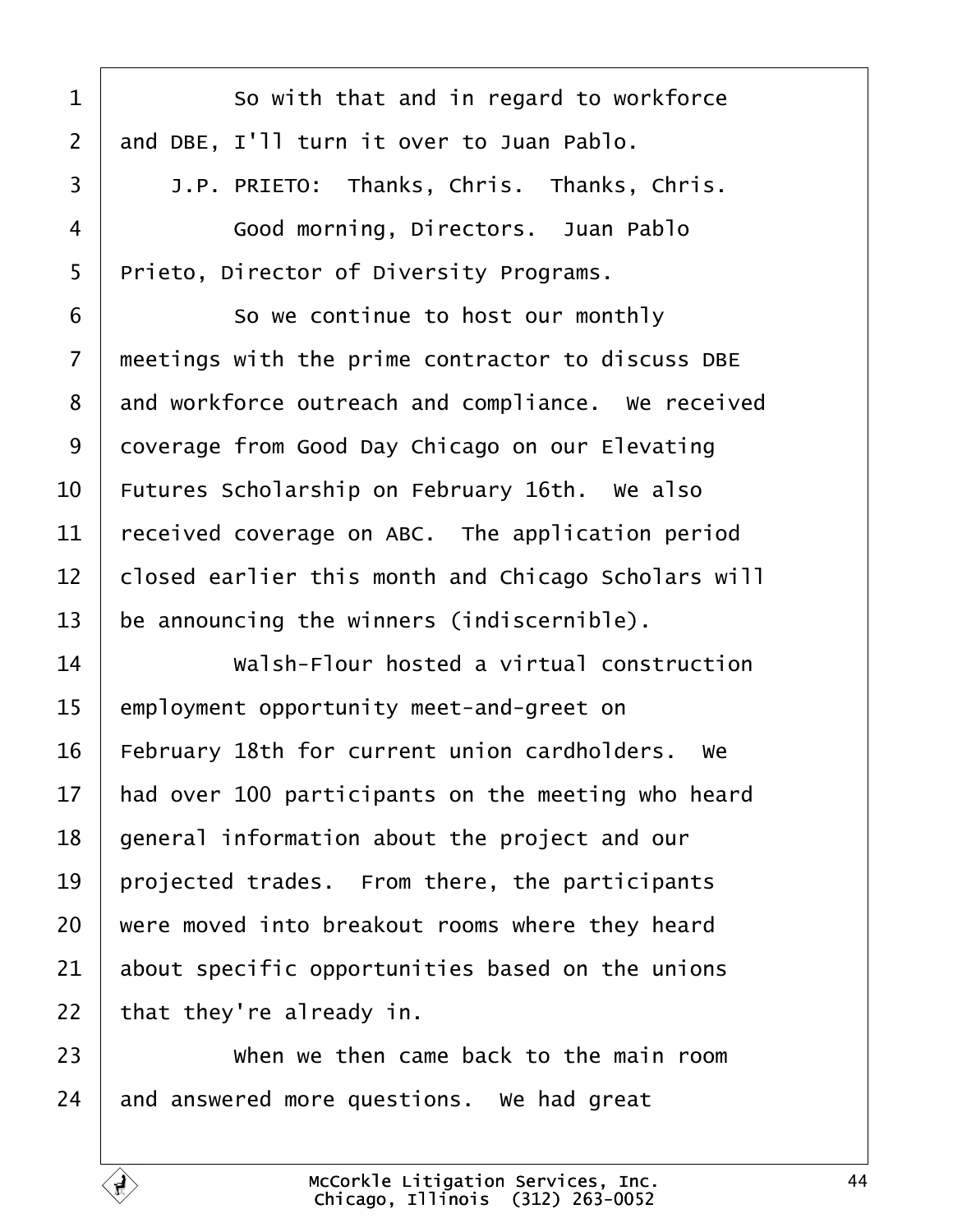1 So with that and in regard to workforce
2 and DBE, I'll turn it over to Juan Pablo.
3 J.P. PRIETO: Thanks, Chris. Thanks, Chris.
4 Good morning, Directors. Juan Pablo
5 Prieto, Director of Diversity Programs.
6 So we continue to host our monthly
7 meetings with the prime contractor to discuss DBE
8 and workforce outreach and compliance. We received
9 coverage from Good Day Chicago on our Elevating
10 Futures Scholarship on February 16th. We also
11 received coverage on ABC. The application period
12 closed earlier this month and Chicago Scholars will
13 be announcing the winners (indiscernible).
14 Walsh-Flour hosted a virtual construction
15 employment opportunity meet-and-greet on
16 February 18th for current union cardholders. We
17 had over 100 participants on the meeting who heard
18 general information about the project and our
19 projected trades. From there, the participants
20 were moved into breakout rooms where they heard
21 about specific opportunities based on the unions
22 that they're already in.
23 When we then came back to the main room
24 and answered more questions. We had great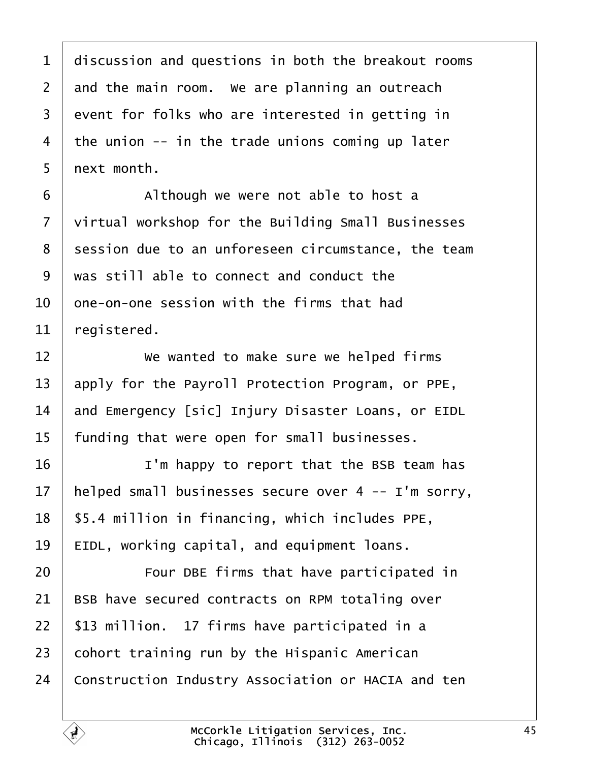discussion and questions in both the breakout rooms and the main room. We are planning an outreach event for folks who are interested in getting in the union -- in the trade unions coming up later next month.

Although we were not able to host a virtual workshop for the Building Small Businesses session due to an unforeseen circumstance, the team was still able to connect and conduct the one-on-one session with the firms that had registered.

We wanted to make sure we helped firms apply for the Payroll Protection Program, or PPE, and Emergency [sic] Injury Disaster Loans, or EIDL funding that were open for small businesses.

I'm happy to report that the BSB team has helped small businesses secure over 4 -- I'm sorry, $5.4 million in financing, which includes PPE, EIDL, working capital, and equipment loans.

Four DBE firms that have participated in BSB have secured contracts on RPM totaling over $13 million. 17 firms have participated in a cohort training run by the Hispanic American Construction Industry Association or HACIA and ten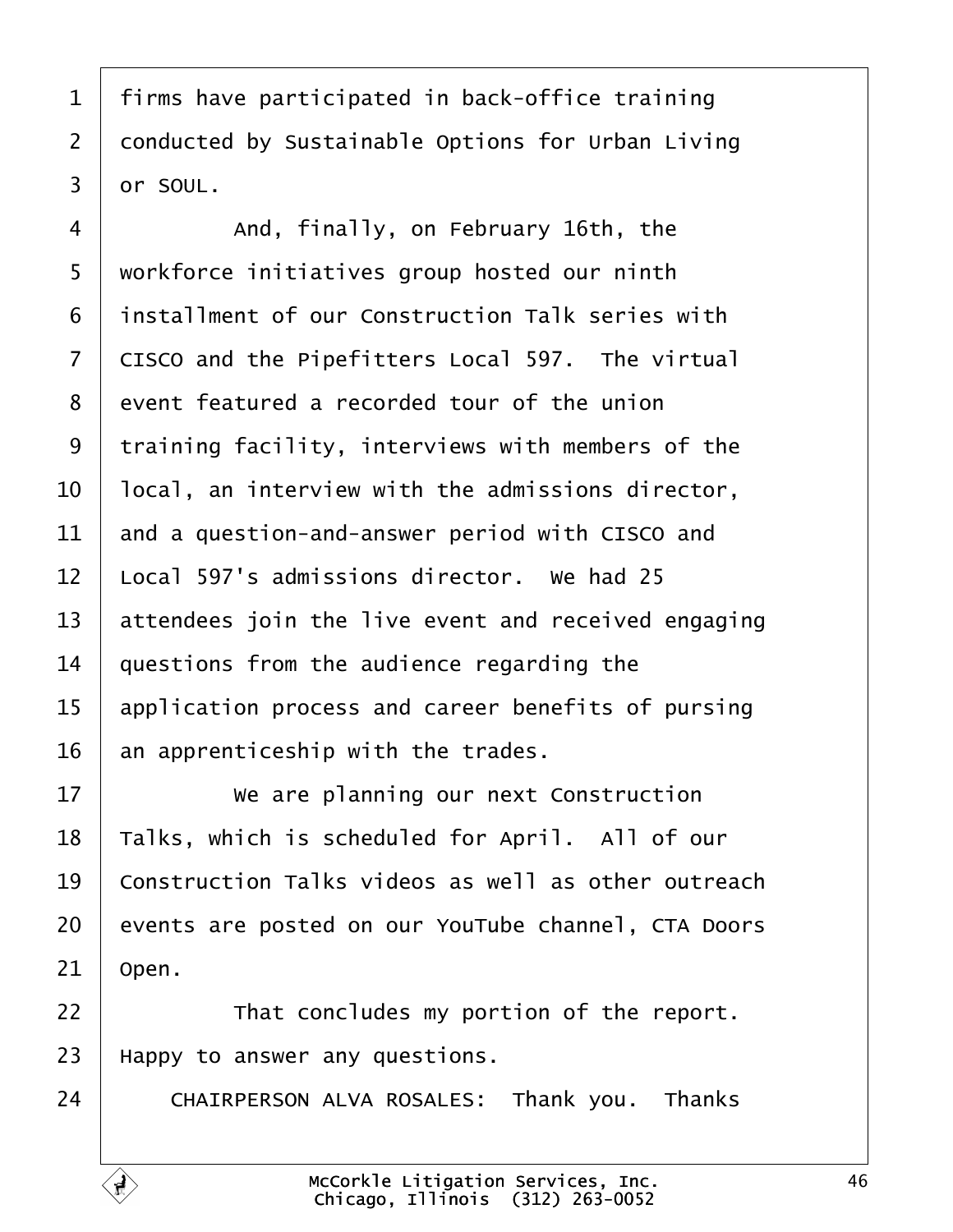firms have participated in back-office training conducted by Sustainable Options for Urban Living or SOUL.

And, finally, on February 16th, the workforce initiatives group hosted our ninth installment of our Construction Talk series with CISCO and the Pipefitters Local 597. The virtual event featured a recorded tour of the union training facility, interviews with members of the local, an interview with the admissions director, and a question-and-answer period with CISCO and Local 597's admissions director. We had 25 attendees join the live event and received engaging questions from the audience regarding the application process and career benefits of pursing an apprenticeship with the trades.

We are planning our next Construction Talks, which is scheduled for April. All of our Construction Talks videos as well as other outreach events are posted on our YouTube channel, CTA Doors Open.

That concludes my portion of the report. Happy to answer any questions.

CHAIRPERSON ALVA ROSALES: Thank you. Thanks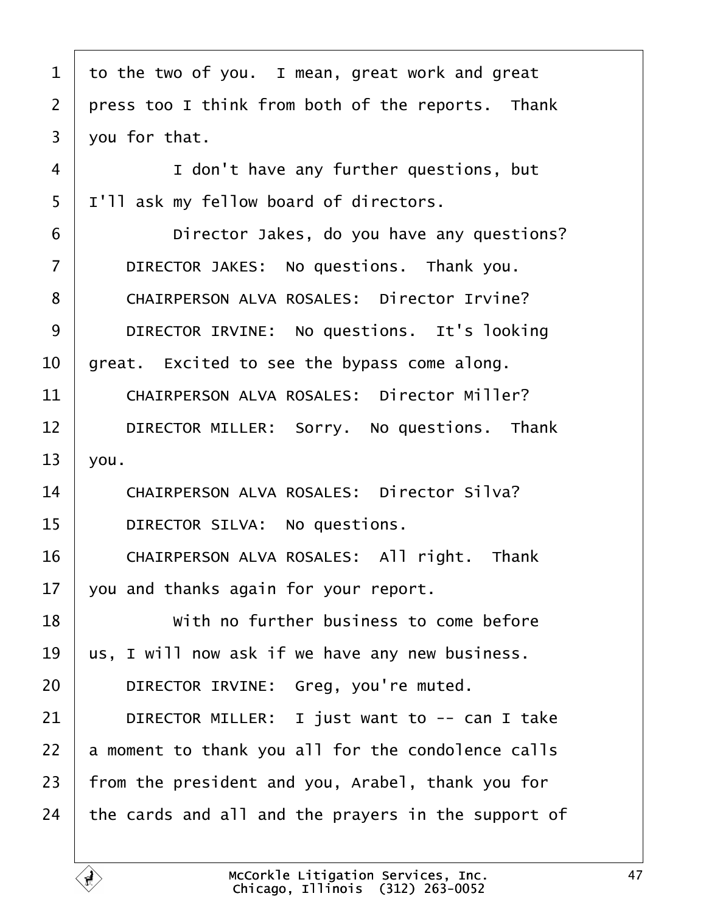to the two of you. I mean, great work and great press too I think from both of the reports. Thank you for that.

I don't have any further questions, but I'll ask my fellow board of directors.

Director Jakes, do you have any questions?

DIRECTOR JAKES: No questions. Thank you.

CHAIRPERSON ALVA ROSALES: Director Irvine?

DIRECTOR IRVINE: No questions. It's looking great. Excited to see the bypass come along.

CHAIRPERSON ALVA ROSALES: Director Miller?

DIRECTOR MILLER: Sorry. No questions. Thank you.

CHAIRPERSON ALVA ROSALES: Director Silva?

DIRECTOR SILVA: No questions.

CHAIRPERSON ALVA ROSALES: All right. Thank you and thanks again for your report.

With no further business to come before us, I will now ask if we have any new business.

DIRECTOR IRVINE: Greg, you're muted.

DIRECTOR MILLER: I just want to -- can I take a moment to thank you all for the condolence calls from the president and you, Arabel, thank you for the cards and all and the prayers in the support of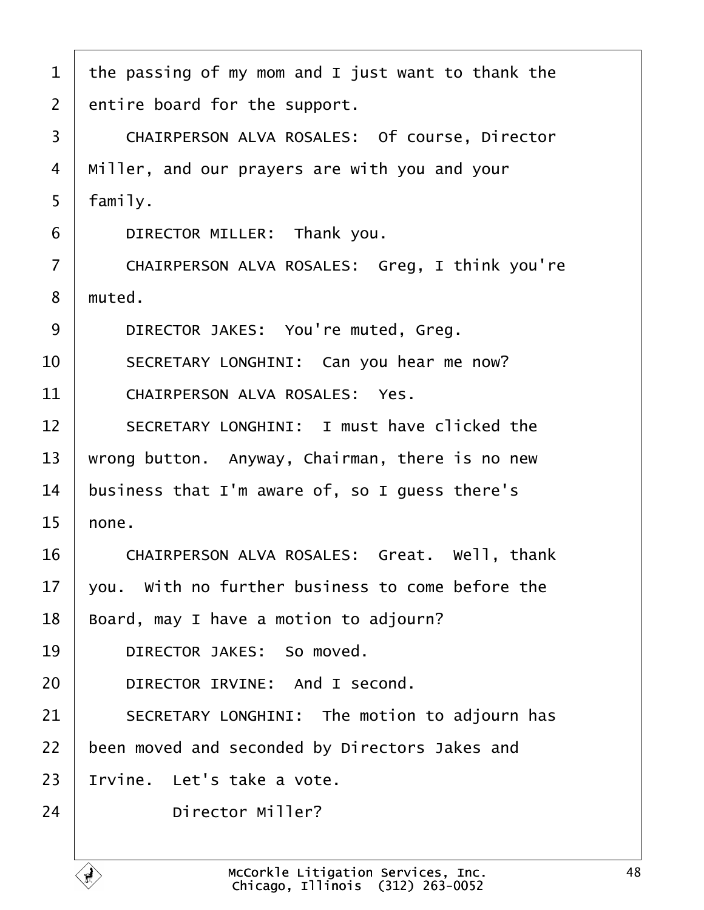1 the passing of my mom and I just want to thank the
2 entire board for the support.
3 CHAIRPERSON ALVA ROSALES: Of course, Director
4 Miller, and our prayers are with you and your
5 family.
6 DIRECTOR MILLER: Thank you.
7 CHAIRPERSON ALVA ROSALES: Greg, I think you're
8 muted.
9 DIRECTOR JAKES: You're muted, Greg.
10 SECRETARY LONGHINI: Can you hear me now?
11 CHAIRPERSON ALVA ROSALES: Yes.
12 SECRETARY LONGHINI: I must have clicked the
13 wrong button. Anyway, Chairman, there is no new
14 business that I'm aware of, so I guess there's
15 none.
16 CHAIRPERSON ALVA ROSALES: Great. Well, thank
17 you. With no further business to come before the
18 Board, may I have a motion to adjourn?
19 DIRECTOR JAKES: So moved.
20 DIRECTOR IRVINE: And I second.
21 SECRETARY LONGHINI: The motion to adjourn has
22 been moved and seconded by Directors Jakes and
23 Irvine. Let's take a vote.
24 Director Miller?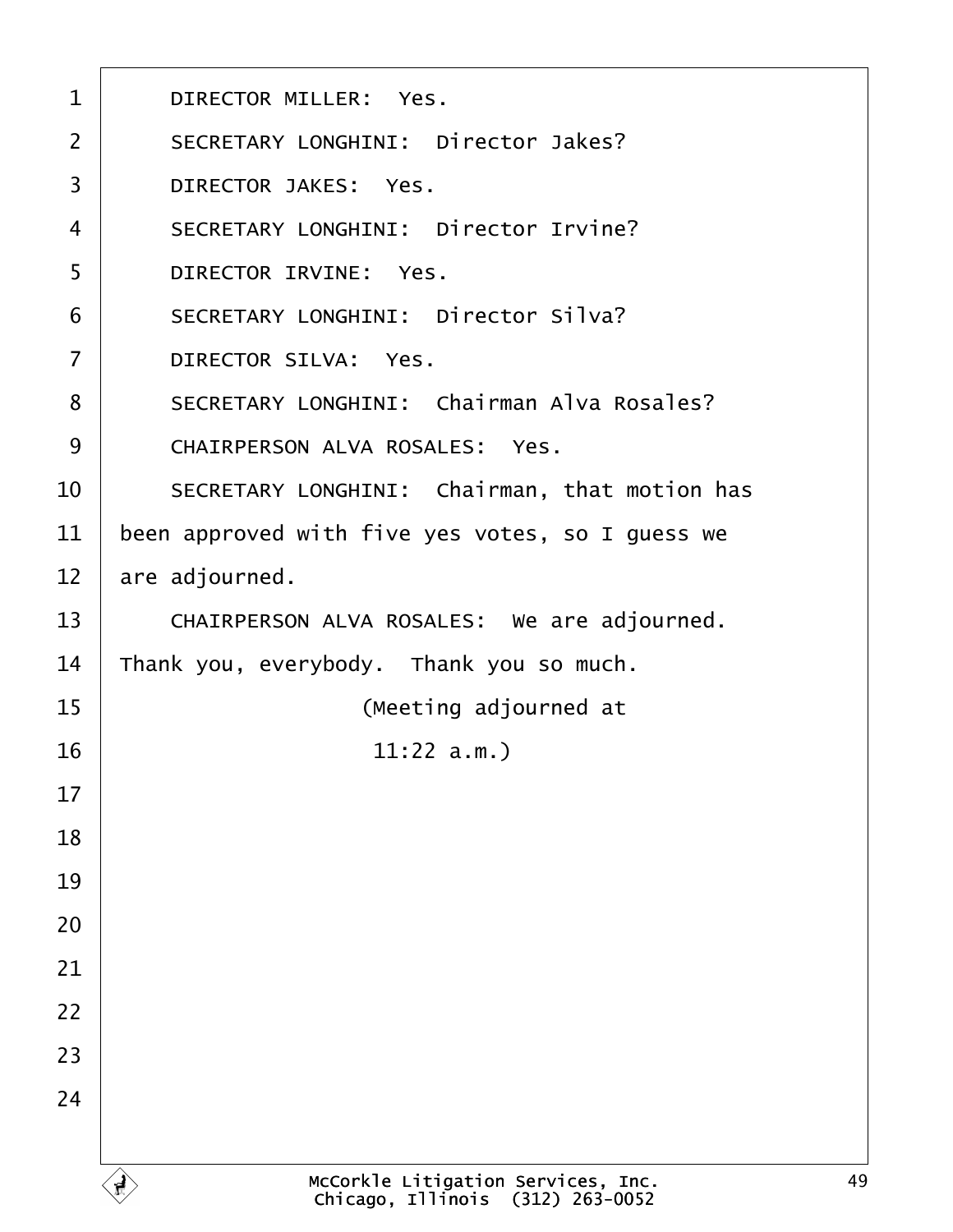DIRECTOR MILLER: Yes.

SECRETARY LONGHINI: Director Jakes?

DIRECTOR JAKES: Yes.

SECRETARY LONGHINI: Director Irvine?

DIRECTOR IRVINE: Yes.

SECRETARY LONGHINI: Director Silva?

DIRECTOR SILVA: Yes.

SECRETARY LONGHINI: Chairman Alva Rosales?

CHAIRPERSON ALVA ROSALES: Yes.

SECRETARY LONGHINI: Chairman, that motion has been approved with five yes votes, so I guess we are adjourned.

CHAIRPERSON ALVA ROSALES: We are adjourned. Thank you, everybody. Thank you so much.

(Meeting adjourned at 11:22 a.m.)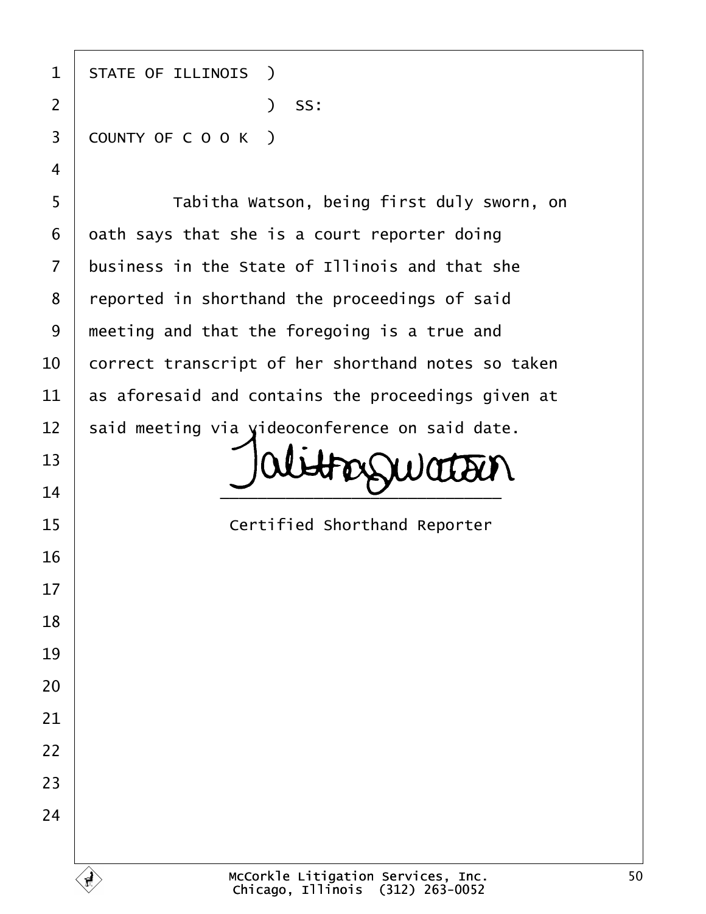STATE OF ILLINOIS )
                  ) SS:
COUNTY OF C O O K )

Tabitha Watson, being first duly sworn, on oath says that she is a court reporter doing business in the State of Illinois and that she reported in shorthand the proceedings of said meeting and that the foregoing is a true and correct transcript of her shorthand notes so taken as aforesaid and contains the proceedings given at said meeting via videoconference on said date.

Tabitha Watson
\_\_\_\_\_\_\_\_\_\_\_\_\_\_\_\_\_\_\_\_\_\_\_\_\_\_\_\_\_\_

Certified Shorthand Reporter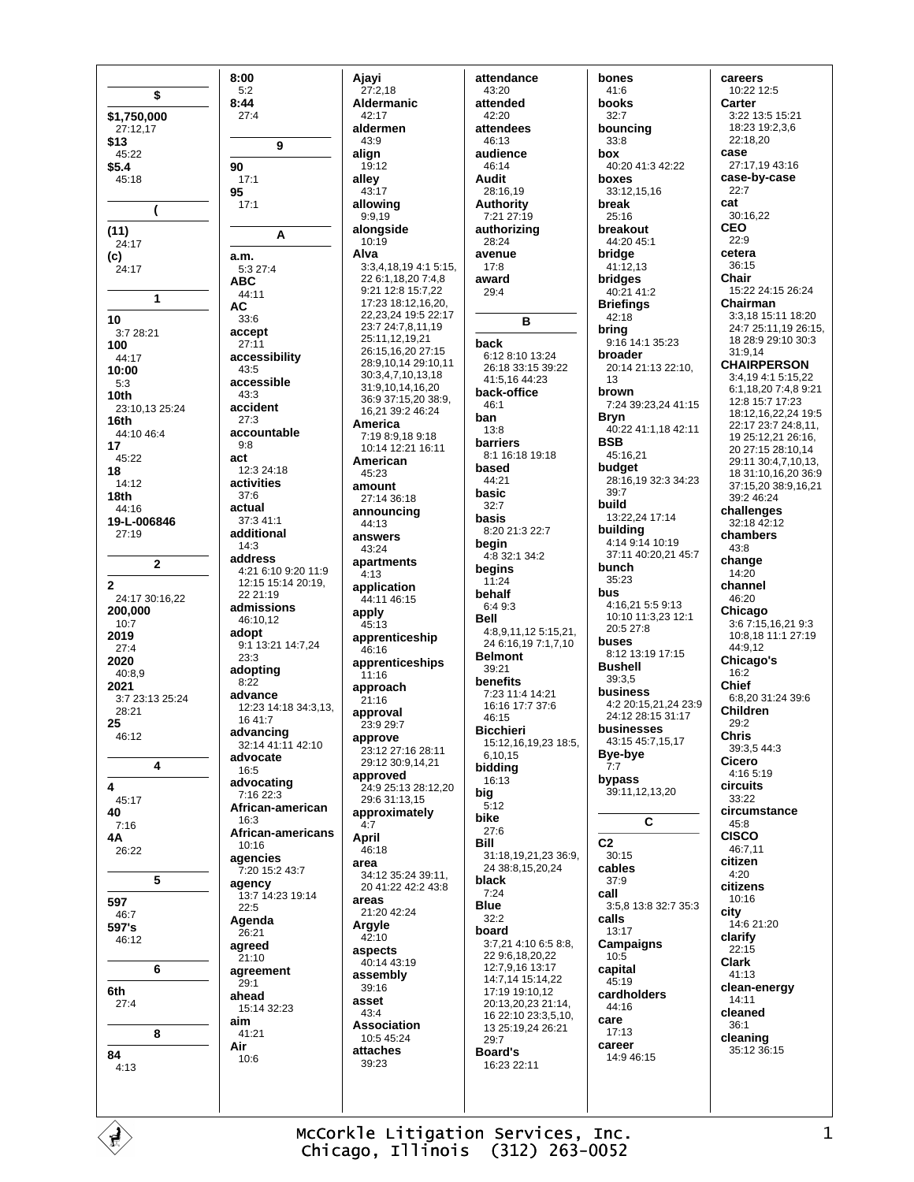## $

**$1,750,000**
27:12,17

**$13**
45:22

**$5.4**
45:18

## (

**(11)**
24:17

**(c)**
24:17

## 1

**10**
3:7 28:21

**100**
44:17

**10:00**
5:3

**10th**
23:10,13 25:24

**16th**
44:10 46:4

**17**
45:22

**18**
14:12

**18th**
44:16

**19-L-006846**
27:19

## 2

**2**
24:17 30:16,22

**200,000**
10:7

**2019**
27:4

**2020**
40:8,9

**2021**
3:7 23:13 25:24 28:21

**25**
46:12

## 4

**4**
45:17

**40**
7:16

**4A**
26:22

## 5

**597**
46:7

**597's**
46:12

## 6

**6th**
27:4

## 8

**84**
4:13

**8:00**
5:2

**8:44**
27:4

## 9

**90**
17:1

**95**
17:1

## A

**a.m.**
5:3 27:4

**ABC**
44:11

**AC**
33:6

**accept**
27:11

**accessibility**
43:5

**accessible**
43:3

**accident**
27:3

**accountable**
9:8

**act**
12:3 24:18

**activities**
37:6

**actual**
37:3 41:1

**additional**
14:3

**address**
4:21 6:10 9:20 11:9 12:15 15:14 20:19, 22 21:19

**admissions**
46:10,12

**adopt**
9:1 13:21 14:7,24 23:3

**adopting**
8:22

**advance**
12:23 14:18 34:3,13, 16 41:7

**advancing**
32:14 41:11 42:10

**advocate**
16:5

**advocating**
7:16 22:3

**African-american**
16:3

**African-americans**
10:16

**agencies**
7:20 15:2 43:7

**agency**
13:7 14:23 19:14 22:5

**Agenda**
26:21

**agreed**
21:10

**agreement**
29:1

**ahead**
15:14 32:23

**aim**
41:21

**Air**
10:6

**Ajayi**
27:2,18

**Aldermanic**
42:17

**aldermen**
43:9

**align**
19:12

**alley**
43:17

**allowing**
9:9,19

**alongside**
10:19

**Alva**
3:3,4,18,19 4:1 5:15, 22 6:1,18,20 7:4,8 9:21 12:8 15:7,22 17:23 18:12,16,20, 22,23,24 19:5 22:17 23:7 24:7,8,11,19 25:11,12,19,21 26:15,16,20 27:15 28:9,10,14 29:10,11 30:3,4,7,10,13,18 31:9,10,14,16,20 36:9 37:15,20 38:9, 16,21 39:2 46:24

**America**
7:19 8:9,18 9:18 10:14 12:21 16:11

**American**
45:23

**amount**
27:14 36:18

**announcing**
44:13

**answers**
43:24

**apartments**
4:13

**application**
44:11 46:15

**apply**
45:13

**apprenticeship**
46:16

**apprenticeships**
11:16

**approach**
21:16

**approval**
23:9 29:7

**approve**
23:12 27:16 28:11 29:12 30:9,14,21

**approved**
24:9 25:13 28:12,20 29:6 31:13,15

**approximately**
4:7

**April**
46:18

**area**
34:12 35:24 39:11, 20 41:22 42:2 43:8

**areas**
21:20 42:24

**Argyle**
42:10

**aspects**
40:14 43:19

**assembly**
39:16

**asset**
43:4

**Association**
10:5 45:24

**attaches**
39:23

**attendance**
43:20

**attended**
42:20

**attendees**
46:13

**audience**
46:14

**Audit**
28:16,19

**Authority**
7:21 27:19

**authorizing**
28:24

**avenue**
17:8

**award**
29:4

## B

**back**
6:12 8:10 13:24 26:18 33:15 39:22 41:5,16 44:23

**back-office**
46:1

**ban**
13:8

**barriers**
8:1 16:18 19:18

**based**
44:21

**basic**
32:7

**basis**
8:20 21:3 22:7

**begin**
4:8 32:1 34:2

**begins**
11:24

**behalf**
6:4 9:3

**Bell**
4:8,9,11,12 5:15,21, 24 6:16,19 7:1,7,10

**Belmont**
39:21

**benefits**
7:23 11:4 14:21 16:16 17:7 37:6 46:15

**Bicchieri**
15:12,16,19,23 18:5, 6,10,15

**bidding**
16:13

**big**
5:12

**bike**
27:6

**Bill**
31:18,19,21,23 36:9, 24 38:8,15,20,24

**black**
7:24

**Blue**
32:2

**board**
3:7,21 4:10 6:5 8:8, 22 9:6,18,20,22 12:7,9,16 13:17 14:7,14 15:14,22 17:19 19:10,12 20:13,20,23 21:14, 16 22:10 23:3,5,10, 13 25:19,24 26:21 29:7

**Board's**
16:23 22:11

**bones**
41:6

**books**
32:7

**bouncing**
33:8

**box**
40:20 41:3 42:22

**boxes**
33:12,15,16

**break**
25:16

**breakout**
44:20 45:1

**bridge**
41:12,13

**bridges**
40:21 41:2

**Briefings**
42:18

**bring**
9:16 14:1 35:23

**broader**
20:14 21:13 22:10, 13

**brown**
7:24 39:23,24 41:15

**Bryn**
40:22 41:1,18 42:11

**BSB**
45:16,21

**budget**
28:16,19 32:3 34:23 39:7

**build**
13:22,24 17:14

**building**
4:14 9:14 10:19 37:11 40:20,21 45:7

**bunch**
35:23

**bus**
4:16,21 5:5 9:13 10:10 11:3,23 12:1 20:5 27:8

**buses**
8:12 13:19 17:15

**Bushell**
39:3,5

**business**
4:2 20:15,21,24 23:9 24:12 28:15 31:17

**businesses**
43:15 45:7,15,17

**Bye-bye**
7:7

**bypass**
39:11,12,13,20

## C

**C2**
30:15

**cables**
37:9

**call**
3:5,8 13:8 32:7 35:3

**calls**
13:17

**Campaigns**
10:5

**capital**
45:19

**cardholders**
44:16

**care**
17:13

**career**
14:9 46:15

**careers**
10:22 12:5

**Carter**
3:22 13:5 15:21 18:23 19:2,3,6 22:18,20

**case**
27:17,19 43:16

**case-by-case**
22:7

**cat**
30:16,22

**CEO**
22:9

**cetera**
36:15

**Chair**
15:22 24:15 26:24

**Chairman**
3:3,18 15:11 18:20 24:7 25:11,19 26:15, 18 28:9 29:10 30:3 31:9,14

**CHAIRPERSON**
3:4,19 4:1 5:15,22 6:1,18,20 7:4,8 9:21 12:8 15:7 17:23 18:12,16,22,24 19:5 22:17 23:7 24:8,11, 19 25:12,21 26:16, 20 27:15 28:10,14 29:11 30:4,7,10,13, 18 31:10,16,20 36:9 37:15,20 38:9,16,21 39:2 46:24

**challenges**
32:18 42:12

**chambers**
43:8

**change**
14:20

**channel**
46:20

**Chicago**
3:6 7:15,16,21 9:3 10:8,18 11:1 27:19 44:9,12

**Chicago's**
16:2

**Chief**
6:8,20 31:24 39:6

**Children**
29:2

**Chris**
39:3,5 44:3

**Cicero**
4:16 5:19

**circuits**
33:22

**circumstance**
45:8

**CISCO**
46:7,11

**citizen**
4:20

**citizens**
10:16

**city**
14:6 21:20

**clarify**
22:15

**Clark**
41:13

**clean-energy**
14:11

**cleaned**
36:1

**cleaning**
35:12 36:15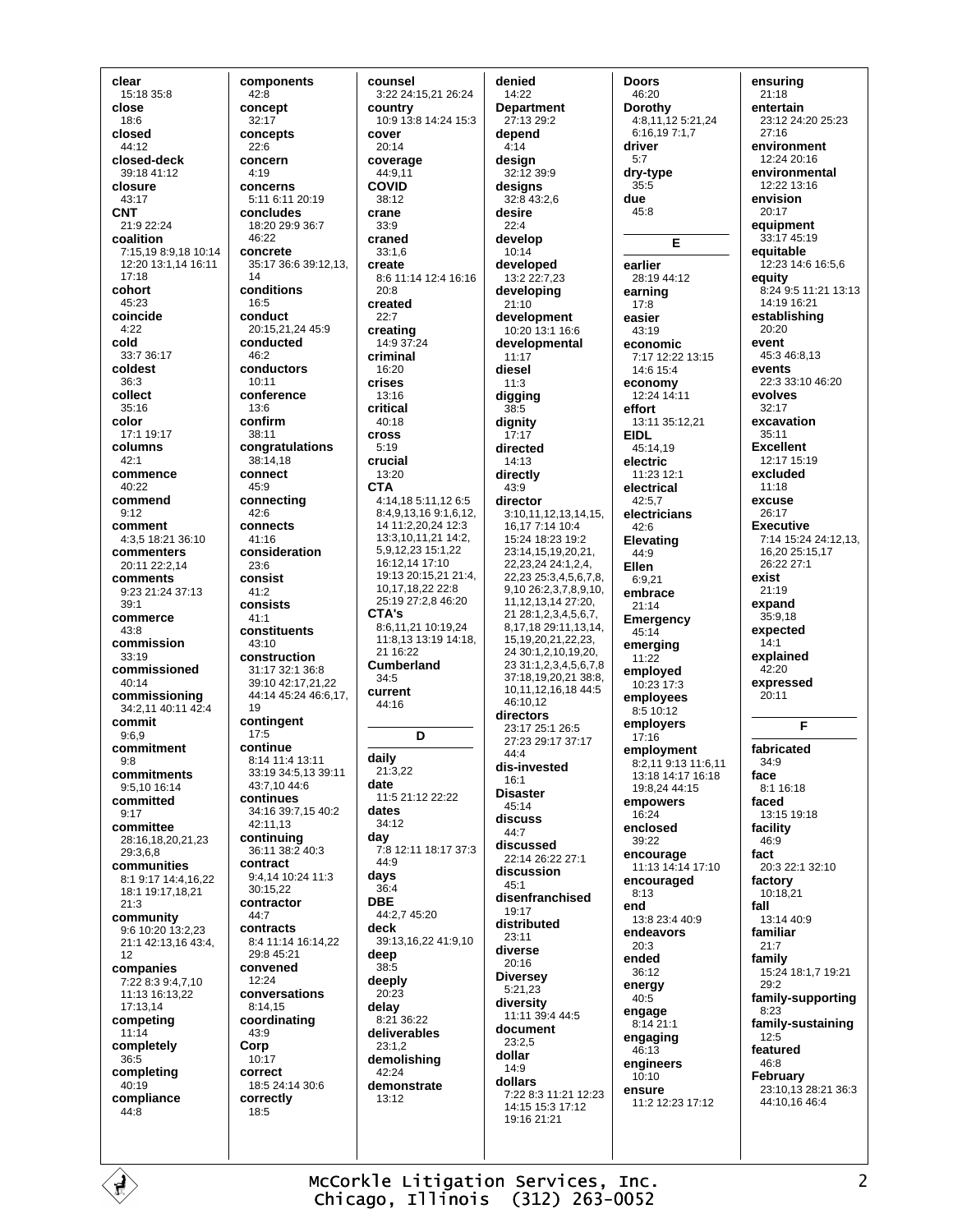**clear**
15:18 35:8
**close**
18:6
**closed**
44:12
**closed-deck**
39:18 41:12
**closure**
43:17
**CNT**
21:9 22:24
**coalition**
7:15,19 8:9,18 10:14 12:20 13:1,14 16:11 17:18
**cohort**
45:23
**coincide**
4:22
**cold**
33:7 36:17
**coldest**
36:3
**collect**
35:16
**color**
17:1 19:17
**columns**
42:1
**commence**
40:22
**commend**
9:12
**comment**
4:3,5 18:21 36:10
**commenters**
20:11 22:2,14
**comments**
9:23 21:24 37:13 39:1
**commerce**
43:8
**commission**
33:19
**commissioned**
40:14
**commissioning**
34:2,11 40:11 42:4
**commit**
9:6,9
**commitment**
9:8
**commitments**
9:5,10 16:14
**committed**
9:17
**committee**
28:16,18,20,21,23 29:3,6,8
**communities**
8:1 9:17 14:4,16,22 18:1 19:17,18,21 21:3
**community**
9:6 10:20 13:2,23 21:1 42:13,16 43:4, 12
**companies**
7:22 8:3 9:4,7,10 11:13 16:13,22 17:13,14
**competing**
11:14
**completely**
36:5
**completing**
40:19
**compliance**
44:8

**components**
42:8
**concept**
32:17
**concepts**
22:6
**concern**
4:19
**concerns**
5:11 6:11 20:19
**concludes**
18:20 29:9 36:7 46:22
**concrete**
35:17 36:6 39:12,13, 14
**conditions**
16:5
**conduct**
20:15,21,24 45:9
**conducted**
46:2
**conductors**
10:11
**conference**
13:6
**confirm**
38:11
**congratulations**
38:14,18
**connect**
45:9
**connecting**
42:6
**connects**
41:16
**consideration**
23:6
**consist**
41:2
**consists**
41:1
**constituents**
43:10
**construction**
31:17 32:1 36:8 39:10 42:17,21,22 44:14 45:24 46:6,17, 19
**contingent**
17:5
**continue**
8:14 11:4 13:11 33:19 34:5,13 39:11 43:7,10 44:6
**continues**
34:16 39:7,15 40:2 42:11,13
**continuing**
36:11 38:2 40:3
**contract**
9:4,14 10:24 11:3 30:15,22
**contractor**
44:7
**contracts**
8:4 11:14 16:14,22 29:8 45:21
**convened**
12:24
**conversations**
8:14,15
**coordinating**
43:9
**Corp**
10:17
**correct**
18:5 24:14 30:6
**correctly**
18:5

**counsel**
3:22 24:15,21 26:24
**country**
10:9 13:8 14:24 15:3
**cover**
20:14
**coverage**
44:9,11
**COVID**
38:12
**crane**
33:9
**craned**
33:1,6
**create**
8:6 11:14 12:4 16:16 20:8
**created**
22:7
**creating**
14:9 37:24
**criminal**
16:20
**crises**
13:16
**critical**
40:18
**cross**
5:19
**crucial**
13:20
**CTA**
4:14,18 5:11,12 6:5 8:4,9,13,16 9:1,6,12, 14 11:2,20,24 12:3 13:3,10,11,21 14:2, 5,9,12,23 15:1,22 16:12,14 17:10 19:13 20:15,21 21:4, 10,17,18,22 22:8 25:19 27:2,8 46:20
**CTA's**
8:6,11,21 10:19,24 11:8,13 13:19 14:18, 21 16:22
**Cumberland**
34:5
**current**
44:16

**D**

**daily**
21:3,22
**date**
11:5 21:12 22:22
**dates**
34:12
**day**
7:8 12:11 18:17 37:3 44:9
**days**
36:4
**DBE**
44:2,7 45:20
**deck**
39:13,16,22 41:9,10
**deep**
38:5
**deeply**
20:23
**delay**
8:21 36:22
**deliverables**
23:1,2
**demolishing**
42:24
**demonstrate**
13:12

**denied**
14:22
**Department**
27:13 29:2
**depend**
4:14
**design**
32:12 39:9
**designs**
32:8 43:2,6
**desire**
22:4
**develop**
10:14
**developed**
13:2 22:7,23
**developing**
21:10
**development**
10:20 13:1 16:6
**developmental**
11:17
**diesel**
11:3
**digging**
38:5
**dignity**
17:17
**directed**
14:13
**directly**
43:9
**director**
3:10,11,12,13,14,15, 16,17 7:14 10:4 15:24 18:23 19:2 23:14,15,19,20,21, 22,23,24 24:1,2,4, 22,23 25:3,4,5,6,7,8, 9,10 26:2,3,7,8,9,10, 11,12,13,14 27:20, 21 28:1,2,3,4,5,6,7, 8,17,18 29:11,13,14, 15,19,20,21,22,23, 24 30:1,2,10,19,20, 23 31:1,2,3,4,5,6,7,8 37:18,19,20,21 38:8, 10,11,12,16,18 44:5 46:10,12
**directors**
23:17 25:1 26:5 27:23 29:17 37:17 44:4
**dis-invested**
16:1
**Disaster**
45:14
**discuss**
44:7
**discussed**
22:14 26:22 27:1
**discussion**
45:1
**disenfranchised**
19:17
**distributed**
23:11
**diverse**
20:16
**Diversey**
5:21,23
**diversity**
11:11 39:4 44:5
**document**
23:2,5
**dollar**
14:9
**dollars**
7:22 8:3 11:21 12:23 14:15 15:3 17:12 19:16 21:21

**Doors**
46:20
**Dorothy**
4:8,11,12 5:21,24 6:16,19 7:1,7
**driver**
5:7
**dry-type**
35:5
**due**
45:8

**E**

**earlier**
28:19 44:12
**earning**
17:8
**easier**
43:19
**economic**
7:17 12:22 13:15 14:6 15:4
**economy**
12:24 14:11
**effort**
13:11 35:12,21
**EIDL**
45:14,19
**electric**
11:23 12:1
**electrical**
42:5,7
**electricians**
42:6
**Elevating**
44:9
**Ellen**
6:9,21
**embrace**
21:14
**Emergency**
45:14
**emerging**
11:22
**employed**
10:23 17:3
**employees**
8:5 10:12
**employers**
17:16
**employment**
8:2,11 9:13 11:6,11 13:18 14:17 16:18 19:8,24 44:15
**empowers**
16:24
**enclosed**
39:22
**encourage**
11:13 14:14 17:10
**encouraged**
8:13
**end**
13:8 23:4 40:9
**endeavors**
20:3
**ended**
36:12
**energy**
40:5
**engage**
8:14 21:1
**engaging**
46:13
**engineers**
10:10
**ensure**
11:2 12:23 17:12

**ensuring**
21:18
**entertain**
23:12 24:20 25:23 27:16
**environment**
12:24 20:16
**environmental**
12:22 13:16
**envision**
20:17
**equipment**
33:17 45:19
**equitable**
12:23 14:6 16:5,6
**equity**
8:24 9:5 11:21 13:13 14:19 16:21
**establishing**
20:20
**event**
45:3 46:8,13
**events**
22:3 33:10 46:20
**evolves**
32:17
**excavation**
35:11
**Excellent**
12:17 15:19
**excluded**
11:18
**excuse**
26:17
**Executive**
7:14 15:24 24:12,13, 16,20 25:15,17 26:22 27:1
**exist**
21:19
**expand**
35:9,18
**expected**
14:1
**explained**
42:20
**expressed**
20:11

**F**

**fabricated**
34:9
**face**
8:1 16:18
**faced**
13:15 19:18
**facility**
46:9
**fact**
20:3 22:1 32:10
**factory**
10:18,21
**fall**
13:14 40:9
**familiar**
21:7
**family**
15:24 18:1,7 19:21 29:2
**family-supporting**
8:23
**family-sustaining**
12:5
**featured**
46:8
**February**
23:10,13 28:21 36:3 44:10,16 46:4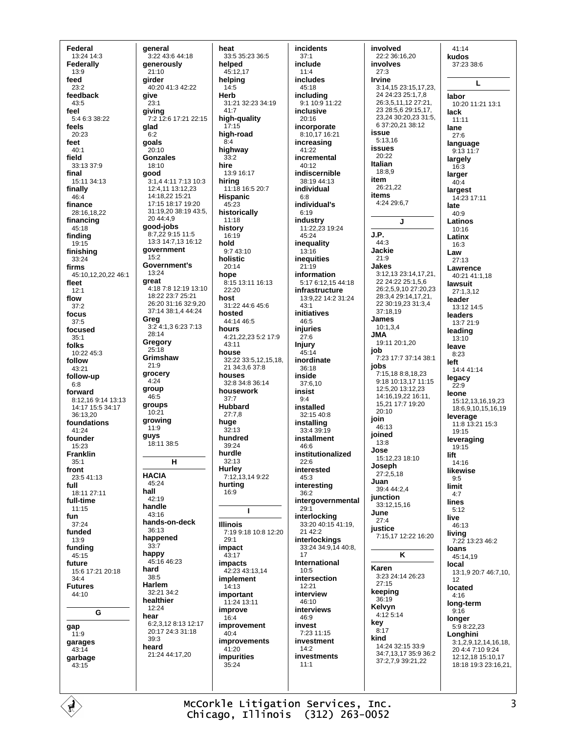**Federal**
13:24 14:3
**Federally**
13:9
**feed**
23:2
**feedback**
43:5
**feel**
5:4 6:3 38:22
**feels**
20:23
**feet**
40:1
**field**
33:13 37:9
**final**
15:11 34:13
**finally**
46:4
**finance**
28:16,18,22
**financing**
45:18
**finding**
19:15
**finishing**
33:24
**firms**
45:10,12,20,22 46:1
**fleet**
12:1
**flow**
37:2
**focus**
37:5
**focused**
35:1
**folks**
10:22 45:3
**follow**
43:21
**follow-up**
6:8
**forward**
8:12,16 9:14 13:13 14:17 15:5 34:17 36:13,20
**foundations**
41:24
**founder**
15:23
**Franklin**
35:1
**front**
23:5 41:13
**full**
18:11 27:11
**full-time**
11:15
**fun**
37:24
**funded**
13:9
**funding**
45:15
**future**
15:6 17:21 20:18 34:4
**Futures**
44:10

## G

**gap**
11:9
**garages**
43:14
**garbage**
43:15
**general**
3:22 43:6 44:18
**generously**
21:10
**girder**
40:20 41:3 42:22
**give**
23:1
**giving**
7:2 12:6 17:21 22:15
**glad**
6:2
**goals**
20:10
**Gonzales**
18:10
**good**
3:1,4 4:11 7:13 10:3 12:4,11 13:12,23 14:18,22 15:21 17:15 18:17 19:20 31:19,20 38:19 43:5, 20 44:4,9
**good-jobs**
8:7,22 9:15 11:5 13:3 14:7,13 16:12
**government**
15:2
**Government's**
13:24
**great**
4:18 7:8 12:19 13:10 18:22 23:7 25:21 26:20 31:16 32:9,20 37:14 38:1,4 44:24
**Greg**
3:2 4:1,3 6:23 7:13 28:14
**Gregory**
25:18
**Grimshaw**
21:9
**grocery**
4:24
**group**
46:5
**groups**
10:21
**growing**
11:9
**guys**
18:11 38:5

## H

**HACIA**
45:24
**hall**
42:19
**handle**
43:16
**hands-on-deck**
36:13
**happened**
33:7
**happy**
45:16 46:23
**hard**
38:5
**Harlem**
32:21 34:2
**healthier**
12:24
**hear**
6:2,3,12 8:13 12:17 20:17 24:3 31:18 39:3
**heard**
21:24 44:17,20
**heat**
33:5 35:23 36:5
**helped**
45:12,17
**helping**
14:5
**Herb**
31:21 32:23 34:19 41:7
**high-quality**
17:15
**high-road**
8:4
**highway**
33:2
**hire**
13:9 16:17
**hiring**
11:18 16:5 20:7
**Hispanic**
45:23
**historically**
11:18
**history**
16:19
**hold**
9:7 43:10
**holistic**
20:14
**hope**
8:15 13:11 16:13 22:20
**host**
31:22 44:6 45:6
**hosted**
44:14 46:5
**hours**
4:21,22,23 5:2 17:9 43:11
**house**
32:22 33:5,12,15,18, 21 34:3,6 37:8
**houses**
32:8 34:8 36:14
**housework**
37:7
**Hubbard**
27:7,8
**huge**
32:13
**hundred**
39:24
**hurdle**
32:13
**Hurley**
7:12,13,14 9:22
**hurting**
16:9

## I

**Illinois**
7:19 9:18 10:8 12:20 29:1
**impact**
43:17
**impacts**
42:23 43:13,14
**implement**
14:13
**important**
11:24 13:11
**improve**
16:4
**improvement**
40:4
**improvements**
41:20
**impurities**
35:24
**incidents**
37:1
**include**
11:4
**includes**
45:18
**including**
9:1 10:9 11:22
**inclusive**
20:16
**incorporate**
8:10,17 16:21
**increasing**
41:22
**incremental**
40:12
**indiscernible**
38:19 44:13
**individual**
6:8
**individual's**
6:19
**industry**
11:22,23 19:24 45:24
**inequality**
13:16
**inequities**
21:19
**information**
5:17 6:12,15 44:18
**infrastructure**
13:9,22 14:2 31:24 43:1
**initiatives**
46:5
**injuries**
27:6
**Injury**
45:14
**inordinate**
36:18
**inside**
37:6,10
**insist**
9:4
**installed**
32:15 40:8
**installing**
33:4 39:19
**installment**
46:6
**institutionalized**
22:6
**interested**
45:3
**interesting**
36:2
**intergovernmental**
29:1
**interlocking**
33:20 40:15 41:19, 21 42:2
**interlockings**
33:24 34:9,14 40:8, 17
**International**
10:5
**intersection**
12:21
**interview**
46:10
**interviews**
46:9
**invest**
7:23 11:15
**investment**
14:2
**investments**
11:1
**involved**
22:2 36:16,20
**involves**
27:3
**Irvine**
3:14,15 23:15,17,23, 24 24:23 25:1,7,8 26:3,5,11,12 27:21, 23 28:5,6 29:15,17, 23,24 30:20,23 31:5, 6 37:20,21 38:12
**issue**
5:13,16
**issues**
20:22
**Italian**
18:8,9
**item**
26:21,22
**items**
4:24 29:6,7

## J

**J.P.**
44:3
**Jackie**
21:9
**Jakes**
3:12,13 23:14,17,21, 22 24:22 25:1,5,6 26:2,5,9,10 27:20,23 28:3,4 29:14,17,21, 22 30:19,23 31:3,4 37:18,19
**James**
10:1,3,4
**JMA**
19:11 20:1,20
**job**
7:23 17:7 37:14 38:1
**jobs**
7:15,18 8:8,18,23 9:18 10:13,17 11:15 12:5,20 13:12,23 14:16,19,22 16:11, 15,21 17:7 19:20 20:10
**join**
46:13
**joined**
13:8
**Jose**
15:12,23 18:10
**Joseph**
27:2,5,18
**Juan**
39:4 44:2,4
**junction**
33:12,15,16
**June**
27:4
**justice**
7:15,17 12:22 16:20

## K

**Karen**
3:23 24:14 26:23 27:15
**keeping**
36:19
**Kelvyn**
4:12 5:14
**key**
8:17
**kind**
14:24 32:15 33:9 34:7,13,17 35:9 36:2 37:2,7,9 39:21,22
41:14
**kudos**
37:23 38:6

## L

**labor**
10:20 11:21 13:1
**lack**
11:11
**lane**
27:6
**language**
9:13 11:7
**largely**
16:3
**larger**
40:4
**largest**
14:23 17:11
**late**
40:9
**Latinos**
10:16
**Latinx**
16:3
**Law**
27:13
**Lawrence**
40:21 41:1,18
**lawsuit**
27:1,3,12
**leader**
13:12 14:5
**leaders**
13:7 21:9
**leading**
13:10
**leave**
8:23
**left**
14:4 41:14
**legacy**
22:9
**leone**
15:12,13,16,19,23 18:6,9,10,15,16,19
**leverage**
11:8 13:21 15:3 19:15
**leveraging**
19:15
**lift**
14:16
**likewise**
9:5
**limit**
4:7
**lines**
5:12
**live**
46:13
**living**
7:22 13:23 46:2
**loans**
45:14,19
**local**
13:1,9 20:7 46:7,10, 12
**located**
4:16
**long-term**
9:16
**longer**
5:9 8:22,23
**Longhini**
3:1,2,9,12,14,16,18, 20 4:4 7:10 9:24 12:12,18 15:10,17 18:18 19:3 23:16,21,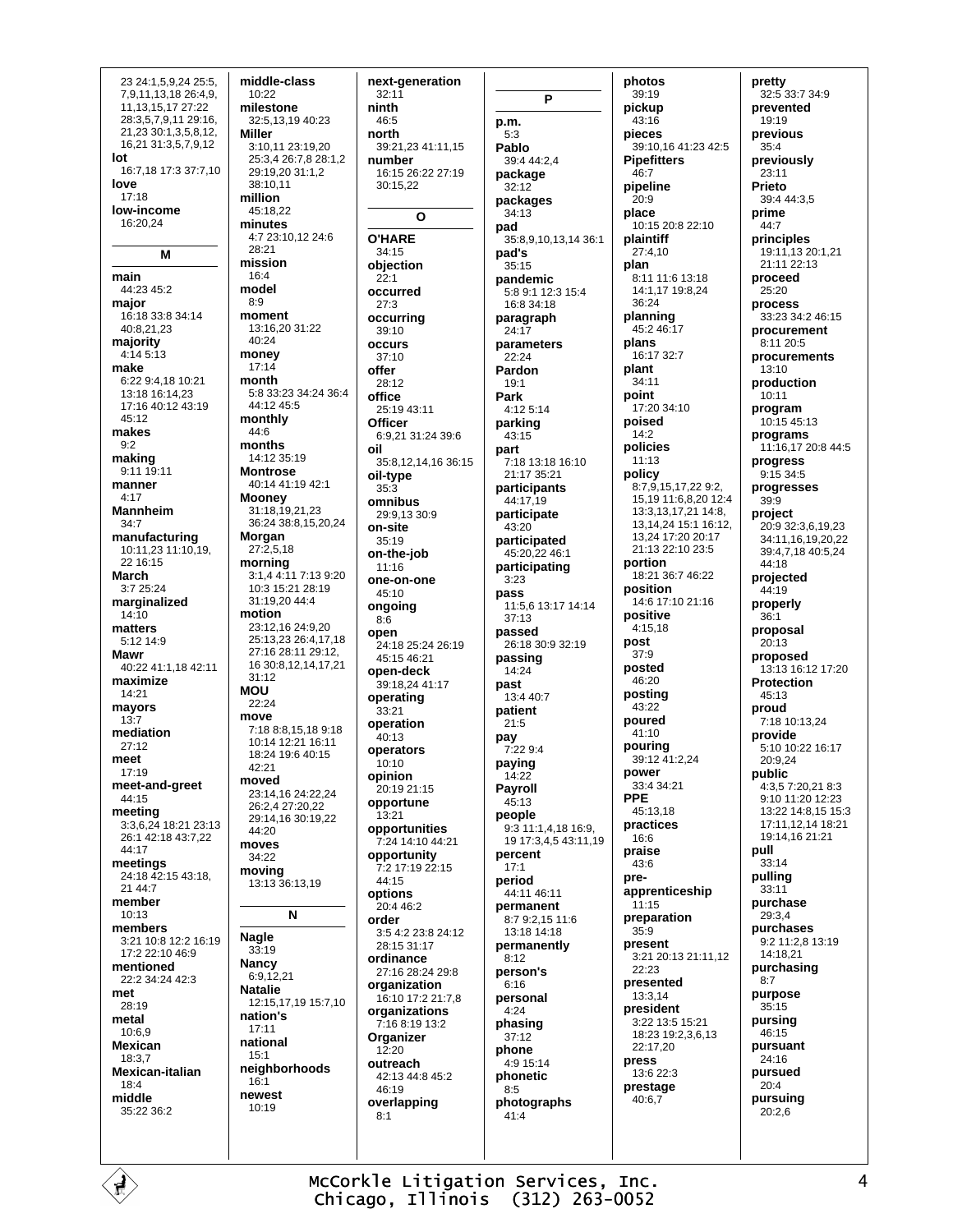23 24:1,5,9,24 25:5, 7,9,11,13,18 26:4,9, 11,13,15,17 27:22 28:3,5,7,9,11 29:16, 21,23 30:1,3,5,8,12, 16,21 31:3,5,7,9,12

**lot**
16:7,18 17:3 37:7,10

**love**
17:18

**low-income**
16:20,24

## M

**main**
44:23 45:2

**major**
16:18 33:8 34:14 40:8,21,23

**majority**
4:14 5:13

**make**
6:22 9:4,18 10:21 13:18 16:14,23 17:16 40:12 43:19 45:12

**makes**
9:2

**making**
9:11 19:11

**manner**
4:17

**Mannheim**
34:7

**manufacturing**
10:11,23 11:10,19, 22 16:15

**March**
3:7 25:24

**marginalized**
14:10

**matters**
5:12 14:9

**Mawr**
40:22 41:1,18 42:11

**maximize**
14:21

**mayors**
13:7

**mediation**
27:12

**meet**
17:19

**meet-and-greet**
44:15

**meeting**
3:3,6,24 18:21 23:13 26:1 42:18 43:7,22 44:17

**meetings**
24:18 42:15 43:18, 21 44:7

**member**
10:13

**members**
3:21 10:8 12:2 16:19 17:2 22:10 46:9

**mentioned**
22:2 34:24 42:3

**met**
28:19

**metal**
10:6,9

**Mexican**
18:3,7

**Mexican-italian**
18:4

**middle**
35:22 36:2

**middle-class**
10:22

**milestone**
32:5,13,19 40:23

**Miller**
3:10,11 23:19,20 25:3,4 26:7,8 28:1,2 29:19,20 31:1,2 38:10,11

**million**
45:18,22

**minutes**
4:7 23:10,12 24:6 28:21

**mission**
16:4

**model**
8:9

**moment**
13:16,20 31:22 40:24

**money**
17:14

**month**
5:8 33:23 34:24 36:4 44:12 45:5

**monthly**
44:6

**months**
14:12 35:19

**Montrose**
40:14 41:19 42:1

**Mooney**
31:18,19,21,23 36:24 38:8,15,20,24

**Morgan**
27:2,5,18

**morning**
3:1,4 4:11 7:13 9:20 10:3 15:21 28:19 31:19,20 44:4

**motion**
23:12,16 24:9,20 25:13,23 26:4,17,18 27:16 28:11 29:12, 16 30:8,12,14,17,21 31:12

**MOU**
22:24

**move**
7:18 8:8,15,18 9:18 10:14 12:21 16:11 18:24 19:6 40:15 42:21

**moved**
23:14,16 24:22,24 26:2,4 27:20,22 29:14,16 30:19,22 44:20

**moves**
34:22

**moving**
13:13 36:13,19

## N

**Nagle**
33:19

**Nancy**
6:9,12,21

**Natalie**
12:15,17,19 15:7,10

**nation's**
17:11

**national**
15:1

**neighborhoods**
16:1

**newest**
10:19

**next-generation**
32:11

**ninth**
46:5

**north**
39:21,23 41:11,15

**number**
16:15 26:22 27:19 30:15,22

## O

**O'HARE**
34:15

**objection**
22:1

**occurred**
27:3

**occurring**
39:10

**occurs**
37:10

**offer**
28:12

**office**
25:19 43:11

**Officer**
6:9,21 31:24 39:6

**oil**
35:8,12,14,16 36:15

**oil-type**
35:3

**omnibus**
29:9,13 30:9

**on-site**
35:19

**on-the-job**
11:16

**one-on-one**
45:10

**ongoing**
8:6

**open**
24:18 25:24 26:19 45:15 46:21

**open-deck**
39:18,24 41:17

**operating**
33:21

**operation**
40:13

**operators**
10:10

**opinion**
20:19 21:15

**opportune**
13:21

**opportunities**
7:24 14:10 44:21

**opportunity**
7:2 17:19 22:15 44:15

**options**
20:4 46:2

**order**
3:5 4:2 23:8 24:12 28:15 31:17

**ordinance**
27:16 28:24 29:8

**organization**
16:10 17:2 21:7,8

**organizations**
7:16 8:19 13:2

**Organizer**
12:20

**outreach**
42:13 44:8 45:2 46:19

**overlapping**
8:1

## P

**p.m.**
5:3

**Pablo**
39:4 44:2,4

**package**
32:12

**packages**
34:13

**pad**
35:8,9,10,13,14 36:1

**pad's**
35:15

**pandemic**
5:8 9:1 12:3 15:4 16:8 34:18

**paragraph**
24:17

**parameters**
22:24

**Pardon**
19:1

**Park**
4:12 5:14

**parking**
43:15

**part**
7:18 13:18 16:10 21:17 35:21

**participants**
44:17,19

**participate**
43:20

**participated**
45:20,22 46:1

**participating**
3:23

**pass**
11:5,6 13:17 14:14 37:13

**passed**
26:18 30:9 32:19

**passing**
14:24

**past**
13:4 40:7

**patient**
21:5

**pay**
7:22 9:4

**paying**
14:22

**Payroll**
45:13

**people**
9:3 11:1,4,18 16:9, 19 17:3,4,5 43:11,19

**percent**
17:1

**period**
44:11 46:11

**permanent**
8:7 9:2,15 11:6 13:18 14:18

**permanently**
8:12

**person's**
6:16

**personal**
4:24

**phasing**
37:12

**phone**
4:9 15:14

**phonetic**
8:5

**photographs**
41:4

**photos**
39:19

**pickup**
43:16

**pieces**
39:10,16 41:23 42:5

**Pipefitters**
46:7

**pipeline**
20:9

**place**
10:15 20:8 22:10

**plaintiff**
27:4,10

**plan**
8:11 11:6 13:18 14:1,17 19:8,24 36:24

**planning**
45:2 46:17

**plans**
16:17 32:7

**plant**
34:11

**point**
17:20 34:10

**poised**
14:2

**policies**
11:13

**policy**
8:7,9,15,17,22 9:2, 15,19 11:6,8,20 12:4 13:3,13,17,21 14:8, 13,14,24 15:1 16:12, 13,24 17:20 20:17 21:13 22:10 23:5

**portion**
18:21 36:7 46:22

**position**
14:6 17:10 21:16

**positive**
4:15,18

**post**
37:9

**posted**
46:20

**posting**
43:22

**poured**
41:10

**pouring**
39:12 41:2,24

**power**
33:4 34:21

**PPE**
45:13,18

**practices**
16:6

**praise**
43:6

**pre-apprenticeship**
11:15

**preparation**
35:9

**present**
3:21 20:13 21:11,12 22:23

**presented**
13:3,14

**president**
3:22 13:5 15:21 18:23 19:2,3,6,13 22:17,20

**press**
13:6 22:3

**prestage**
40:6,7

**pretty**
32:5 33:7 34:9

**prevented**
19:19

**previous**
35:4

**previously**
23:11

**Prieto**
39:4 44:3,5

**prime**
44:7

**principles**
19:11,13 20:1,21 21:11 22:13

**proceed**
25:20

**process**
33:23 34:2 46:15

**procurement**
8:11 20:5

**procurements**
13:10

**production**
10:11

**program**
10:15 45:13

**programs**
11:16,17 20:8 44:5

**progress**
9:15 34:5

**progresses**
39:9

**project**
20:9 32:3,6,19,23 34:11,16,19,20,22 39:4,7,18 40:5,24 44:18

**projected**
44:19

**properly**
36:1

**proposal**
20:13

**proposed**
13:13 16:12 17:20

**Protection**
45:13

**proud**
7:18 10:13,24

**provide**
5:10 10:22 16:17 20:9,24

**public**
4:3,5 7:20,21 8:3 9:10 11:20 12:23 13:22 14:8,15 15:3 17:11,12,14 18:21 19:14,16 21:21

**pull**
33:14

**pulling**
33:11

**purchase**
29:3,4

**purchases**
9:2 11:2,8 13:19 14:18,21

**purchasing**
8:7

**purpose**
35:15

**pursing**
46:15

**pursuant**
24:16

**pursued**
20:4

**pursuing**
20:2,6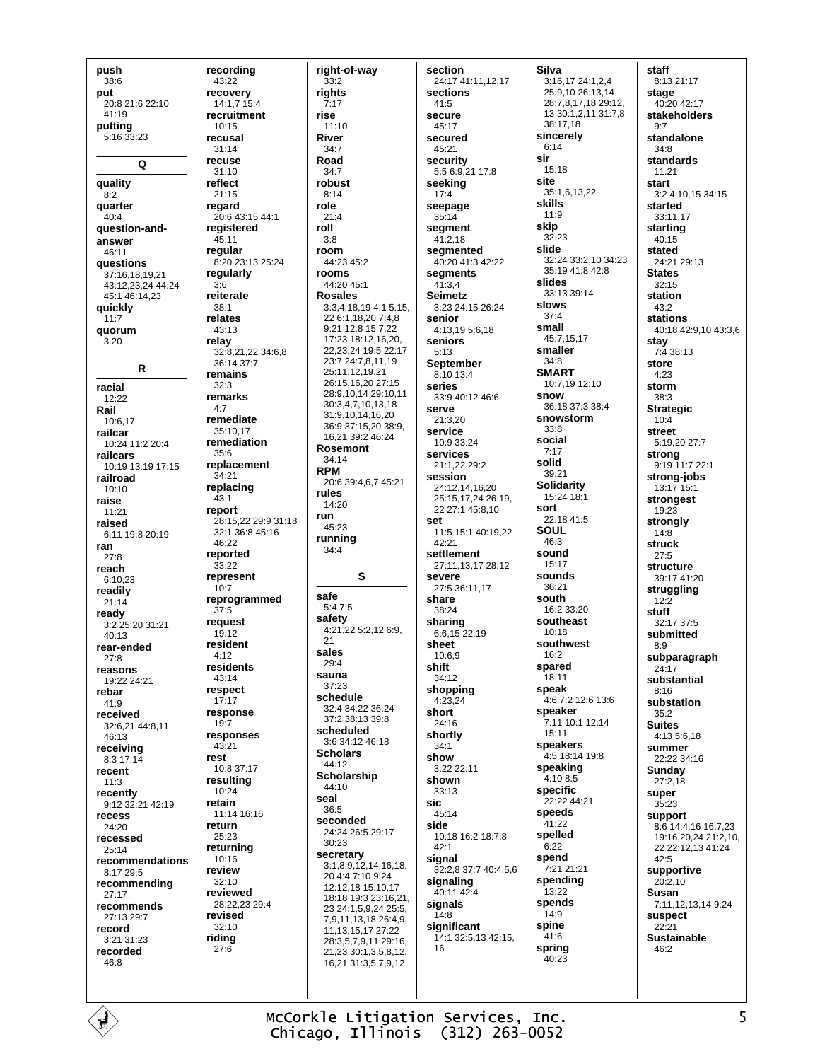**push**
38:6
**put**
20:8 21:6 22:10
41:19
**putting**
5:16 33:23

## Q

**quality**
8:2
**quarter**
40:4
**question-and-answer**
46:11
**questions**
37:16,18,19,21
43:12,23,24 44:24
45:1 46:14,23
**quickly**
11:7
**quorum**
3:20

## R

**racial**
12:22
**Rail**
10:6,17
**railcar**
10:24 11:2 20:4
**railcars**
10:19 13:19 17:15
**railroad**
10:10
**raise**
11:21
**raised**
6:11 19:8 20:19
**ran**
27:8
**reach**
6:10,23
**readily**
21:14
**ready**
3:2 25:20 31:21
40:13
**rear-ended**
27:8
**reasons**
19:22 24:21
**rebar**
41:9
**received**
32:6,21 44:8,11
46:13
**receiving**
8:3 17:14
**recent**
11:3
**recently**
9:12 32:21 42:19
**recess**
24:20
**recessed**
25:14
**recommendations**
8:17 29:5
**recommending**
27:17
**recommends**
27:13 29:7
**record**
3:21 31:23
**recorded**
46:8
**recording**
43:22
**recovery**
14:1,7 15:4
**recruitment**
10:15
**recusal**
31:14
**recuse**
31:10
**reflect**
21:15
**regard**
20:6 43:15 44:1
**registered**
45:11
**regular**
8:20 23:13 25:24
**regularly**
3:6
**reiterate**
38:1
**relates**
43:13
**relay**
32:8,21,22 34:6,8
36:14 37:7
**remains**
32:3
**remarks**
4:7
**remediate**
35:10,17
**remediation**
35:6
**replacement**
34:21
**replacing**
43:1
**report**
28:15,22 29:9 31:18
32:1 36:8 45:16
46:22
**reported**
33:22
**represent**
10:7
**reprogrammed**
37:5
**request**
19:12
**resident**
4:12
**residents**
43:14
**respect**
17:17
**response**
19:7
**responses**
43:21
**rest**
10:8 37:17
**resulting**
10:24
**retain**
11:14 16:16
**return**
25:23
**returning**
10:16
**review**
32:10
**reviewed**
28:22,23 29:4
**revised**
32:10
**riding**
27:6
**right-of-way**
33:2
**rights**
7:17
**rise**
11:10
**River**
34:7
**Road**
34:7
**robust**
8:14
**role**
21:4
**roll**
3:8
**room**
44:23 45:2
**rooms**
44:20 45:1
**Rosales**
3:3,4,18,19 4:1 5:15,
22 6:1,18,20 7:4,8
9:21 12:8 15:7,22
17:23 18:12,16,20,
22,23,24 19:5 22:17
23:7 24:7,8,11,19
25:11,12,19,21
26:15,16,20 27:15
28:9,10,14 29:10,11
30:3,4,7,10,13,18
31:9,10,14,16,20
36:9 37:15,20 38:9,
16,21 39:2 46:24
**Rosemont**
34:14
**RPM**
20:6 39:4,6,7 45:21
**rules**
14:20
**run**
45:23
**running**
34:4

## S

**safe**
5:4 7:5
**safety**
4:21,22 5:2,12 6:9,
21
**sales**
29:4
**sauna**
37:23
**schedule**
32:4 34:22 36:24
37:2 38:13 39:8
**scheduled**
3:6 34:12 46:18
**Scholars**
44:12
**Scholarship**
44:10
**seal**
36:5
**seconded**
24:24 26:5 29:17
30:23
**secretary**
3:1,8,9,12,14,16,18,
20 4:4 7:10 9:24
12:12,18 15:10,17
18:18 19:3 23:16,21,
23 24:1,5,9,24 25:5,
7,9,11,13,18 26:4,9,
11,13,15,17 27:22
28:3,5,7,9,11 29:16,
21,23 30:1,3,5,8,12,
16,21 31:3,5,7,9,12
**section**
24:17 41:11,12,17
**sections**
41:5
**secure**
45:17
**secured**
45:21
**security**
5:5 6:9,21 17:8
**seeking**
17:4
**seepage**
35:14
**segment**
41:2,18
**segmented**
40:20 41:3 42:22
**segments**
41:3,4
**Seimetz**
3:23 24:15 26:24
**senior**
4:13,19 5:6,18
**seniors**
5:13
**September**
8:10 13:4
**series**
33:9 40:12 46:6
**serve**
21:3,20
**service**
10:9 33:24
**services**
21:1,22 29:2
**session**
24:12,14,16,20
25:15,17,24 26:19,
22 27:1 45:8,10
**set**
11:5 15:1 40:19,22
42:21
**settlement**
27:11,13,17 28:12
**severe**
27:5 36:11,17
**share**
38:24
**sharing**
6:6,15 22:19
**sheet**
10:6,9
**shift**
34:12
**shopping**
4:23,24
**short**
24:16
**shortly**
34:1
**show**
3:22 22:11
**shown**
33:13
**sic**
45:14
**side**
10:18 16:2 18:7,8
42:1
**signal**
32:2,8 37:7 40:4,5,6
**signaling**
40:11 42:4
**signals**
14:8
**significant**
14:1 32:5,13 42:15,
16
**Silva**
3:16,17 24:1,2,4
25:9,10 26:13,14
28:7,8,17,18 29:12,
13 30:1,2,11 31:7,8
38:17,18
**sincerely**
6:14
**sir**
15:18
**site**
35:1,6,13,22
**skills**
11:9
**skip**
32:23
**slide**
32:24 33:2,10 34:23
35:19 41:8 42:8
**slides**
33:13 39:14
**slows**
37:4
**small**
45:7,15,17
**smaller**
34:8
**SMART**
10:7,19 12:10
**snow**
36:18 37:3 38:4
**snowstorm**
33:8
**social**
7:17
**solid**
39:21
**Solidarity**
15:24 18:1
**sort**
22:18 41:5
**SOUL**
46:3
**sound**
15:17
**sounds**
36:21
**south**
16:2 33:20
**southeast**
10:18
**southwest**
16:2
**spared**
18:11
**speak**
4:6 7:2 12:6 13:6
**speaker**
7:11 10:1 12:14
15:11
**speakers**
4:5 18:14 19:8
**speaking**
4:10 8:5
**specific**
22:22 44:21
**speeds**
41:22
**spelled**
6:22
**spend**
7:21 21:21
**spending**
13:22
**spends**
14:9
**spine**
41:6
**spring**
40:23
**staff**
8:13 21:17
**stage**
40:20 42:17
**stakeholders**
9:7
**standalone**
34:8
**standards**
11:21
**start**
3:2 4:10,15 34:15
**started**
33:11,17
**starting**
40:15
**stated**
24:21 29:13
**States**
32:15
**station**
43:2
**stations**
40:18 42:9,10 43:3,6
**stay**
7:4 38:13
**store**
4:23
**storm**
38:3
**Strategic**
10:4
**street**
5:19,20 27:7
**strong**
9:19 11:7 22:1
**strong-jobs**
13:17 15:1
**strongest**
19:23
**strongly**
14:8
**struck**
27:5
**structure**
39:17 41:20
**struggling**
12:2
**stuff**
32:17 37:5
**submitted**
8:9
**subparagraph**
24:17
**substantial**
8:16
**substation**
35:2
**Suites**
4:13 5:6,18
**summer**
22:22 34:16
**Sunday**
27:2,18
**super**
35:23
**support**
8:6 14:4,16 16:7,23
19:16,20,24 21:2,10,
22 22:12,13 41:24
42:5
**supportive**
20:2,10
**Susan**
7:11,12,13,14 9:24
**suspect**
22:21
**Sustainable**
46:2

McCorkle Litigation Services, Inc.
Chicago, Illinois (312) 263-0052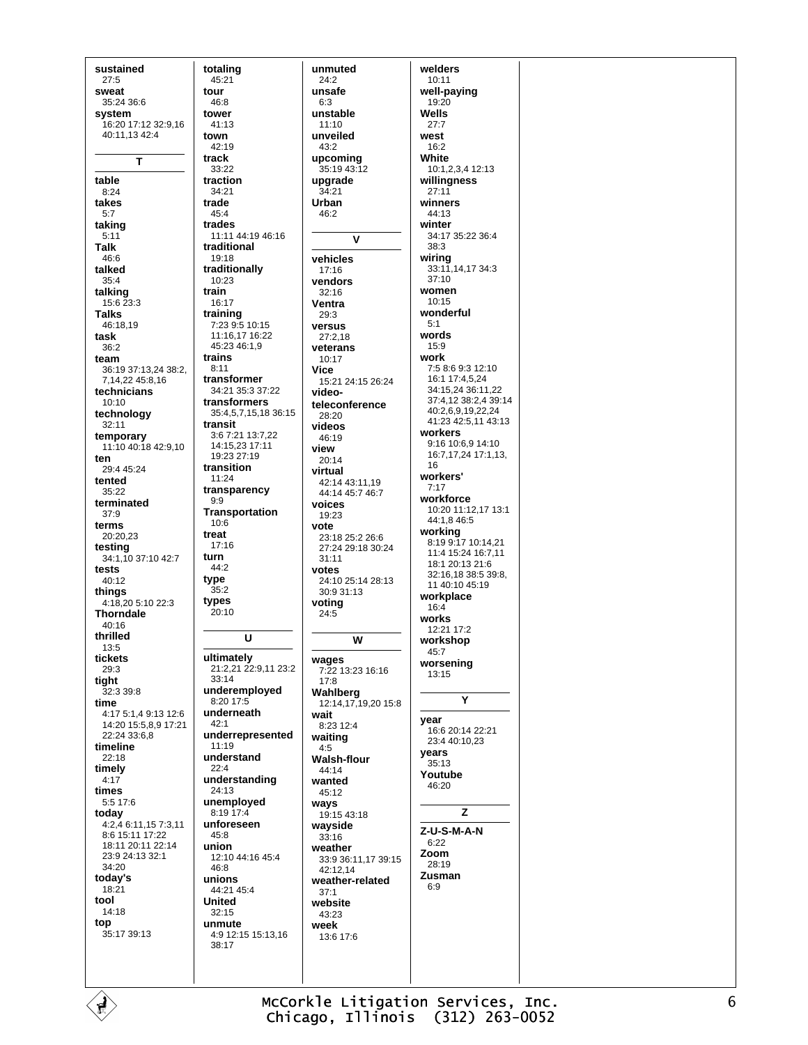**sustained**
27:5
**sweat**
35:24 36:6
**system**
16:20 17:12 32:9,16
40:11,13 42:4

## T

**table**
8:24
**takes**
5:7
**taking**
5:11
**Talk**
46:6
**talked**
35:4
**talking**
15:6 23:3
**Talks**
46:18,19
**task**
36:2
**team**
36:19 37:13,24 38:2,
7,14,22 45:8,16
**technicians**
10:10
**technology**
32:11
**temporary**
11:10 40:18 42:9,10
**ten**
29:4 45:24
**tented**
35:22
**terminated**
37:9
**terms**
20:20,23
**testing**
34:1,10 37:10 42:7
**tests**
40:12
**things**
4:18,20 5:10 22:3
**Thorndale**
40:16
**thrilled**
13:5
**tickets**
29:3
**tight**
32:3 39:8
**time**
4:17 5:1,4 9:13 12:6
14:20 15:5,8,9 17:21
22:24 33:6,8
**timeline**
22:18
**timely**
4:17
**times**
5:5 17:6
**today**
4:2,4 6:11,15 7:3,11
8:6 15:11 17:22
18:11 20:11 22:14
23:9 24:13 32:1
34:20
**today's**
18:21
**tool**
14:18
**top**
35:17 39:13

**totaling**
45:21
**tour**
46:8
**tower**
41:13
**town**
42:19
**track**
33:22
**traction**
34:21
**trade**
45:4
**trades**
11:11 44:19 46:16
**traditional**
19:18
**traditionally**
10:23
**train**
16:17
**training**
7:23 9:5 10:15
11:16,17 16:22
45:23 46:1,9
**trains**
8:11
**transformer**
34:21 35:3 37:22
**transformers**
35:4,5,7,15,18 36:15
**transit**
3:6 7:21 13:7,22
14:15,23 17:11
19:23 27:19
**transition**
11:24
**transparency**
9:9
**Transportation**
10:6
**treat**
17:16
**turn**
44:2
**type**
35:2
**types**
20:10

## U

**ultimately**
21:2,21 22:9,11 23:2
33:14
**underemployed**
8:20 17:5
**underneath**
42:1
**underrepresented**
11:19
**understand**
22:4
**understanding**
24:13
**unemployed**
8:19 17:4
**unforeseen**
45:8
**union**
12:10 44:16 45:4
46:8
**unions**
44:21 45:4
**United**
32:15
**unmute**
4:9 12:15 15:13,16
38:17

**unmuted**
24:2
**unsafe**
6:3
**unstable**
11:10
**unveiled**
43:2
**upcoming**
35:19 43:12
**upgrade**
34:21
**Urban**
46:2

## V

**vehicles**
17:16
**vendors**
32:16
**Ventra**
29:3
**versus**
27:2,18
**veterans**
10:17
**Vice**
15:21 24:15 26:24
**video-teleconference**
28:20
**videos**
46:19
**view**
20:14
**virtual**
42:14 43:11,19
44:14 45:7 46:7
**voices**
19:23
**vote**
23:18 25:2 26:6
27:24 29:18 30:24
31:11
**votes**
24:10 25:14 28:13
30:9 31:13
**voting**
24:5

## W

**wages**
7:22 13:23 16:16
17:8
**Wahlberg**
12:14,17,19,20 15:8
**wait**
8:23 12:4
**waiting**
4:5
**Walsh-flour**
44:14
**wanted**
45:12
**ways**
19:15 43:18
**wayside**
33:16
**weather**
33:9 36:11,17 39:15
42:12,14
**weather-related**
37:1
**website**
43:23
**week**
13:6 17:6

**welders**
10:11
**well-paying**
19:20
**Wells**
27:7
**west**
16:2
**White**
10:1,2,3,4 12:13
**willingness**
27:11
**winners**
44:13
**winter**
34:17 35:22 36:4
38:3
**wiring**
33:11,14,17 34:3
37:10
**women**
10:15
**wonderful**
5:1
**words**
15:9
**work**
7:5 8:6 9:3 12:10
16:1 17:4,5,24
34:15,24 36:11,22
37:4,12 38:2,4 39:14
40:2,6,9,19,22,24
41:23 42:5,11 43:13
**workers**
9:16 10:6,9 14:10
16:7,17,24 17:1,13,
16
**workers'**
7:17
**workforce**
10:20 11:12,17 13:1
44:1,8 46:5
**working**
8:19 9:17 10:14,21
11:4 15:24 16:7,11
18:1 20:13 21:6
32:16,18 38:5 39:8,
11 40:10 45:19
**workplace**
16:4
**works**
12:21 17:2
**workshop**
45:7
**worsening**
13:15

## Y

**year**
16:6 20:14 22:21
23:4 40:10,23
**years**
35:13
**Youtube**
46:20

## Z

**Z-U-S-M-A-N**
6:22
**Zoom**
28:19
**Zusman**
6:9

McCorkle Litigation Services, Inc.
Chicago, Illinois (312) 263-0052